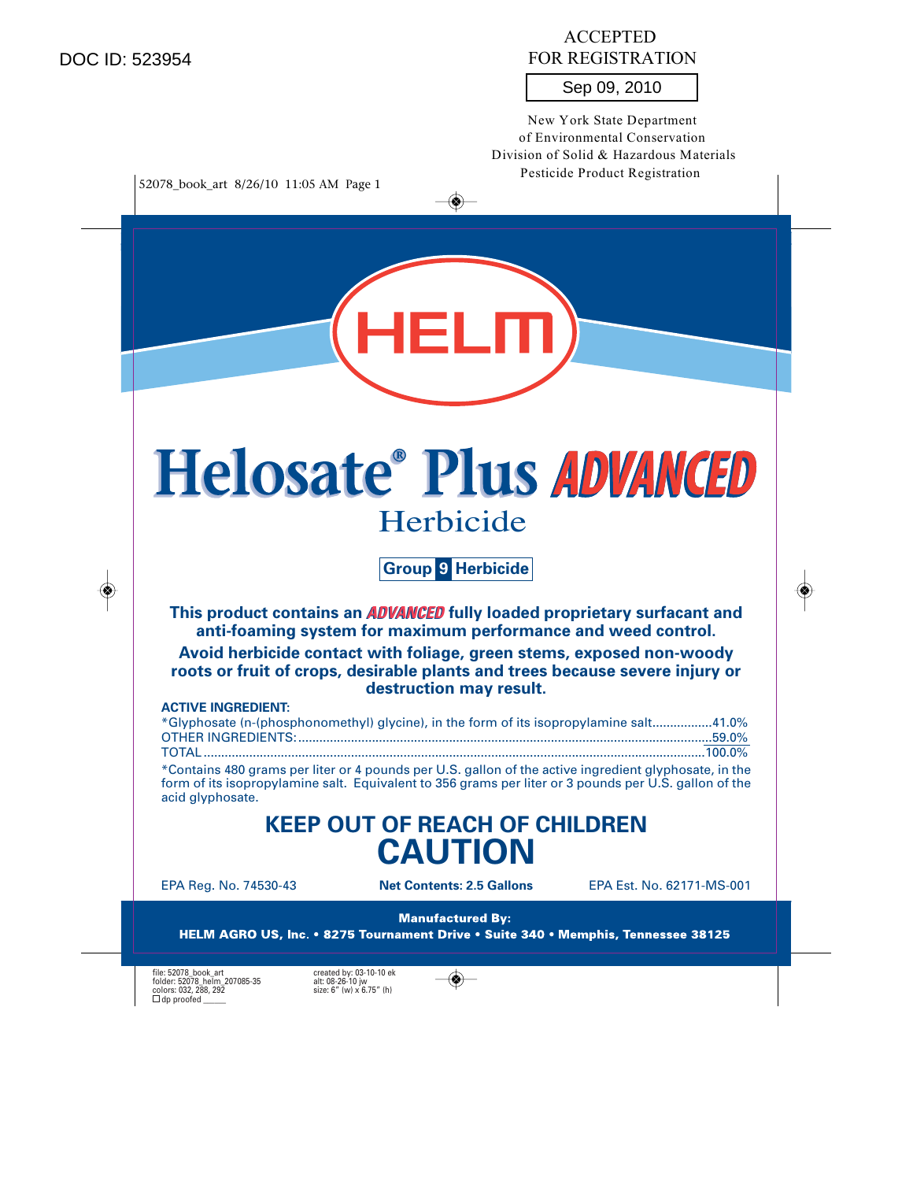DOC ID: 523954

ACCEPTED FOR REGISTRATION

Sep 09, 2010

New York State Department of Environmental Conservation
Division of Solid & Hazardous Materials
Pesticide Product Registration

52078_book_art 8/26/10 11:05 AM Page 1

HELM

# Helosate® Plus ADVANCED

## Herbicide

**Group 9 Herbicide**

**This product contains an ADVANCED fully loaded proprietary surfactant and anti-foaming system for maximum performance and weed control.**

**Avoid herbicide contact with foliage, green stems, exposed non-woody roots or fruit of crops, desirable plants and trees because severe injury or destruction may result.**

**ACTIVE INGREDIENT:**

| | |
|---|---|
| *Glyphosate (n-(phosphonomethyl) glycine), in the form of its isopropylamine salt | 41.0% |
| OTHER INGREDIENTS: | 59.0% |
| TOTAL | 100.0% |

*Contains 480 grams per liter or 4 pounds per U.S. gallon of the active ingredient glyphosate, in the form of its isopropylamine salt. Equivalent to 356 grams per liter or 3 pounds per U.S. gallon of the acid glyphosate.

## KEEP OUT OF REACH OF CHILDREN
# CAUTION

EPA Reg. No. 74530-43 **Net Contents: 2.5 Gallons** EPA Est. No. 62171-MS-001

**Manufactured By:**
**HELM AGRO US, Inc. • 8275 Tournament Drive • Suite 340 • Memphis, Tennessee 38125**

file: 52078_book_art
folder: 52078_helm_207085-35
colors: 032, 288, 292
☐ dp proofed ______

created by: 03-10-10 ek
alt: 08-26-10 jw
size: 6" (w) x 6.75" (h)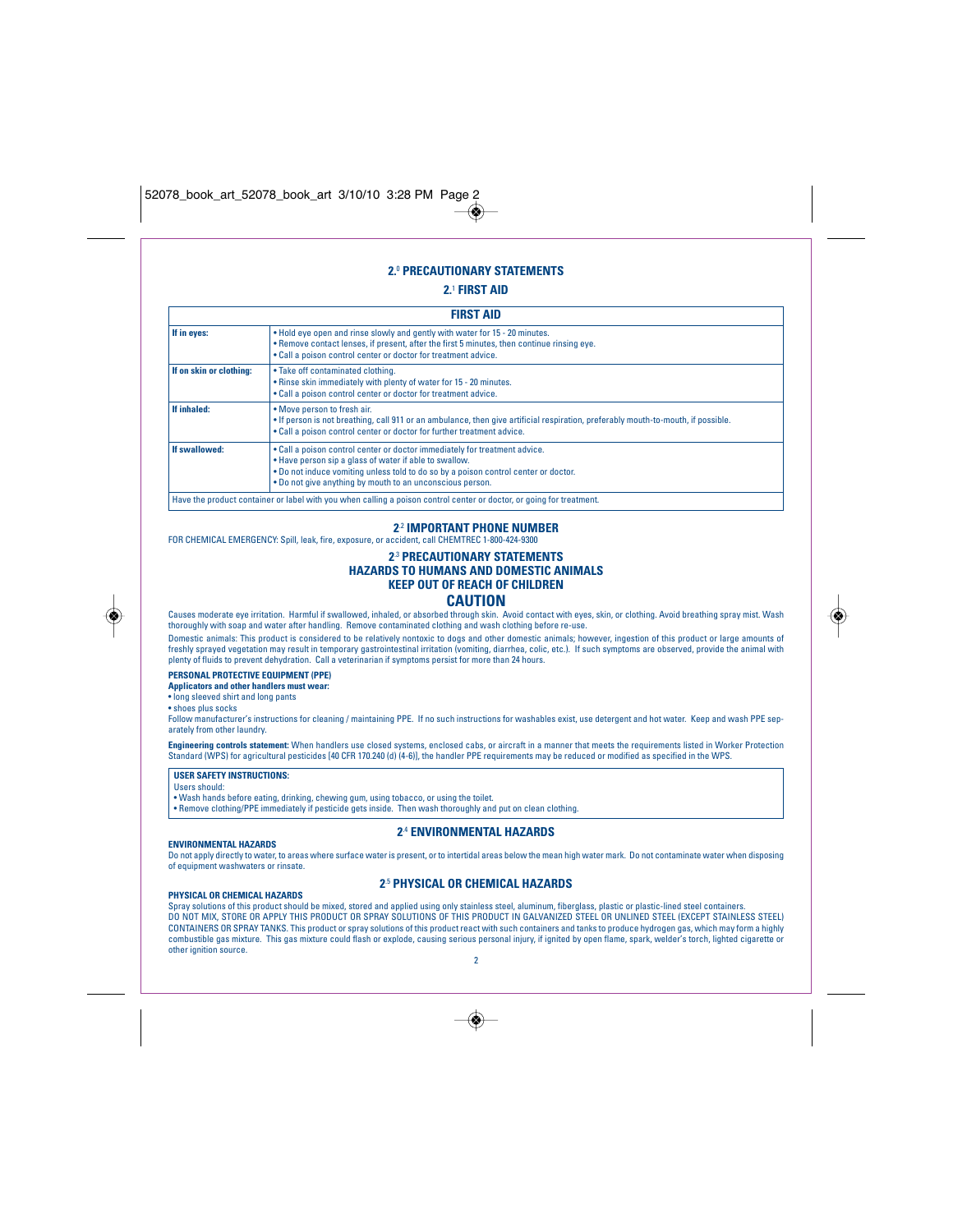## 2.0 PRECAUTIONARY STATEMENTS

### 2.1 FIRST AID

| FIRST AID | |
|---|---|
| **If in eyes:** | • Hold eye open and rinse slowly and gently with water for 15 - 20 minutes.<br>• Remove contact lenses, if present, after the first 5 minutes, then continue rinsing eye.<br>• Call a poison control center or doctor for treatment advice. |
| **If on skin or clothing:** | • Take off contaminated clothing.<br>• Rinse skin immediately with plenty of water for 15 - 20 minutes.<br>• Call a poison control center or doctor for treatment advice. |
| **If inhaled:** | • Move person to fresh air.<br>• If person is not breathing, call 911 or an ambulance, then give artificial respiration, preferably mouth-to-mouth, if possible.<br>• Call a poison control center or doctor for further treatment advice. |
| **If swallowed:** | • Call a poison control center or doctor immediately for treatment advice.<br>• Have person sip a glass of water if able to swallow.<br>• Do not induce vomiting unless told to do so by a poison control center or doctor.<br>• Do not give anything by mouth to an unconscious person. |
| Have the product container or label with you when calling a poison control center or doctor, or going for treatment. | |

### 2.2 IMPORTANT PHONE NUMBER

FOR CHEMICAL EMERGENCY: Spill, leak, fire, exposure, or accident, call CHEMTREC 1-800-424-9300

### 2.3 PRECAUTIONARY STATEMENTS
### HAZARDS TO HUMANS AND DOMESTIC ANIMALS
### KEEP OUT OF REACH OF CHILDREN
## CAUTION

Causes moderate eye irritation. Harmful if swallowed, inhaled, or absorbed through skin. Avoid contact with eyes, skin, or clothing. Avoid breathing spray mist. Wash thoroughly with soap and water after handling. Remove contaminated clothing and wash clothing before re-use.

Domestic animals: This product is considered to be relatively nontoxic to dogs and other domestic animals; however, ingestion of this product or large amounts of freshly sprayed vegetation may result in temporary gastrointestinal irritation (vomiting, diarrhea, colic, etc.). If such symptoms are observed, provide the animal with plenty of fluids to prevent dehydration. Call a veterinarian if symptoms persist for more than 24 hours.

**PERSONAL PROTECTIVE EQUIPMENT (PPE)**

**Applicators and other handlers must wear:**

- long sleeved shirt and long pants
- shoes plus socks

Follow manufacturer's instructions for cleaning / maintaining PPE. If no such instructions for washables exist, use detergent and hot water. Keep and wash PPE separately from other laundry.

**Engineering controls statement:** When handlers use closed systems, enclosed cabs, or aircraft in a manner that meets the requirements listed in Worker Protection Standard (WPS) for agricultural pesticides [40 CFR 170.240 (d) (4-6)], the handler PPE requirements may be reduced or modified as specified in the WPS.

**USER SAFETY INSTRUCTIONS:**

Users should:

- Wash hands before eating, drinking, chewing gum, using tobacco, or using the toilet.
- Remove clothing/PPE immediately if pesticide gets inside. Then wash thoroughly and put on clean clothing.

### 2.4 ENVIRONMENTAL HAZARDS

**ENVIRONMENTAL HAZARDS**

Do not apply directly to water, to areas where surface water is present, or to intertidal areas below the mean high water mark. Do not contaminate water when disposing of equipment washwaters or rinsate.

### 2.5 PHYSICAL OR CHEMICAL HAZARDS

**PHYSICAL OR CHEMICAL HAZARDS**

Spray solutions of this product should be mixed, stored and applied using only stainless steel, aluminum, fiberglass, plastic or plastic-lined steel containers.

DO NOT MIX, STORE OR APPLY THIS PRODUCT OR SPRAY SOLUTIONS OF THIS PRODUCT IN GALVANIZED STEEL OR UNLINED STEEL (EXCEPT STAINLESS STEEL) CONTAINERS OR SPRAY TANKS. This product or spray solutions of this product react with such containers and tanks to produce hydrogen gas, which may form a highly combustible gas mixture. This gas mixture could flash or explode, causing serious personal injury, if ignited by open flame, spark, welder's torch, lighted cigarette or other ignition source.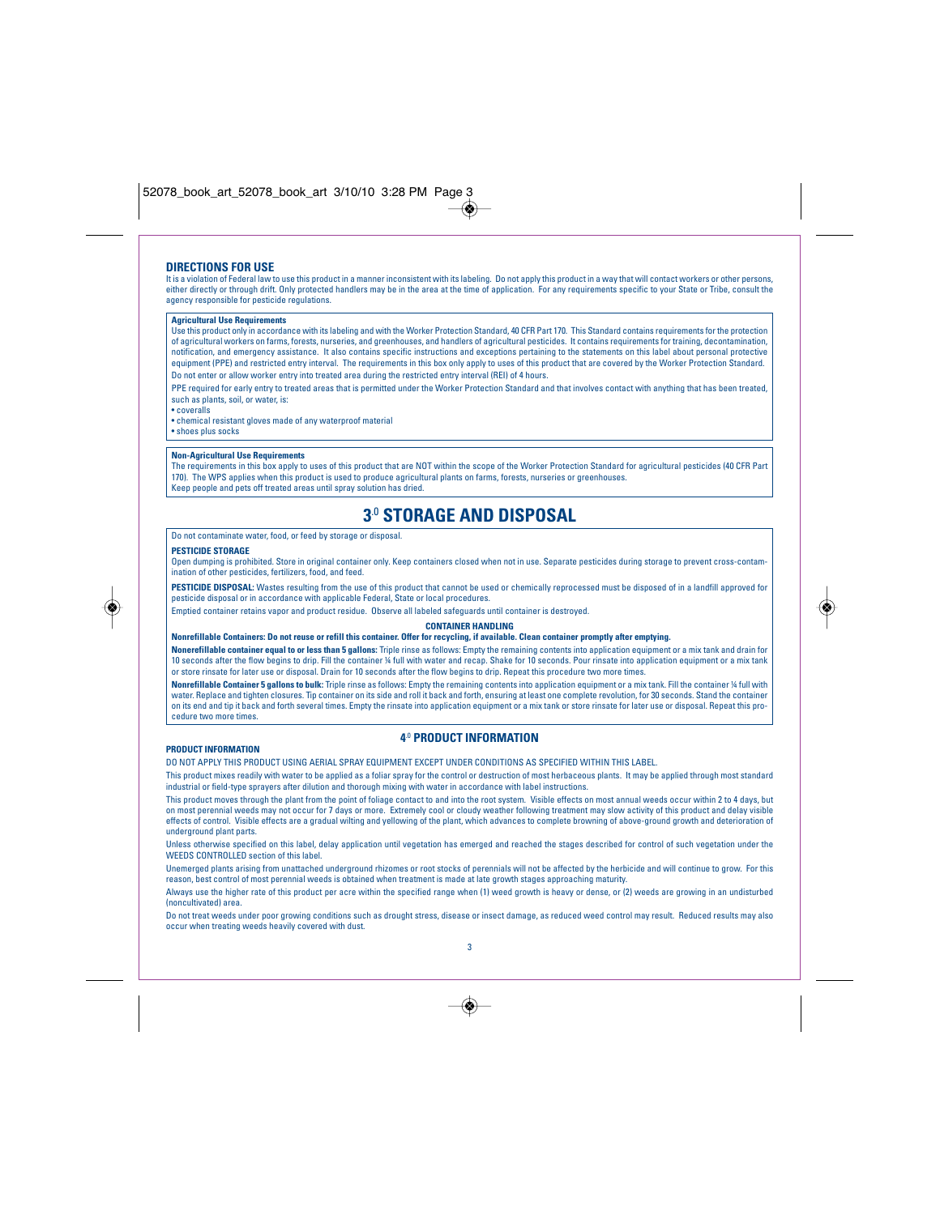## DIRECTIONS FOR USE

It is a violation of Federal law to use this product in a manner inconsistent with its labeling. Do not apply this product in a way that will contact workers or other persons, either directly or through drift. Only protected handlers may be in the area at the time of application. For any requirements specific to your State or Tribe, consult the agency responsible for pesticide regulations.

**Agricultural Use Requirements**

Use this product only in accordance with its labeling and with the Worker Protection Standard, 40 CFR Part 170. This Standard contains requirements for the protection of agricultural workers on farms, forests, nurseries, and greenhouses, and handlers of agricultural pesticides. It contains requirements for training, decontamination, notification, and emergency assistance. It also contains specific instructions and exceptions pertaining to the statements on this label about personal protective equipment (PPE) and restricted entry interval. The requirements in this box only apply to uses of this product that are covered by the Worker Protection Standard.

Do not enter or allow worker entry into treated area during the restricted entry interval (REI) of 4 hours.

PPE required for early entry to treated areas that is permitted under the Worker Protection Standard and that involves contact with anything that has been treated, such as plants, soil, or water, is:

- coveralls
- chemical resistant gloves made of any waterproof material
- shoes plus socks

**Non-Agricultural Use Requirements**

The requirements in this box apply to uses of this product that are NOT within the scope of the Worker Protection Standard for agricultural pesticides (40 CFR Part 170). The WPS applies when this product is used to produce agricultural plants on farms, forests, nurseries or greenhouses.

Keep people and pets off treated areas until spray solution has dried.

## 3.0 STORAGE AND DISPOSAL

Do not contaminate water, food, or feed by storage or disposal.

**PESTICIDE STORAGE**

Open dumping is prohibited. Store in original container only. Keep containers closed when not in use. Separate pesticides during storage to prevent cross-contamination of other pesticides, fertilizers, food, and feed.

**PESTICIDE DISPOSAL:** Wastes resulting from the use of this product that cannot be used or chemically reprocessed must be disposed of in a landfill approved for pesticide disposal or in accordance with applicable Federal, State or local procedures.

Emptied container retains vapor and product residue. Observe all labeled safeguards until container is destroyed.

**CONTAINER HANDLING**

**Nonrefillable Containers: Do not reuse or refill this container. Offer for recycling, if available. Clean container promptly after emptying.**

**Nonerefillable container equal to or less than 5 gallons:** Triple rinse as follows: Empty the remaining contents into application equipment or a mix tank and drain for 10 seconds after the flow begins to drip. Fill the container ¼ full with water and recap. Shake for 10 seconds. Pour rinsate into application equipment or a mix tank or store rinsate for later use or disposal. Drain for 10 seconds after the flow begins to drip. Repeat this procedure two more times.

**Nonrefillable Container 5 gallons to bulk:** Triple rinse as follows: Empty the remaining contents into application equipment or a mix tank. Fill the container ¼ full with water. Replace and tighten closures. Tip container on its side and roll it back and forth, ensuring at least one complete revolution, for 30 seconds. Stand the container on its end and tip it back and forth several times. Empty the rinsate into application equipment or a mix tank or store rinsate for later use or disposal. Repeat this procedure two more times.

## 4.0 PRODUCT INFORMATION

**PRODUCT INFORMATION**

DO NOT APPLY THIS PRODUCT USING AERIAL SPRAY EQUIPMENT EXCEPT UNDER CONDITIONS AS SPECIFIED WITHIN THIS LABEL.

This product mixes readily with water to be applied as a foliar spray for the control or destruction of most herbaceous plants. It may be applied through most standard industrial or field-type sprayers after dilution and thorough mixing with water in accordance with label instructions.

This product moves through the plant from the point of foliage contact to and into the root system. Visible effects on most annual weeds occur within 2 to 4 days, but on most perennial weeds may not occur for 7 days or more. Extremely cool or cloudy weather following treatment may slow activity of this product and delay visible effects of control. Visible effects are a gradual wilting and yellowing of the plant, which advances to complete browning of above-ground growth and deterioration of underground plant parts.

Unless otherwise specified on this label, delay application until vegetation has emerged and reached the stages described for control of such vegetation under the WEEDS CONTROLLED section of this label.

Unemerged plants arising from unattached underground rhizomes or root stocks of perennials will not be affected by the herbicide and will continue to grow. For this reason, best control of most perennial weeds is obtained when treatment is made at late growth stages approaching maturity.

Always use the higher rate of this product per acre within the specified range when (1) weed growth is heavy or dense, or (2) weeds are growing in an undisturbed (noncultivated) area.

Do not treat weeds under poor growing conditions such as drought stress, disease or insect damage, as reduced weed control may result. Reduced results may also occur when treating weeds heavily covered with dust.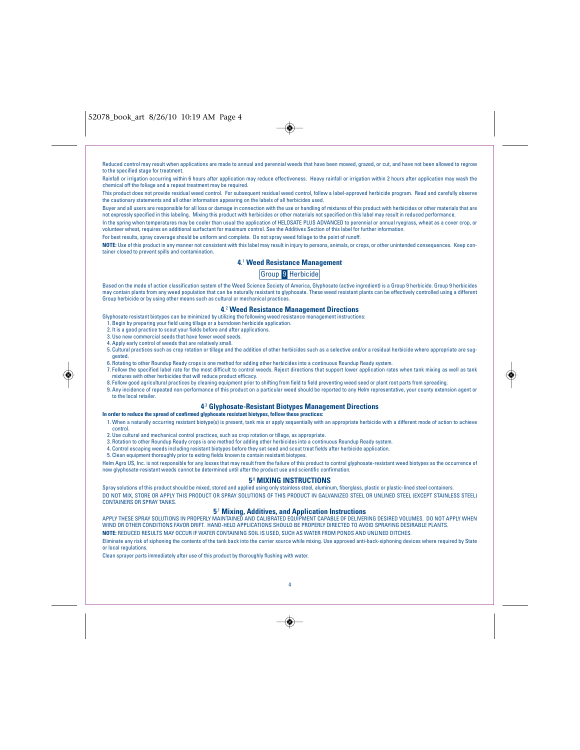Reduced control may result when applications are made to annual and perennial weeds that have been mowed, grazed, or cut, and have not been allowed to regrow to the specified stage for treatment.

Rainfall or irrigation occurring within 6 hours after application may reduce effectiveness. Heavy rainfall or irrigation within 2 hours after application may wash the chemical off the foliage and a repeat treatment may be required.

This product does not provide residual weed control. For subsequent residual weed control, follow a label-approved herbicide program. Read and carefully observe the cautionary statements and all other information appearing on the labels of all herbicides used.

Buyer and all users are responsible for all loss or damage in connection with the use or handling of mixtures of this product with herbicides or other materials that are not expressly specified in this labeling. Mixing this product with herbicides or other materials not specified on this label may result in reduced performance.

In the spring when temperatures may be cooler than usual the application of HELOSATE PLUS ADVANCED to perennial or annual ryegrass, wheat as a cover crop, or volunteer wheat, requires an additional surfactant for maximum control. See the Additives Section of this label for further information.

For best results, spray coverage should be uniform and complete. Do not spray weed foliage to the point of runoff.

**NOTE:** Use of this product in any manner not consistent with this label may result in injury to persons, animals, or crops, or other unintended consequences. Keep container closed to prevent spills and contamination.

## 4.1 Weed Resistance Management

Group 9 Herbicide

Based on the mode of action classification system of the Weed Science Society of America, Glyphosate (active ingredient) is a Group 9 herbicide. Group 9 herbicides may contain plants from any weed population that can be naturally resistant to glyphosate. These weed resistant plants can be effectively controlled using a different Group herbicide or by using other means such as cultural or mechanical practices.

## 4.2 Weed Resistance Management Directions

Glyphosate resistant biotypes can be minimized by utilizing the following weed resistance management instructions:

1. Begin by preparing your field using tillage or a burndown herbicide application.
2. It is a good practice to scout your fields before and after applications.
3. Use new commercial seeds that have fewer weed seeds.
4. Apply early control of weeds that are relatively small.
5. Cultural practices such as crop rotation or tillage and the addition of other herbicides such as a selective and/or a residual herbicide where appropriate are suggested.
6. Rotating to other Roundup Ready crops is one method for adding other herbicides into a continuous Roundup Ready system.
7. Follow the specified label rate for the most difficult to control weeds. Reject directions that support lower application rates when tank mixing as well as tank mixtures with other herbicides that will reduce product efficacy.
8. Follow good agricultural practices by cleaning equipment prior to shifting from field to field preventing weed seed or plant root parts from spreading.
9. Any incidence of repeated non-performance of this product on a particular weed should be reported to any Helm representative, your county extension agent or to the local retailer.

## 4.3 Glyphosate-Resistant Biotypes Management Directions

**In order to reduce the spread of confirmed glyphosate resistant biotypes, follow these practices:**

1. When a naturally occurring resistant biotype(s) is present, tank mix or apply sequentially with an appropriate herbicide with a different mode of action to achieve control.
2. Use cultural and mechanical control practices, such as crop rotation or tillage, as appropriate.
3. Rotation to other Roundup Ready crops is one method for adding other herbicides into a continuous Roundup Ready system.
4. Control escaping weeds including resistant biotypes before they set seed and scout treat fields after herbicide application.
5. Clean equipment thoroughly prior to exiting fields known to contain resistant biotypes.

Helm Agro US, Inc. is not responsible for any losses that may result from the failure of this product to control glyphosate-resistant weed biotypes as the occurrence of new glyphosate-resistant weeds cannot be determined until after the product use and scientific confirmation.

## 5.0 MIXING INSTRUCTIONS

Spray solutions of this product should be mixed, stored and applied using only stainless steel, aluminum, fiberglass, plastic or plastic-lined steel containers.

DO NOT MIX, STORE OR APPLY THIS PRODUCT OR SPRAY SOLUTIONS OF THIS PRODUCT IN GALVANIZED STEEL OR UNLINED STEEL (EXCEPT STAINLESS STEEL) CONTAINERS OR SPRAY TANKS.

## 5.1 Mixing, Additives, and Application Instructions

APPLY THESE SPRAY SOLUTIONS IN PROPERLY MAINTAINED AND CALIBRATED EQUIPMENT CAPABLE OF DELIVERING DESIRED VOLUMES. DO NOT APPLY WHEN WIND OR OTHER CONDITIONS FAVOR DRIFT. HAND-HELD APPLICATIONS SHOULD BE PROPERLY DIRECTED TO AVOID SPRAYING DESIRABLE PLANTS.

**NOTE:** REDUCED RESULTS MAY OCCUR IF WATER CONTAINING SOIL IS USED, SUCH AS WATER FROM PONDS AND UNLINED DITCHES.

Eliminate any risk of siphoning the contents of the tank back into the carrier source while mixing. Use approved anti-back-siphoning devices where required by State or local regulations.

Clean sprayer parts immediately after use of this product by thoroughly flushing with water.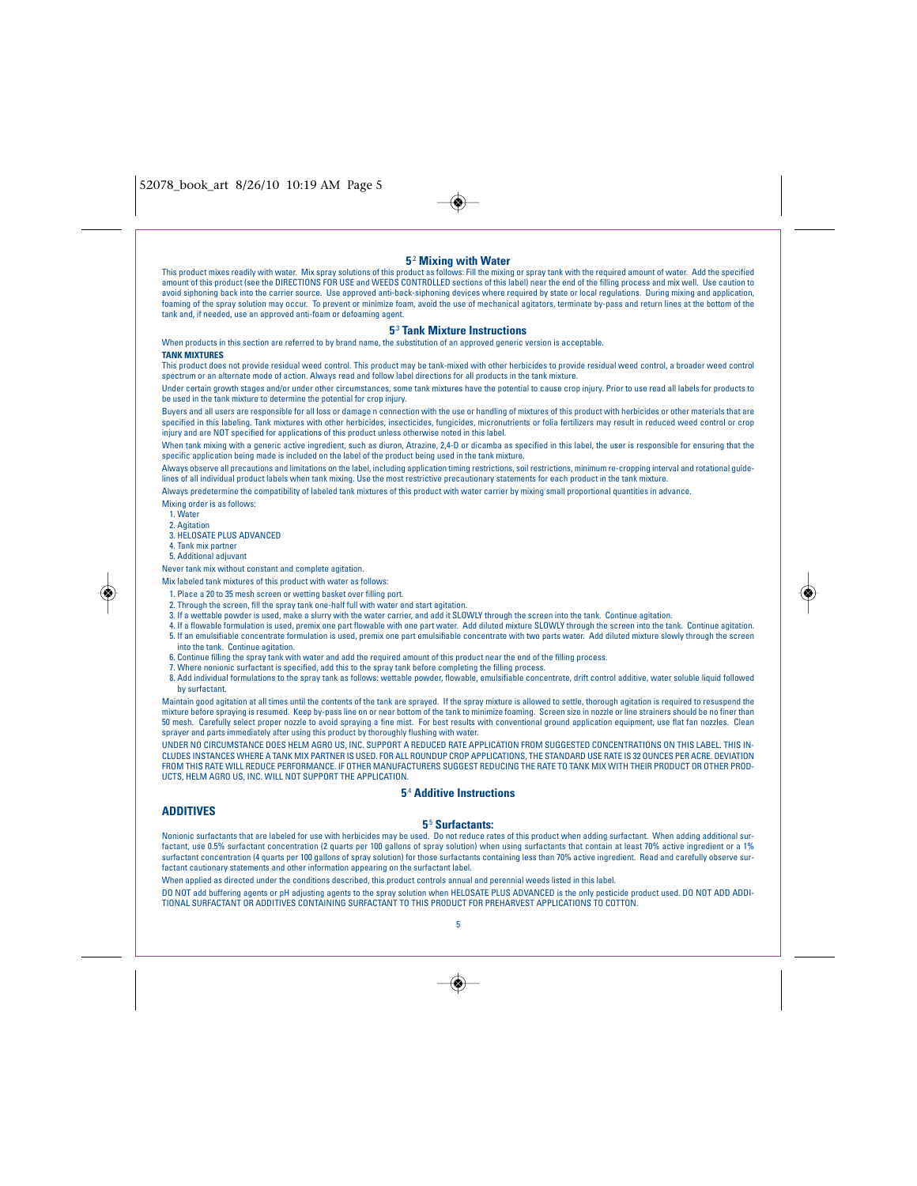## 5.2 Mixing with Water

This product mixes readily with water. Mix spray solutions of this product as follows: Fill the mixing or spray tank with the required amount of water. Add the specified amount of this product (see the DIRECTIONS FOR USE and WEEDS CONTROLLED sections of this label) near the end of the filling process and mix well. Use caution to avoid siphoning back into the carrier source. Use approved anti-back-siphoning devices where required by state or local regulations. During mixing and application, foaming of the spray solution may occur. To prevent or minimize foam, avoid the use of mechanical agitators, terminate by-pass and return lines at the bottom of the tank and, if needed, use an approved anti-foam or defoaming agent.

## 5.3 Tank Mixture Instructions

When products in this section are referred to by brand name, the substitution of an approved generic version is acceptable.

**TANK MIXTURES**

This product does not provide residual weed control. This product may be tank-mixed with other herbicides to provide residual weed control, a broader weed control spectrum or an alternate mode of action. Always read and follow label directions for all products in the tank mixture.

Under certain growth stages and/or under other circumstances, some tank mixtures have the potential to cause crop injury. Prior to use read all labels for products to be used in the tank mixture to determine the potential for crop injury.

Buyers and all users are responsible for all loss or damage n connection with the use or handling of mixtures of this product with herbicides or other materials that are specified in this labeling. Tank mixtures with other herbicides, insecticides, fungicides, micronutrients or folia fertilizers may result in reduced weed control or crop injury and are NOT specified for applications of this product unless otherwise noted in this label.

When tank mixing with a generic active ingredient, such as diuron, Atrazine, 2,4-D or dicamba as specified in this label, the user is responsible for ensuring that the specific application being made is included on the label of the product being used in the tank mixture.

Always observe all precautions and limitations on the label, including application timing restrictions, soil restrictions, minimum re-cropping interval and rotational guidelines of all individual product labels when tank mixing. Use the most restrictive precautionary statements for each product in the tank mixture.

Always predetermine the compatibility of labeled tank mixtures of this product with water carrier by mixing small proportional quantities in advance.

Mixing order is as follows:

1. Water
2. Agitation
3. HELOSATE PLUS ADVANCED
4. Tank mix partner
5. Additional adjuvant

Never tank mix without constant and complete agitation.

Mix labeled tank mixtures of this product with water as follows:

1. Place a 20 to 35 mesh screen or wetting basket over filling port.
2. Through the screen, fill the spray tank one-half full with water and start agitation.
3. If a wettable powder is used, make a slurry with the water carrier, and add it SLOWLY through the screen into the tank. Continue agitation.
4. If a flowable formulation is used, premix one part flowable with one part water. Add diluted mixture SLOWLY through the screen into the tank. Continue agitation.
5. If an emulsifiable concentrate formulation is used, premix one part emulsifiable concentrate with two parts water. Add diluted mixture slowly through the screen into the tank. Continue agitation.
6. Continue filling the spray tank with water and add the required amount of this product near the end of the filling process.
7. Where nonionic surfactant is specified, add this to the spray tank before completing the filling process.
8. Add individual formulations to the spray tank as follows: wettable powder, flowable, emulsifiable concentrate, drift control additive, water soluble liquid followed by surfactant.

Maintain good agitation at all times until the contents of the tank are sprayed. If the spray mixture is allowed to settle, thorough agitation is required to resuspend the mixture before spraying is resumed. Keep by-pass line on or near bottom of the tank to minimize foaming. Screen size in nozzle or line strainers should be no finer than 50 mesh. Carefully select proper nozzle to avoid spraying a fine mist. For best results with conventional ground application equipment, use flat fan nozzles. Clean sprayer and parts immediately after using this product by thoroughly flushing with water.

UNDER NO CIRCUMSTANCE DOES HELM AGRO US, INC. SUPPORT A REDUCED RATE APPLICATION FROM SUGGESTED CONCENTRATIONS ON THIS LABEL. THIS INCLUDES INSTANCES WHERE A TANK MIX PARTNER IS USED. FOR ALL ROUNDUP CROP APPLICATIONS, THE STANDARD USE RATE IS 32 OUNCES PER ACRE. DEVIATION FROM THIS RATE WILL REDUCE PERFORMANCE. IF OTHER MANUFACTURERS SUGGEST REDUCING THE RATE TO TANK MIX WITH THEIR PRODUCT OR OTHER PRODUCTS, HELM AGRO US, INC. WILL NOT SUPPORT THE APPLICATION.

## 5.4 Additive Instructions

## ADDITIVES

### 5.5 Surfactants:

Nonionic surfactants that are labeled for use with herbicides may be used. Do not reduce rates of this product when adding surfactant. When adding additional surfactant, use 0.5% surfactant concentration (2 quarts per 100 gallons of spray solution) when using surfactants that contain at least 70% active ingredient or a 1% surfactant concentration (4 quarts per 100 gallons of spray solution) for those surfactants containing less than 70% active ingredient. Read and carefully observe surfactant cautionary statements and other information appearing on the surfactant label.

When applied as directed under the conditions described, this product controls annual and perennial weeds listed in this label.

DO NOT add buffering agents or pH adjusting agents to the spray solution when HELOSATE PLUS ADVANCED is the only pesticide product used. DO NOT ADD ADDITIONAL SURFACTANT OR ADDITIVES CONTAINING SURFACTANT TO THIS PRODUCT FOR PREHARVEST APPLICATIONS TO COTTON.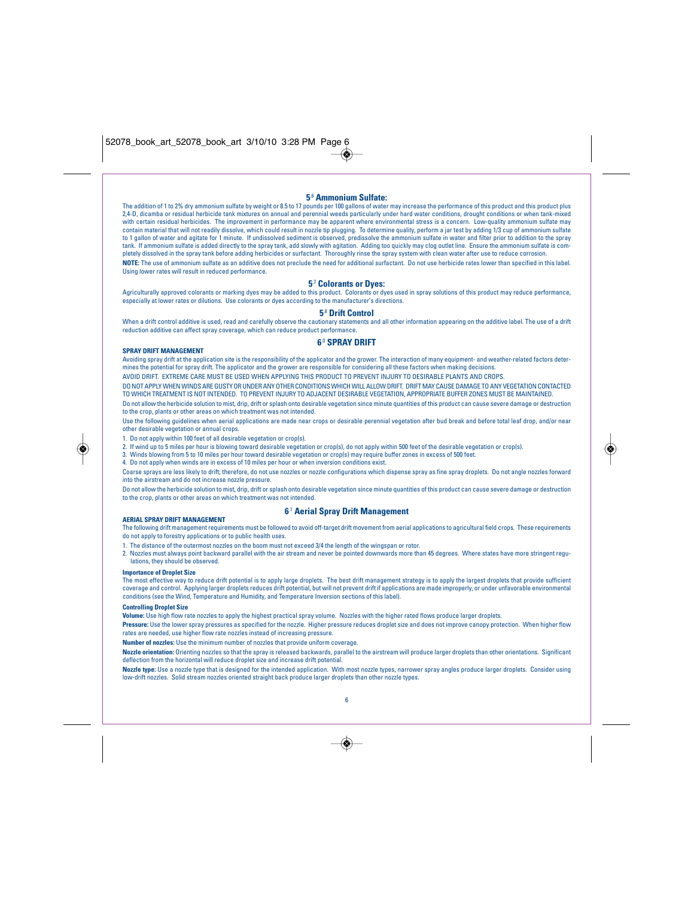## 5.6 Ammonium Sulfate:

The addition of 1 to 2% dry ammonium sulfate by weight or 8.5 to 17 pounds per 100 gallons of water may increase the performance of this product and this product plus 2,4-D, dicamba or residual herbicide tank mixtures on annual and perennial weeds particularly under hard water conditions, drought conditions or when tank-mixed with certain residual herbicides. The improvement in performance may be apparent where environmental stress is a concern. Low-quality ammonium sulfate may contain material that will not readily dissolve, which could result in nozzle tip plugging. To determine quality, perform a jar test by adding 1/3 cup of ammonium sulfate to 1 gallon of water and agitate for 1 minute. If undissolved sediment is observed, predissolve the ammonium sulfate in water and filter prior to addition to the spray tank. If ammonium sulfate is added directly to the spray tank, add slowly with agitation. Adding too quickly may clog outlet line. Ensure the ammonium sulfate is completely dissolved in the spray tank before adding herbicides or surfactant. Thoroughly rinse the spray system with clean water after use to reduce corrosion.

**NOTE:** The use of ammonium sulfate as an additive does not preclude the need for additional surfactant. Do not use herbicide rates lower than specified in this label. Using lower rates will result in reduced performance.

## 5.7 Colorants or Dyes:

Agriculturally approved colorants or marking dyes may be added to this product. Colorants or dyes used in spray solutions of this product may reduce performance, especially at lower rates or dilutions. Use colorants or dyes according to the manufacturer's directions.

## 5.8 Drift Control

When a drift control additive is used, read and carefully observe the cautionary statements and all other information appearing on the additive label. The use of a drift reduction additive can affect spray coverage, which can reduce product performance.

## 6.0 SPRAY DRIFT

**SPRAY DRIFT MANAGEMENT**

Avoiding spray drift at the application site is the responsibility of the applicator and the grower. The interaction of many equipment- and weather-related factors determines the potential for spray drift. The applicator and the grower are responsible for considering all these factors when making decisions.

AVOID DRIFT. EXTREME CARE MUST BE USED WHEN APPLYING THIS PRODUCT TO PREVENT INJURY TO DESIRABLE PLANTS AND CROPS.

DO NOT APPLY WHEN WINDS ARE GUSTY OR UNDER ANY OTHER CONDITIONS WHICH WILL ALLOW DRIFT. DRIFT MAY CAUSE DAMAGE TO ANY VEGETATION CONTACTED TO WHICH TREATMENT IS NOT INTENDED. TO PREVENT INJURY TO ADJACENT DESIRABLE VEGETATION, APPROPRIATE BUFFER ZONES MUST BE MAINTAINED.

Do not allow the herbicide solution to mist, drip, drift or splash onto desirable vegetation since minute quantities of this product can cause severe damage or destruction to the crop, plants or other areas on which treatment was not intended.

Use the following guidelines when aerial applications are made near crops or desirable perennial vegetation after bud break and before total leaf drop, and/or near other desirable vegetation or annual crops.

1. Do not apply within 100 feet of all desirable vegetation or crop(s).
2. If wind up to 5 miles per hour is blowing toward desirable vegetation or crop(s), do not apply within 500 feet of the desirable vegetation or crop(s).
3. Winds blowing from 5 to 10 miles per hour toward desirable vegetation or crop(s) may require buffer zones in excess of 500 feet.
4. Do not apply when winds are in excess of 10 miles per hour or when inversion conditions exist.

Coarse sprays are less likely to drift; therefore, do not use nozzles or nozzle configurations which dispense spray as fine spray droplets. Do not angle nozzles forward into the airstream and do not increase nozzle pressure.

Do not allow the herbicide solution to mist, drip, drift or splash onto desirable vegetation since minute quantities of this product can cause severe damage or destruction to the crop, plants or other areas on which treatment was not intended.

## 6.1 Aerial Spray Drift Management

**AERIAL SPRAY DRIFT MANAGEMENT**

The following drift management requirements must be followed to avoid off-target drift movement from aerial applications to agricultural field crops. These requirements do not apply to forestry applications or to public health uses.

1. The distance of the outermost nozzles on the boom must not exceed 3/4 the length of the wingspan or rotor.
2. Nozzles must always point backward parallel with the air stream and never be pointed downwards more than 45 degrees. Where states have more stringent regulations, they should be observed.

**Importance of Droplet Size**

The most effective way to reduce drift potential is to apply large droplets. The best drift management strategy is to apply the largest droplets that provide sufficient coverage and control. Applying larger droplets reduces drift potential, but will not prevent drift if applications are made improperly, or under unfavorable environmental conditions (see the Wind, Temperature and Humidity, and Temperature Inversion sections of this label).

**Controlling Droplet Size**

**Volume:** Use high flow rate nozzles to apply the highest practical spray volume. Nozzles with the higher rated flows produce larger droplets.

**Pressure:** Use the lower spray pressures as specified for the nozzle. Higher pressure reduces droplet size and does not improve canopy protection. When higher flow rates are needed, use higher flow rate nozzles instead of increasing pressure.

**Number of nozzles:** Use the minimum number of nozzles that provide uniform coverage.

**Nozzle orientation:** Orienting nozzles so that the spray is released backwards, parallel to the airstream will produce larger droplets than other orientations. Significant deflection from the horizontal will reduce droplet size and increase drift potential.

**Nozzle type:** Use a nozzle type that is designed for the intended application. With most nozzle types, narrower spray angles produce larger droplets. Consider using low-drift nozzles. Solid stream nozzles oriented straight back produce larger droplets than other nozzle types.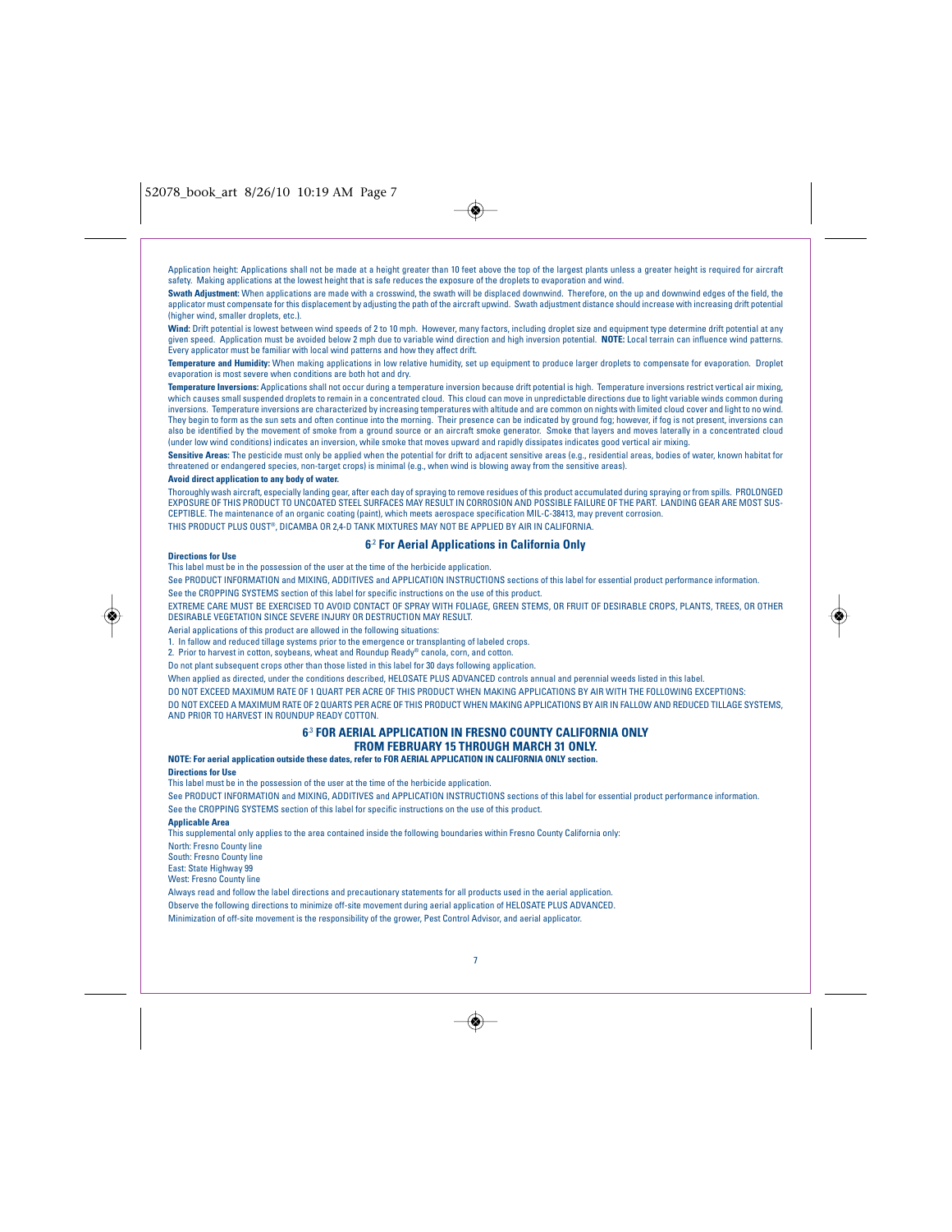Application height: Applications shall not be made at a height greater than 10 feet above the top of the largest plants unless a greater height is required for aircraft safety. Making applications at the lowest height that is safe reduces the exposure of the droplets to evaporation and wind.

**Swath Adjustment:** When applications are made with a crosswind, the swath will be displaced downwind. Therefore, on the up and downwind edges of the field, the applicator must compensate for this displacement by adjusting the path of the aircraft upwind. Swath adjustment distance should increase with increasing drift potential (higher wind, smaller droplets, etc.).

**Wind:** Drift potential is lowest between wind speeds of 2 to 10 mph. However, many factors, including droplet size and equipment type determine drift potential at any given speed. Application must be avoided below 2 mph due to variable wind direction and high inversion potential. **NOTE:** Local terrain can influence wind patterns. Every applicator must be familiar with local wind patterns and how they affect drift.

**Temperature and Humidity:** When making applications in low relative humidity, set up equipment to produce larger droplets to compensate for evaporation. Droplet evaporation is most severe when conditions are both hot and dry.

**Temperature Inversions:** Applications shall not occur during a temperature inversion because drift potential is high. Temperature inversions restrict vertical air mixing, which causes small suspended droplets to remain in a concentrated cloud. This cloud can move in unpredictable directions due to light variable winds common during inversions. Temperature inversions are characterized by increasing temperatures with altitude and are common on nights with limited cloud cover and light to no wind. They begin to form as the sun sets and often continue into the morning. Their presence can be indicated by ground fog; however, if fog is not present, inversions can also be identified by the movement of smoke from a ground source or an aircraft smoke generator. Smoke that layers and moves laterally in a concentrated cloud (under low wind conditions) indicates an inversion, while smoke that moves upward and rapidly dissipates indicates good vertical air mixing.

**Sensitive Areas:** The pesticide must only be applied when the potential for drift to adjacent sensitive areas (e.g., residential areas, bodies of water, known habitat for threatened or endangered species, non-target crops) is minimal (e.g., when wind is blowing away from the sensitive areas).

**Avoid direct application to any body of water.**

Thoroughly wash aircraft, especially landing gear, after each day of spraying to remove residues of this product accumulated during spraying or from spills. PROLONGED EXPOSURE OF THIS PRODUCT TO UNCOATED STEEL SURFACES MAY RESULT IN CORROSION AND POSSIBLE FAILURE OF THE PART. LANDING GEAR ARE MOST SUSCEPTIBLE. The maintenance of an organic coating (paint), which meets aerospace specification MIL-C-38413, may prevent corrosion.

THIS PRODUCT PLUS OUST®, DICAMBA OR 2,4-D TANK MIXTURES MAY NOT BE APPLIED BY AIR IN CALIFORNIA.

## 6.2 For Aerial Applications in California Only

**Directions for Use**

This label must be in the possession of the user at the time of the herbicide application.

See PRODUCT INFORMATION and MIXING, ADDITIVES and APPLICATION INSTRUCTIONS sections of this label for essential product performance information.

See the CROPPING SYSTEMS section of this label for specific instructions on the use of this product.

EXTREME CARE MUST BE EXERCISED TO AVOID CONTACT OF SPRAY WITH FOLIAGE, GREEN STEMS, OR FRUIT OF DESIRABLE CROPS, PLANTS, TREES, OR OTHER DESIRABLE VEGETATION SINCE SEVERE INJURY OR DESTRUCTION MAY RESULT.

Aerial applications of this product are allowed in the following situations:

1. In fallow and reduced tillage systems prior to the emergence or transplanting of labeled crops.
2. Prior to harvest in cotton, soybeans, wheat and Roundup Ready® canola, corn, and cotton.

Do not plant subsequent crops other than those listed in this label for 30 days following application.

When applied as directed, under the conditions described, HELOSATE PLUS ADVANCED controls annual and perennial weeds listed in this label.

DO NOT EXCEED MAXIMUM RATE OF 1 QUART PER ACRE OF THIS PRODUCT WHEN MAKING APPLICATIONS BY AIR WITH THE FOLLOWING EXCEPTIONS:

DO NOT EXCEED A MAXIMUM RATE OF 2 QUARTS PER ACRE OF THIS PRODUCT WHEN MAKING APPLICATIONS BY AIR IN FALLOW AND REDUCED TILLAGE SYSTEMS, AND PRIOR TO HARVEST IN ROUNDUP READY COTTON.

## 6.3 FOR AERIAL APPLICATION IN FRESNO COUNTY CALIFORNIA ONLY FROM FEBRUARY 15 THROUGH MARCH 31 ONLY.

**NOTE: For aerial application outside these dates, refer to FOR AERIAL APPLICATION IN CALIFORNIA ONLY section.**

**Directions for Use**

This label must be in the possession of the user at the time of the herbicide application.

See PRODUCT INFORMATION and MIXING, ADDITIVES and APPLICATION INSTRUCTIONS sections of this label for essential product performance information.

See the CROPPING SYSTEMS section of this label for specific instructions on the use of this product.

**Applicable Area**

This supplemental only applies to the area contained inside the following boundaries within Fresno County California only:

North: Fresno County line
South: Fresno County line
East: State Highway 99
West: Fresno County line

Always read and follow the label directions and precautionary statements for all products used in the aerial application.

Observe the following directions to minimize off-site movement during aerial application of HELOSATE PLUS ADVANCED.

Minimization of off-site movement is the responsibility of the grower, Pest Control Advisor, and aerial applicator.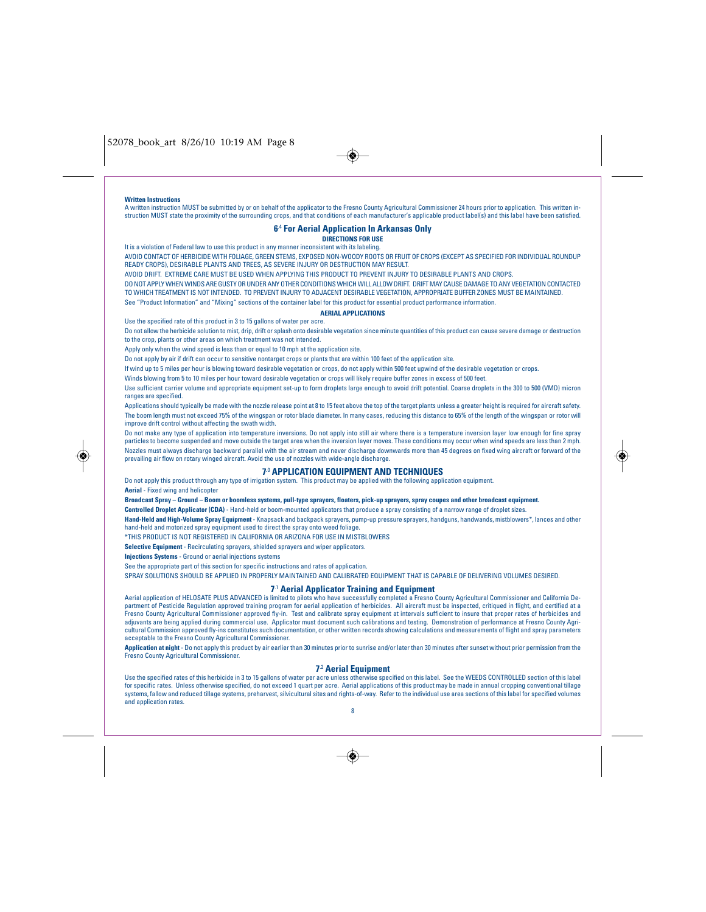**Written Instructions**

A written instruction MUST be submitted by or on behalf of the applicator to the Fresno County Agricultural Commissioner 24 hours prior to application. This written instruction MUST state the proximity of the surrounding crops, and that conditions of each manufacturer's applicable product label(s) and this label have been satisfied.

## 6.4 For Aerial Application In Arkansas Only

**DIRECTIONS FOR USE**

It is a violation of Federal law to use this product in any manner inconsistent with its labeling.

AVOID CONTACT OF HERBICIDE WITH FOLIAGE, GREEN STEMS, EXPOSED NON-WOODY ROOTS OR FRUIT OF CROPS (EXCEPT AS SPECIFIED FOR INDIVIDUAL ROUNDUP READY CROPS), DESIRABLE PLANTS AND TREES, AS SEVERE INJURY OR DESTRUCTION MAY RESULT.

AVOID DRIFT. EXTREME CARE MUST BE USED WHEN APPLYING THIS PRODUCT TO PREVENT INJURY TO DESIRABLE PLANTS AND CROPS.

DO NOT APPLY WHEN WINDS ARE GUSTY OR UNDER ANY OTHER CONDITIONS WHICH WILL ALLOW DRIFT. DRIFT MAY CAUSE DAMAGE TO ANY VEGETATION CONTACTED TO WHICH TREATMENT IS NOT INTENDED. TO PREVENT INJURY TO ADJACENT DESIRABLE VEGETATION, APPROPRIATE BUFFER ZONES MUST BE MAINTAINED.

See "Product Information" and "Mixing" sections of the container label for this product for essential product performance information.

**AERIAL APPLICATIONS**

Use the specified rate of this product in 3 to 15 gallons of water per acre.

Do not allow the herbicide solution to mist, drip, drift or splash onto desirable vegetation since minute quantities of this product can cause severe damage or destruction to the crop, plants or other areas on which treatment was not intended.

Apply only when the wind speed is less than or equal to 10 mph at the application site.

Do not apply by air if drift can occur to sensitive nontarget crops or plants that are within 100 feet of the application site.

If wind up to 5 miles per hour is blowing toward desirable vegetation or crops, do not apply within 500 feet upwind of the desirable vegetation or crops.

Winds blowing from 5 to 10 miles per hour toward desirable vegetation or crops will likely require buffer zones in excess of 500 feet.

Use sufficient carrier volume and appropriate equipment set-up to form droplets large enough to avoid drift potential. Coarse droplets in the 300 to 500 (VMD) micron ranges are specified.

Applications should typically be made with the nozzle release point at 8 to 15 feet above the top of the target plants unless a greater height is required for aircraft safety. The boom length must not exceed 75% of the wingspan or rotor blade diameter. In many cases, reducing this distance to 65% of the length of the wingspan or rotor will improve drift control without affecting the swath width.

Do not make any type of application into temperature inversions. Do not apply into still air where there is a temperature inversion layer low enough for fine spray particles to become suspended and move outside the target area when the inversion layer moves. These conditions may occur when wind speeds are less than 2 mph. Nozzles must always discharge backward parallel with the air stream and never discharge downwards more than 45 degrees on fixed wing aircraft or forward of the prevailing air flow on rotary winged aircraft. Avoid the use of nozzles with wide-angle discharge.

## 7.0 APPLICATION EQUIPMENT AND TECHNIQUES

Do not apply this product through any type of irrigation system. This product may be applied with the following application equipment.

**Aerial** - Fixed wing and helicopter

**Broadcast Spray – Ground – Boom or boomless systems, pull-type sprayers, floaters, pick-up sprayers, spray coupes and other broadcast equipment.**

**Controlled Droplet Applicator (CDA)** - Hand-held or boom-mounted applicators that produce a spray consisting of a narrow range of droplet sizes.

**Hand-Held and High-Volume Spray Equipment** - Knapsack and backpack sprayers, pump-up pressure sprayers, handguns, handwands, mistblowers*, lances and other hand-held and motorized spray equipment used to direct the spray onto weed foliage.

*THIS PRODUCT IS NOT REGISTERED IN CALIFORNIA OR ARIZONA FOR USE IN MISTBLOWERS

**Selective Equipment** - Recirculating sprayers, shielded sprayers and wiper applicators.

**Injections Systems** - Ground or aerial injections systems

See the appropriate part of this section for specific instructions and rates of application.

SPRAY SOLUTIONS SHOULD BE APPLIED IN PROPERLY MAINTAINED AND CALIBRATED EQUIPMENT THAT IS CAPABLE OF DELIVERING VOLUMES DESIRED.

### 7.1 Aerial Applicator Training and Equipment

Aerial application of HELOSATE PLUS ADVANCED is limited to pilots who have successfully completed a Fresno County Agricultural Commissioner and California Department of Pesticide Regulation approved training program for aerial application of herbicides. All aircraft must be inspected, critiqued in flight, and certified at a Fresno County Agricultural Commissioner approved fly-in. Test and calibrate spray equipment at intervals sufficient to insure that proper rates of herbicides and adjuvants are being applied during commercial use. Applicator must document such calibrations and testing. Demonstration of performance at Fresno County Agricultural Commission approved fly-ins constitutes such documentation, or other written records showing calculations and measurements of flight and spray parameters acceptable to the Fresno County Agricultural Commissioner.

**Application at night** - Do not apply this product by air earlier than 30 minutes prior to sunrise and/or later than 30 minutes after sunset without prior permission from the Fresno County Agricultural Commissioner.

### 7.2 Aerial Equipment

Use the specified rates of this herbicide in 3 to 15 gallons of water per acre unless otherwise specified on this label. See the WEEDS CONTROLLED section of this label for specific rates. Unless otherwise specified, do not exceed 1 quart per acre. Aerial applications of this product may be made in annual cropping conventional tillage systems, fallow and reduced tillage systems, preharvest, silvicultural sites and rights-of-way. Refer to the individual use area sections of this label for specified volumes and application rates.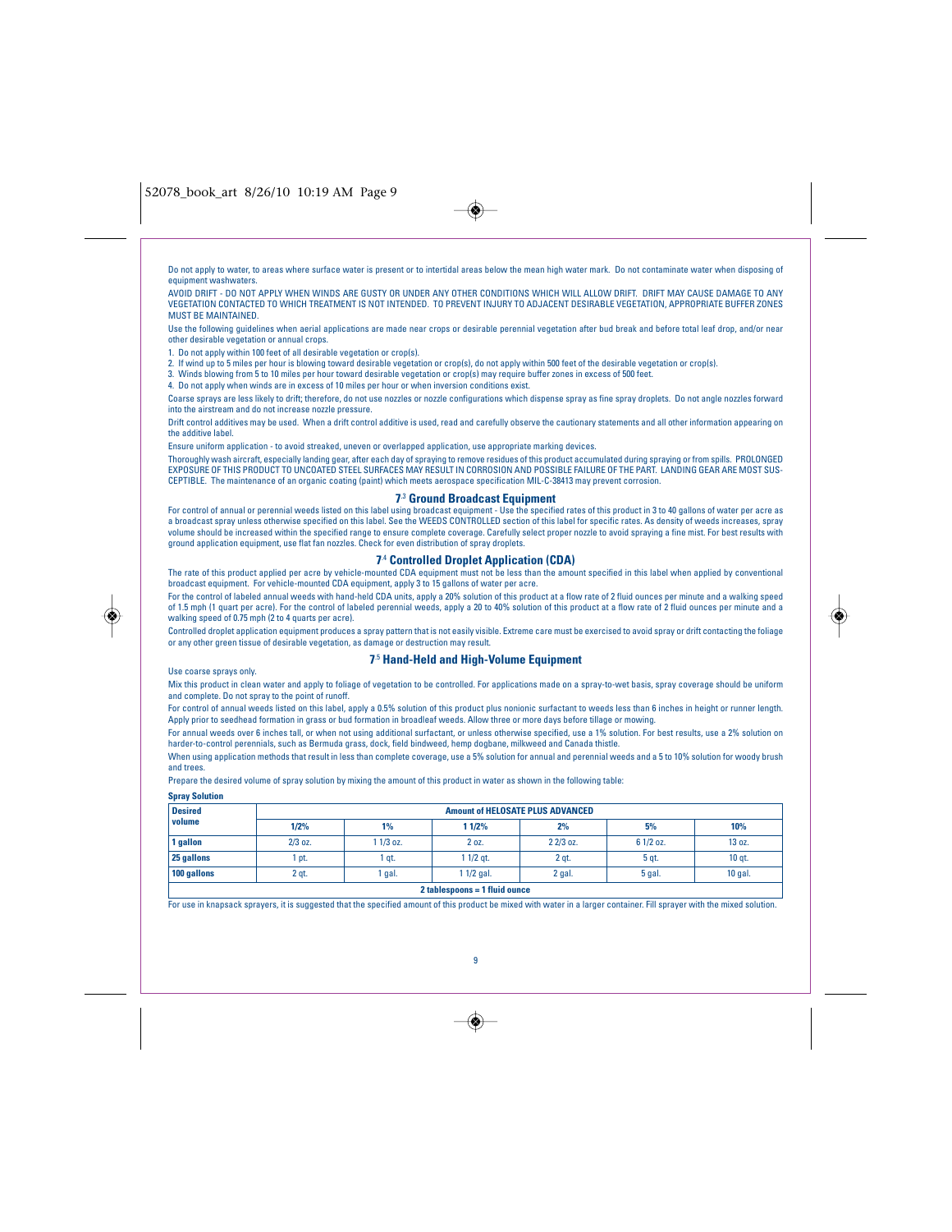Do not apply to water, to areas where surface water is present or to intertidal areas below the mean high water mark. Do not contaminate water when disposing of equipment washwaters.

AVOID DRIFT - DO NOT APPLY WHEN WINDS ARE GUSTY OR UNDER ANY OTHER CONDITIONS WHICH WILL ALLOW DRIFT. DRIFT MAY CAUSE DAMAGE TO ANY VEGETATION CONTACTED TO WHICH TREATMENT IS NOT INTENDED. TO PREVENT INJURY TO ADJACENT DESIRABLE VEGETATION, APPROPRIATE BUFFER ZONES MUST BE MAINTAINED.

Use the following guidelines when aerial applications are made near crops or desirable perennial vegetation after bud break and before total leaf drop, and/or near other desirable vegetation or annual crops.

1. Do not apply within 100 feet of all desirable vegetation or crop(s).
2. If wind up to 5 miles per hour is blowing toward desirable vegetation or crop(s), do not apply within 500 feet of the desirable vegetation or crop(s).
3. Winds blowing from 5 to 10 miles per hour toward desirable vegetation or crop(s) may require buffer zones in excess of 500 feet.
4. Do not apply when winds are in excess of 10 miles per hour or when inversion conditions exist.

Coarse sprays are less likely to drift; therefore, do not use nozzles or nozzle configurations which dispense spray as fine spray droplets. Do not angle nozzles forward into the airstream and do not increase nozzle pressure.

Drift control additives may be used. When a drift control additive is used, read and carefully observe the cautionary statements and all other information appearing on the additive label.

Ensure uniform application - to avoid streaked, uneven or overlapped application, use appropriate marking devices.

Thoroughly wash aircraft, especially landing gear, after each day of spraying to remove residues of this product accumulated during spraying or from spills. PROLONGED EXPOSURE OF THIS PRODUCT TO UNCOATED STEEL SURFACES MAY RESULT IN CORROSION AND POSSIBLE FAILURE OF THE PART. LANDING GEAR ARE MOST SUSCEPTIBLE. The maintenance of an organic coating (paint) which meets aerospace specification MIL-C-38413 may prevent corrosion.

## 7.3 Ground Broadcast Equipment

For control of annual or perennial weeds listed on this label using broadcast equipment - Use the specified rates of this product in 3 to 40 gallons of water per acre as a broadcast spray unless otherwise specified on this label. See the WEEDS CONTROLLED section of this label for specific rates. As density of weeds increases, spray volume should be increased within the specified range to ensure complete coverage. Carefully select proper nozzle to avoid spraying a fine mist. For best results with ground application equipment, use flat fan nozzles. Check for even distribution of spray droplets.

## 7.4 Controlled Droplet Application (CDA)

The rate of this product applied per acre by vehicle-mounted CDA equipment must not be less than the amount specified in this label when applied by conventional broadcast equipment. For vehicle-mounted CDA equipment, apply 3 to 15 gallons of water per acre.

For the control of labeled annual weeds with hand-held CDA units, apply a 20% solution of this product at a flow rate of 2 fluid ounces per minute and a walking speed of 1.5 mph (1 quart per acre). For the control of labeled perennial weeds, apply a 20 to 40% solution of this product at a flow rate of 2 fluid ounces per minute and a walking speed of 0.75 mph (2 to 4 quarts per acre).

Controlled droplet application equipment produces a spray pattern that is not easily visible. Extreme care must be exercised to avoid spray or drift contacting the foliage or any other green tissue of desirable vegetation, as damage or destruction may result.

## 7.5 Hand-Held and High-Volume Equipment

Use coarse sprays only.

Mix this product in clean water and apply to foliage of vegetation to be controlled. For applications made on a spray-to-wet basis, spray coverage should be uniform and complete. Do not spray to the point of runoff.

For control of annual weeds listed on this label, apply a 0.5% solution of this product plus nonionic surfactant to weeds less than 6 inches in height or runner length. Apply prior to seedhead formation in grass or bud formation in broadleaf weeds. Allow three or more days before tillage or mowing.

For annual weeds over 6 inches tall, or when not using additional surfactant, or unless otherwise specified, use a 1% solution. For best results, use a 2% solution on harder-to-control perennials, such as Bermuda grass, dock, field bindweed, hemp dogbane, milkweed and Canada thistle.

When using application methods that result in less than complete coverage, use a 5% solution for annual and perennial weeds and a 5 to 10% solution for woody brush and trees.

Prepare the desired volume of spray solution by mixing the amount of this product in water as shown in the following table:

**Spray Solution**

| Desired volume | Amount of HELOSATE PLUS ADVANCED | | | | | |
|---|---|---|---|---|---|---|
| | 1/2% | 1% | 1 1/2% | 2% | 5% | 10% |
| 1 gallon | 2/3 oz. | 1 1/3 oz. | 2 oz. | 2 2/3 oz. | 6 1/2 oz. | 13 oz. |
| 25 gallons | 1 pt. | 1 qt. | 1 1/2 qt. | 2 qt. | 5 qt. | 10 qt. |
| 100 gallons | 2 qt. | 1 gal. | 1 1/2 gal. | 2 gal. | 5 gal. | 10 gal. |
| 2 tablespoons = 1 fluid ounce | | | | | | |

For use in knapsack sprayers, it is suggested that the specified amount of this product be mixed with water in a larger container. Fill sprayer with the mixed solution.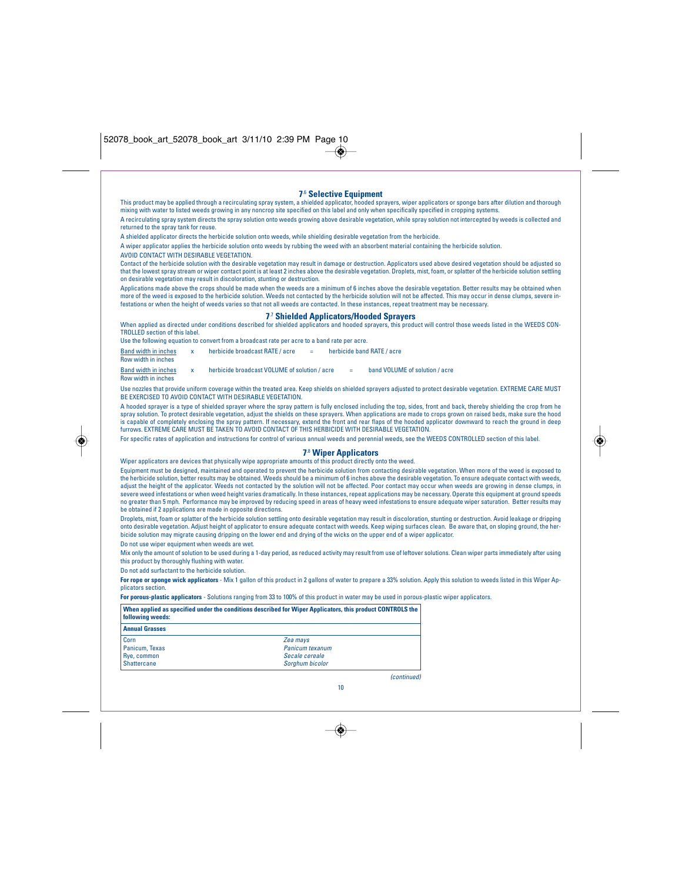## 7.6 Selective Equipment

This product may be applied through a recirculating spray system, a shielded applicator, hooded sprayers, wiper applicators or sponge bars after dilution and thorough mixing with water to listed weeds growing in any noncrop site specified on this label and only when specifically specified in cropping systems.

A recirculating spray system directs the spray solution onto weeds growing above desirable vegetation, while spray solution not intercepted by weeds is collected and returned to the spray tank for reuse.

A shielded applicator directs the herbicide solution onto weeds, while shielding desirable vegetation from the herbicide.

A wiper applicator applies the herbicide solution onto weeds by rubbing the weed with an absorbent material containing the herbicide solution.

AVOID CONTACT WITH DESIRABLE VEGETATION.

Contact of the herbicide solution with the desirable vegetation may result in damage or destruction. Applicators used above desired vegetation should be adjusted so that the lowest spray stream or wiper contact point is at least 2 inches above the desirable vegetation. Droplets, mist, foam, or splatter of the herbicide solution settling on desirable vegetation may result in discoloration, stunting or destruction.

Applications made above the crops should be made when the weeds are a minimum of 6 inches above the desirable vegetation. Better results may be obtained when more of the weed is exposed to the herbicide solution. Weeds not contacted by the herbicide solution will not be affected. This may occur in dense clumps, severe infestations or when the height of weeds varies so that not all weeds are contacted. In these instances, repeat treatment may be necessary.

## 7.7 Shielded Applicators/Hooded Sprayers

When applied as directed under conditions described for shielded applicators and hooded sprayers, this product will control those weeds listed in the WEEDS CONTROLLED section of this label.

Use the following equation to convert from a broadcast rate per acre to a band rate per acre.

$$\frac{\text{Band width in inches}}{\text{Row width in inches}} \times \text{herbicide broadcast RATE / acre} = \text{herbicide band RATE / acre}$$

$$\frac{\text{Band width in inches}}{\text{Row width in inches}} \times \text{herbicide broadcast VOLUME of solution / acre} = \text{band VOLUME of solution / acre}$$

Use nozzles that provide uniform coverage within the treated area. Keep shields on shielded sprayers adjusted to protect desirable vegetation. EXTREME CARE MUST BE EXERCISED TO AVOID CONTACT WITH DESIRABLE VEGETATION.

A hooded sprayer is a type of shielded sprayer where the spray pattern is fully enclosed including the top, sides, front and back, thereby shielding the crop from he spray solution. To protect desirable vegetation, adjust the shields on these sprayers. When applications are made to crops grown on raised beds, make sure the hood is capable of completely enclosing the spray pattern. If necessary, extend the front and rear flaps of the hooded applicator downward to reach the ground in deep furrows. EXTREME CARE MUST BE TAKEN TO AVOID CONTACT OF THIS HERBICIDE WITH DESIRABLE VEGETATION.

For specific rates of application and instructions for control of various annual weeds and perennial weeds, see the WEEDS CONTROLLED section of this label.

## 7.8 Wiper Applicators

Wiper applicators are devices that physically wipe appropriate amounts of this product directly onto the weed.

Equipment must be designed, maintained and operated to prevent the herbicide solution from contacting desirable vegetation. When more of the weed is exposed to the herbicide solution, better results may be obtained. Weeds should be a minimum of 6 inches above the desirable vegetation. To ensure adequate contact with weeds, adjust the height of the applicator. Weeds not contacted by the solution will not be affected. Poor contact may occur when weeds are growing in dense clumps, in severe weed infestations or when weed height varies dramatically. In these instances, repeat applications may be necessary. Operate this equipment at ground speeds no greater than 5 mph. Performance may be improved by reducing speed in areas of heavy weed infestations to ensure adequate wiper saturation. Better results may be obtained if 2 applications are made in opposite directions.

Droplets, mist, foam or splatter of the herbicide solution settling onto desirable vegetation may result in discoloration, stunting or destruction. Avoid leakage or dripping onto desirable vegetation. Adjust height of applicator to ensure adequate contact with weeds. Keep wiping surfaces clean. Be aware that, on sloping ground, the herbicide solution may migrate causing dripping on the lower end and drying of the wicks on the upper end of a wiper applicator.

Do not use wiper equipment when weeds are wet.

Mix only the amount of solution to be used during a 1-day period, as reduced activity may result from use of leftover solutions. Clean wiper parts immediately after using this product by thoroughly flushing with water.

Do not add surfactant to the herbicide solution.

**For rope or sponge wick applicators** - Mix 1 gallon of this product in 2 gallons of water to prepare a 33% solution. Apply this solution to weeds listed in this Wiper Applicators section.

**For porous-plastic applicators** - Solutions ranging from 33 to 100% of this product in water may be used in porous-plastic wiper applicators.

| **When applied as specified under the conditions described for Wiper Applicators, this product CONTROLS the following weeds:** | |
|---|---|
| **Annual Grasses** | |
| Corn | *Zea mays* |
| Panicum, Texas | *Panicum texanum* |
| Rye, common | *Secale cereale* |
| Shattercane | *Sorghum bicolor* |

*(continued)*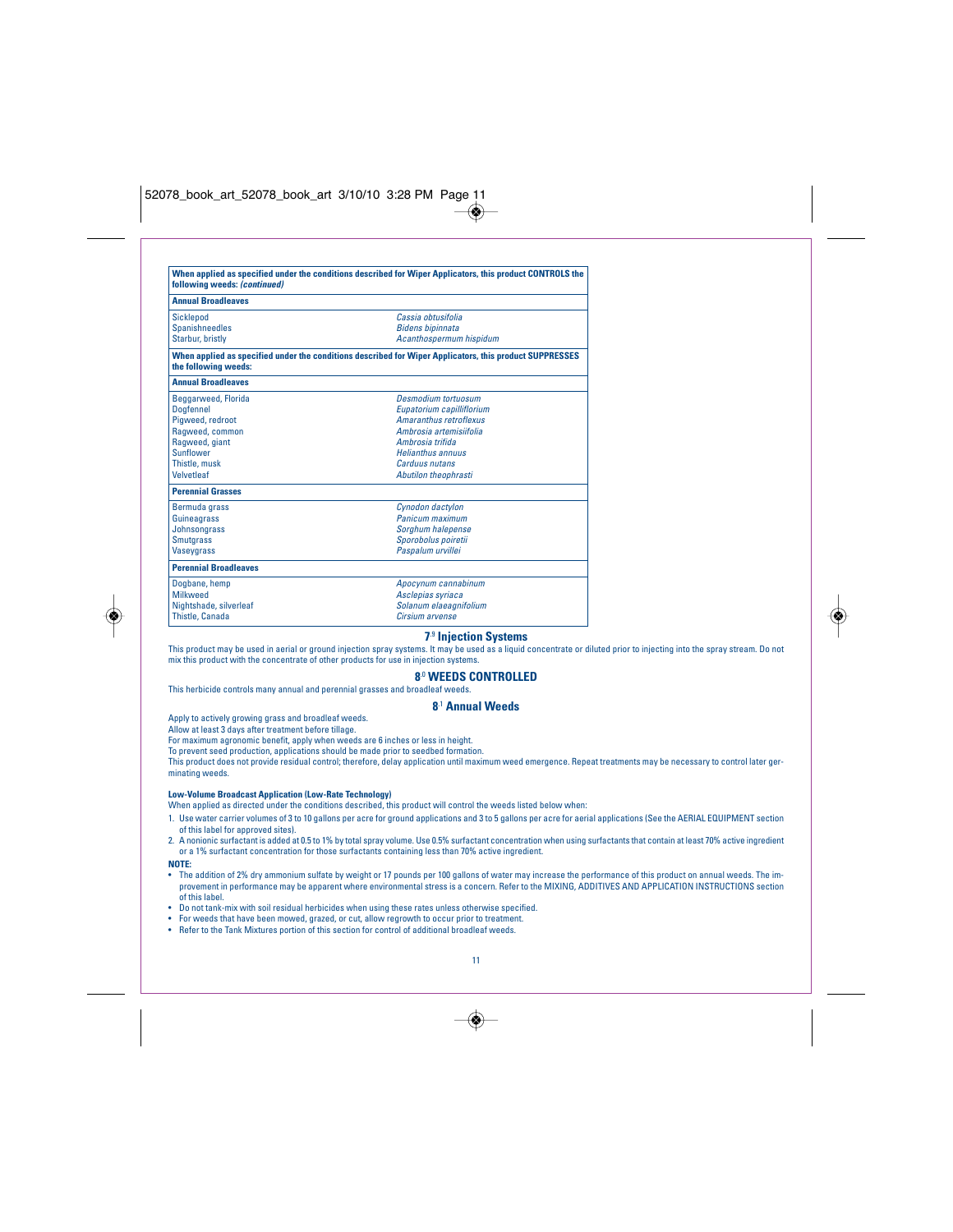| When applied as specified under the conditions described for Wiper Applicators, this product CONTROLS the following weeds: *(continued)* | |
|---|---|
| **Annual Broadleaves** | |
| Sicklepod | *Cassia obtusifolia* |
| Spanishneedles | *Bidens bipinnata* |
| Starbur, bristly | *Acanthospermum hispidum* |
| **When applied as specified under the conditions described for Wiper Applicators, this product SUPPRESSES the following weeds:** | |
| **Annual Broadleaves** | |
| Beggarweed, Florida | *Desmodium tortuosum* |
| Dogfennel | *Eupatorium capilliflorium* |
| Pigweed, redroot | *Amaranthus retroflexus* |
| Ragweed, common | *Ambrosia artemisiifolia* |
| Ragweed, giant | *Ambrosia trifida* |
| Sunflower | *Helianthus annuus* |
| Thistle, musk | *Carduus nutans* |
| Velvetleaf | *Abutilon theophrasti* |
| **Perennial Grasses** | |
| Bermuda grass | *Cynodon dactylon* |
| Guineagrass | *Panicum maximum* |
| Johnsongrass | *Sorghum halepense* |
| Smutgrass | *Sporobolus poiretii* |
| Vaseygrass | *Paspalum urvillei* |
| **Perennial Broadleaves** | |
| Dogbane, hemp | *Apocynum cannabinum* |
| Milkweed | *Asclepias syriaca* |
| Nightshade, silverleaf | *Solanum elaeagnifolium* |
| Thistle, Canada | *Cirsium arvense* |

### 7.9 Injection Systems

This product may be used in aerial or ground injection spray systems. It may be used as a liquid concentrate or diluted prior to injecting into the spray stream. Do not mix this product with the concentrate of other products for use in injection systems.

## 8.0 WEEDS CONTROLLED

This herbicide controls many annual and perennial grasses and broadleaf weeds.

### 8.1 Annual Weeds

Apply to actively growing grass and broadleaf weeds.

Allow at least 3 days after treatment before tillage.

For maximum agronomic benefit, apply when weeds are 6 inches or less in height.

To prevent seed production, applications should be made prior to seedbed formation.

This product does not provide residual control; therefore, delay application until maximum weed emergence. Repeat treatments may be necessary to control later germinating weeds.

**Low-Volume Broadcast Application (Low-Rate Technology)**

When applied as directed under the conditions described, this product will control the weeds listed below when:

1. Use water carrier volumes of 3 to 10 gallons per acre for ground applications and 3 to 5 gallons per acre for aerial applications (See the AERIAL EQUIPMENT section of this label for approved sites).
2. A nonionic surfactant is added at 0.5 to 1% by total spray volume. Use 0.5% surfactant concentration when using surfactants that contain at least 70% active ingredient or a 1% surfactant concentration for those surfactants containing less than 70% active ingredient.

**NOTE:**

- The addition of 2% dry ammonium sulfate by weight or 17 pounds per 100 gallons of water may increase the performance of this product on annual weeds. The improvement in performance may be apparent where environmental stress is a concern. Refer to the MIXING, ADDITIVES AND APPLICATION INSTRUCTIONS section of this label.
- Do not tank-mix with soil residual herbicides when using these rates unless otherwise specified.
- For weeds that have been mowed, grazed, or cut, allow regrowth to occur prior to treatment.
- Refer to the Tank Mixtures portion of this section for control of additional broadleaf weeds.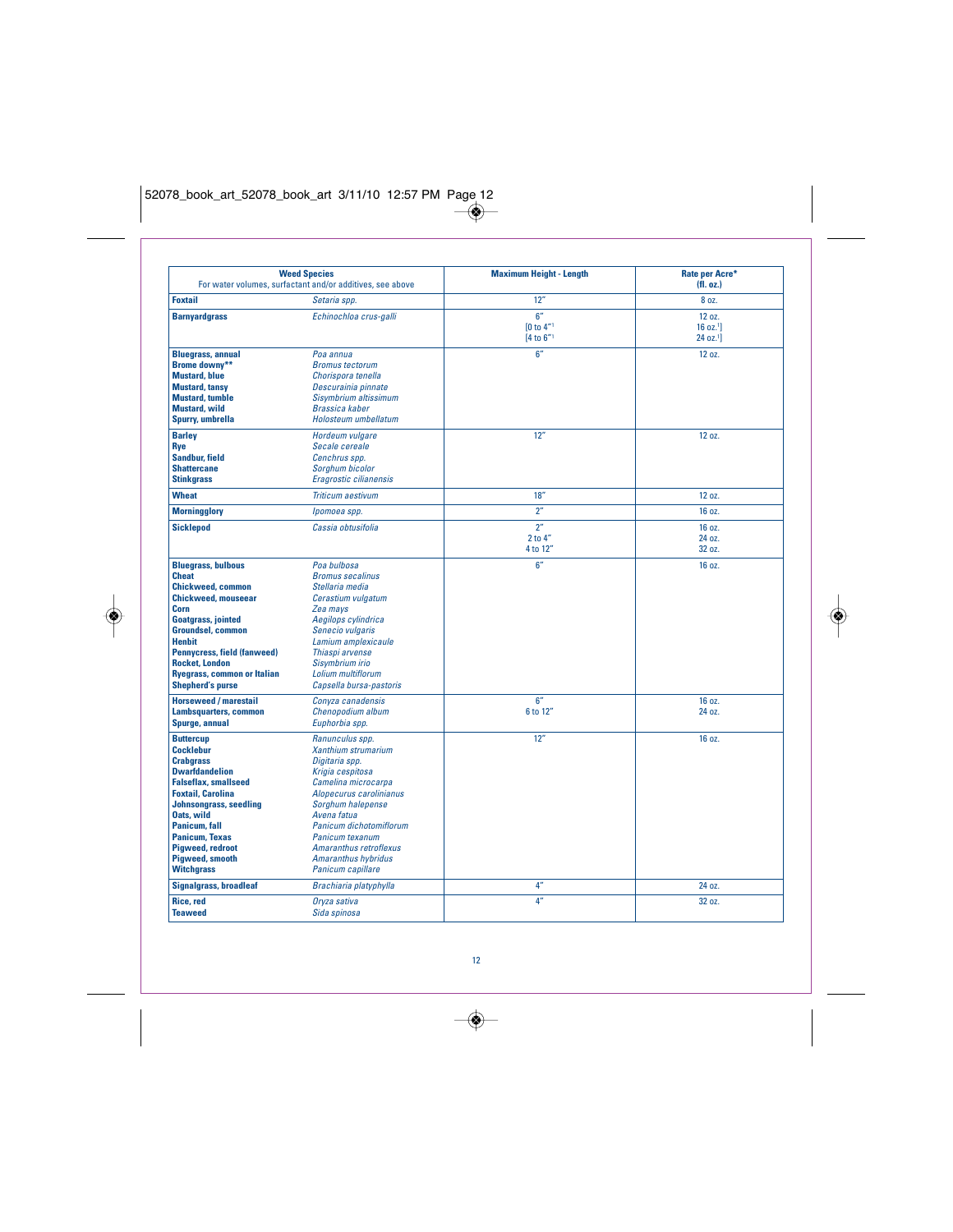| Weed Species<br>For water volumes, surfactant and/or additives, see above | | Maximum Height - Length | Rate per Acre*<br>(fl. oz.) |
|---|---|---|---|
| **Foxtail** | *Setaria spp.* | 12" | 8 oz. |
| **Barnyardgrass** | *Echinochloa crus-galli* | 6"<br>[0 to 4"[1]<br>[4 to 6"[1] | 12 oz.<br>16 oz.[1]]<br>24 oz.[1]] |
| **Bluegrass, annual**<br>**Brome downy****<br>**Mustard, blue**<br>**Mustard, tansy**<br>**Mustard, tumble**<br>**Mustard, wild**<br>**Spurry, umbrella** | *Poa annua*<br>*Bromus tectorum*<br>*Chorispora tenella*<br>*Descurainia pinnate*<br>*Sisymbrium altissimum*<br>*Brassica kaber*<br>*Holosteum umbellatum* | 6" | 12 oz. |
| **Barley**<br>**Rye**<br>**Sandbur, field**<br>**Shattercane**<br>**Stinkgrass** | *Hordeum vulgare*<br>*Secale cereale*<br>*Cenchrus spp.*<br>*Sorghum bicolor*<br>*Eragrostic cilianensis* | 12" | 12 oz. |
| **Wheat** | *Triticum aestivum* | 18" | 12 oz. |
| **Morningglory** | *Ipomoea spp.* | 2" | 16 oz. |
| **Sicklepod** | *Cassia obtusifolia* | 2"<br>2 to 4"<br>4 to 12" | 16 oz.<br>24 oz.<br>32 oz. |
| **Bluegrass, bulbous**<br>**Cheat**<br>**Chickweed, common**<br>**Chickweed, mouseear**<br>**Corn**<br>**Goatgrass, jointed**<br>**Groundsel, common**<br>**Henbit**<br>**Pennycress, field (fanweed)**<br>**Rocket, London**<br>**Ryegrass, common or Italian**<br>**Shepherd's purse** | *Poa bulbosa*<br>*Bromus secalinus*<br>*Stellaria media*<br>*Cerastium vulgatum*<br>*Zea mays*<br>*Aegilops cylindrica*<br>*Senecio vulgaris*<br>*Lamium amplexicaule*<br>*Thiaspi arvense*<br>*Sisymbrium irio*<br>*Lolium multiflorum*<br>*Capsella bursa-pastoris* | 6" | 16 oz. |
| **Horseweed / marestail**<br>**Lambsquarters, common**<br>**Spurge, annual** | *Conyza canadensis*<br>*Chenopodium album*<br>*Euphorbia spp.* | 6"<br>6 to 12" | 16 oz.<br>24 oz. |
| **Buttercup**<br>**Cocklebur**<br>**Crabgrass**<br>**Dwarfdandelion**<br>**Falseflax, smallseed**<br>**Foxtail, Carolina**<br>**Johnsongrass, seedling**<br>**Oats, wild**<br>**Panicum, fall**<br>**Panicum, Texas**<br>**Pigweed, redroot**<br>**Pigweed, smooth**<br>**Witchgrass** | *Ranunculus spp.*<br>*Xanthium strumarium*<br>*Digitaria spp.*<br>*Krigia cespitosa*<br>*Camelina microcarpa*<br>*Alopecurus carolinianus*<br>*Sorghum halepense*<br>*Avena fatua*<br>*Panicum dichotomiflorum*<br>*Panicum texanum*<br>*Amaranthus retroflexus*<br>*Amaranthus hybridus*<br>*Panicum capillare* | 12" | 16 oz. |
| **Signalgrass, broadleaf** | *Brachiaria platyphylla* | 4" | 24 oz. |
| **Rice, red**<br>**Teaweed** | *Oryza sativa*<br>*Sida spinosa* | 4" | 32 oz. |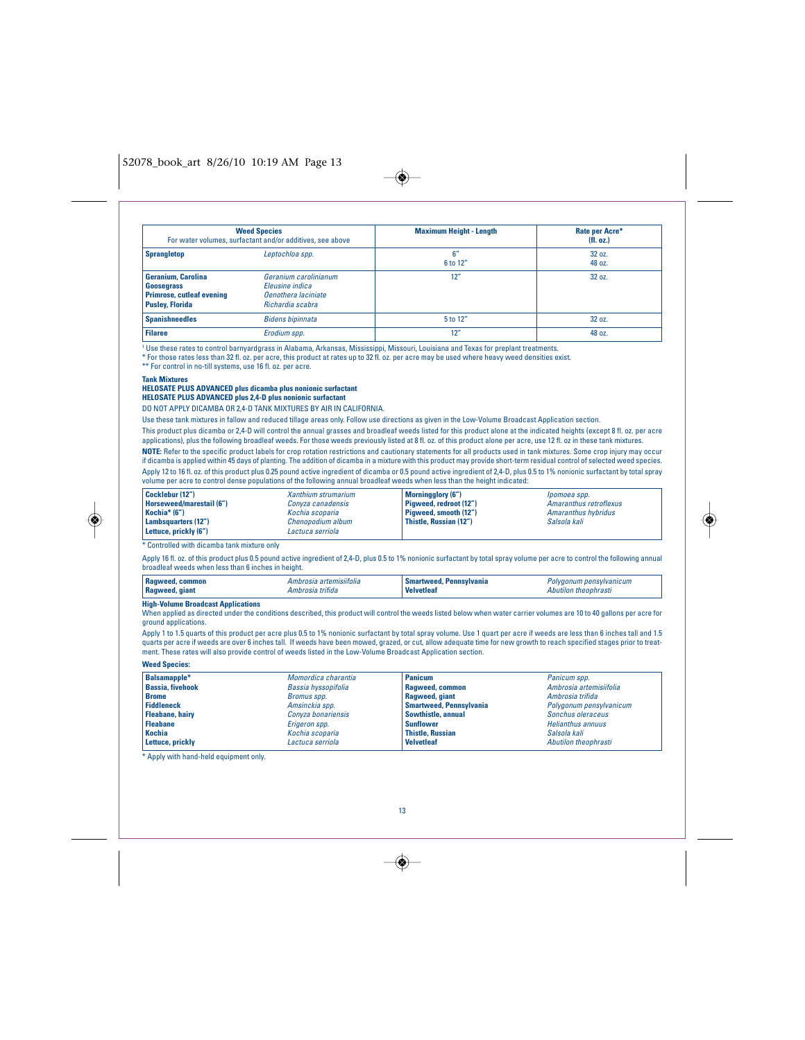| Weed Species<br>For water volumes, surfactant and/or additives, see above | | Maximum Height - Length | Rate per Acre*<br>(fl. oz.) |
|---|---|---|---|
| **Sprangletop** | *Leptochloa spp.* | 6"<br>6 to 12" | 32 oz.<br>48 oz. |
| **Geranium, Carolina**<br>**Goosegrass**<br>**Primrose, cutleaf evening**<br>**Pusley, Florida** | *Geranium carolinianum*<br>*Eleusine indica*<br>*Oenothera laciniate*<br>*Richardia scabra* | 12" | 32 oz. |
| **Spanishneedles** | *Bidens bipinnata* | 5 to 12" | 32 oz. |
| **Filaree** | *Erodium spp.* | 12" | 48 oz. |

[1] Use these rates to control barnyardgrass in Alabama, Arkansas, Mississippi, Missouri, Louisiana and Texas for preplant treatments.

* For those rates less than 32 fl. oz. per acre, this product at rates up to 32 fl. oz. per acre may be used where heavy weed densities exist.

** For control in no-till systems, use 16 fl. oz. per acre.

**Tank Mixtures**

**HELOSATE PLUS ADVANCED plus dicamba plus nonionic surfactant**
**HELOSATE PLUS ADVANCED plus 2,4-D plus nonionic surfactant**

DO NOT APPLY DICAMBA OR 2,4-D TANK MIXTURES BY AIR IN CALIFORNIA.

Use these tank mixtures in fallow and reduced tillage areas only. Follow use directions as given in the Low-Volume Broadcast Application section.

This product plus dicamba or 2,4-D will control the annual grasses and broadleaf weeds listed for this product alone at the indicated heights (except 8 fl. oz. per acre applications), plus the following broadleaf weeds. For those weeds previously listed at 8 fl. oz. of this product alone per acre, use 12 fl. oz in these tank mixtures.

**NOTE:** Refer to the specific product labels for crop rotation restrictions and cautionary statements for all products used in tank mixtures. Some crop injury may occur if dicamba is applied within 45 days of planting. The addition of dicamba in a mixture with this product may provide short-term residual control of selected weed species.

Apply 12 to 16 fl. oz. of this product plus 0.25 pound active ingredient of dicamba or 0.5 pound active ingredient of 2,4-D, plus 0.5 to 1% nonionic surfactant by total spray volume per acre to control dense populations of the following annual broadleaf weeds when less than the height indicated:

| | | | |
|---|---|---|---|
| **Cocklebur (12")** | *Xanthium strumarium* | **Morningglory (6")** | *Ipomoea spp.* |
| **Horseweed/marestail (6")** | *Conyza canadensis* | **Pigweed, redroot (12")** | *Amaranthus retroflexus* |
| **Kochia* (6")** | *Kochia scoparia* | **Pigweed, smooth (12")** | *Amaranthus hybridus* |
| **Lambsquarters (12")** | *Chenopodium album* | **Thistle, Russian (12")** | *Salsola kali* |
| **Lettuce, prickly (6")** | *Lactuca serriola* | | |

* Controlled with dicamba tank mixture only

Apply 16 fl. oz. of this product plus 0.5 pound active ingredient of 2,4-D, plus 0.5 to 1% nonionic surfactant by total spray volume per acre to control the following annual broadleaf weeds when less than 6 inches in height.

| | | | |
|---|---|---|---|
| **Ragweed, common** | *Ambrosia artemisiifolia* | **Smartweed, Pennsylvania** | *Polygonum pensylvanicum* |
| **Ragweed, giant** | *Ambrosia trifida* | **Velvetleaf** | *Abutilon theophrasti* |

**High-Volume Broadcast Applications**

When applied as directed under the conditions described, this product will control the weeds listed below when water carrier volumes are 10 to 40 gallons per acre for ground applications.

Apply 1 to 1.5 quarts of this product per acre plus 0.5 to 1% nonionic surfactant by total spray volume. Use 1 quart per acre if weeds are less than 6 inches tall and 1.5 quarts per acre if weeds are over 6 inches tall. If weeds have been mowed, grazed, or cut, allow adequate time for new growth to reach specified stages prior to treatment. These rates will also provide control of weeds listed in the Low-Volume Broadcast Application section.

**Weed Species:**

| | | | |
|---|---|---|---|
| **Balsamapple*** | *Momordica charantia* | **Panicum** | *Panicum spp.* |
| **Bassia, fivehook** | *Bassia hyssopifolia* | **Ragweed, common** | *Ambrosia artemisiifolia* |
| **Brome** | *Bromus spp.* | **Ragweed, giant** | *Ambrosia trifida* |
| **Fiddleneck** | *Amsinckia spp.* | **Smartweed, Pennsylvania** | *Polygonum pensylvanicum* |
| **Fleabane, hairy** | *Conyza bonariensis* | **Sowthistle, annual** | *Sonchus oleraceus* |
| **Fleabane** | *Erigeron spp.* | **Sunflower** | *Helianthus annuus* |
| **Kochia** | *Kochia scoparia* | **Thistle, Russian** | *Salsola kali* |
| **Lettuce, prickly** | *Lactuca serriola* | **Velvetleaf** | *Abutilon theophrasti* |

* Apply with hand-held equipment only.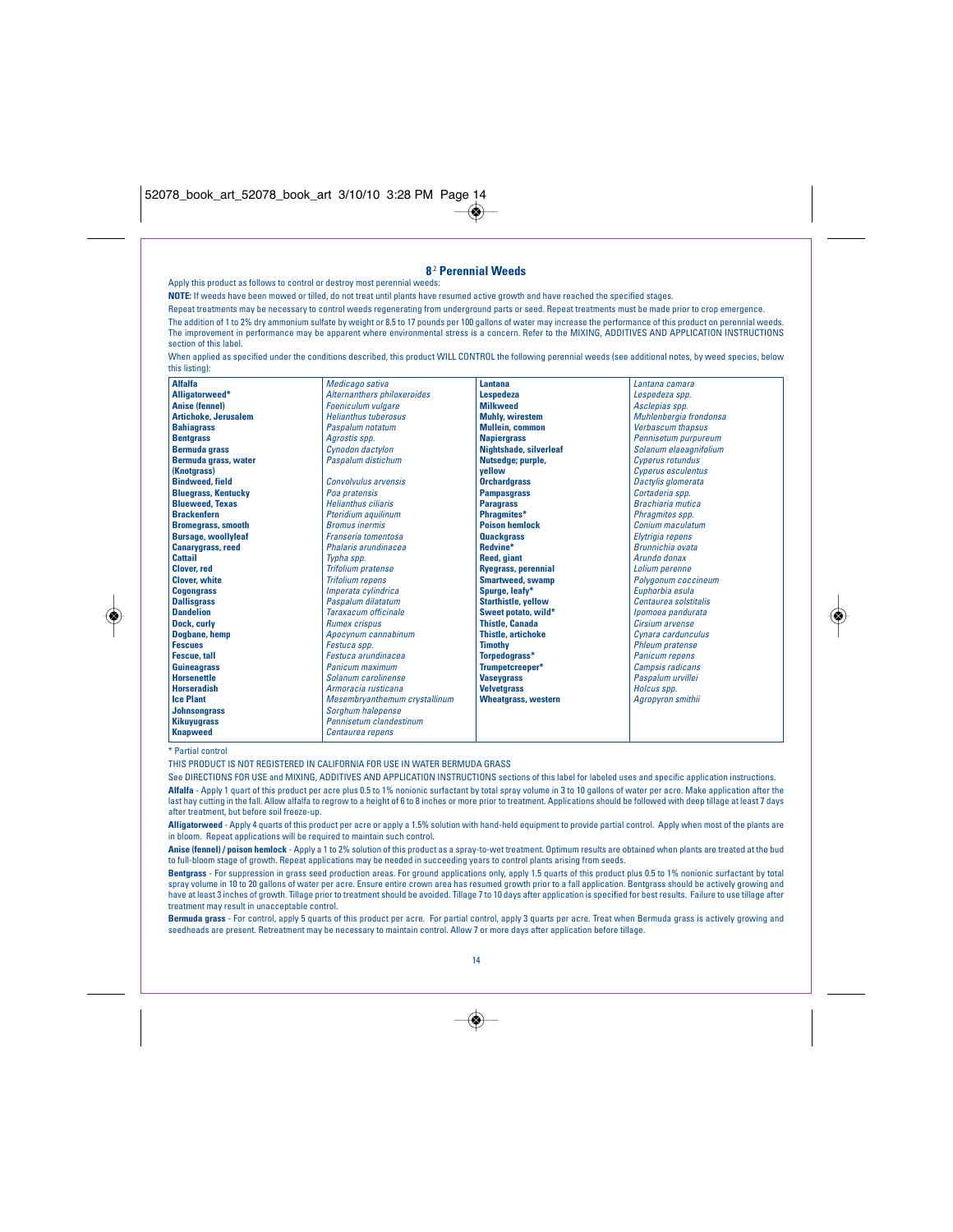## 8.2 Perennial Weeds

Apply this product as follows to control or destroy most perennial weeds:

**NOTE:** If weeds have been mowed or tilled, do not treat until plants have resumed active growth and have reached the specified stages.

Repeat treatments may be necessary to control weeds regenerating from underground parts or seed. Repeat treatments must be made prior to crop emergence.

The addition of 1 to 2% dry ammonium sulfate by weight or 8.5 to 17 pounds per 100 gallons of water may increase the performance of this product on perennial weeds. The improvement in performance may be apparent where environmental stress is a concern. Refer to the MIXING, ADDITIVES AND APPLICATION INSTRUCTIONS section of this label.

When applied as specified under the conditions described, this product WILL CONTROL the following perennial weeds (see additional notes, by weed species, below this listing):

| | | | |
|---|---|---|---|
| **Alfalfa** | *Medicago sativa* | **Lantana** | *Lantana camara* |
| **Alligatorweed*** | *Alternanthers philoxeroides* | **Lespedeza** | *Lespedeza spp.* |
| **Anise (fennel)** | *Foeniculum vulgare* | **Milkweed** | *Asclepias spp.* |
| **Artichoke, Jerusalem** | *Helianthus tuberosus* | **Muhly, wirestem** | *Muhlenbergia frondonsa* |
| **Bahiagrass** | *Paspalum notatum* | **Mullein, common** | *Verbascum thapsus* |
| **Bentgrass** | *Agrostis spp.* | **Napiergrass** | *Pennisetum purpureum* |
| **Bermuda grass** | *Cynodon dactylon* | **Nightshade, silverleaf** | *Solanum elaeagnifolium* |
| **Bermuda grass, water (Knotgrass)** | *Paspalum distichum* | **Nutsedge; purple, yellow** | *Cyperus rotundus* / *Cyperus esculentus* |
| **Bindweed, field** | *Convolvulus arvensis* | **Orchardgrass** | *Dactylis glomerata* |
| **Bluegrass, Kentucky** | *Poa pratensis* | **Pampasgrass** | *Cortaderia spp.* |
| **Blueweed, Texas** | *Helianthus ciliaris* | **Paragrass** | *Brachiaria mutica* |
| **Brackenfern** | *Pteridium aquilinum* | **Phragmites*** | *Phragmites spp.* |
| **Bromegrass, smooth** | *Bromus inermis* | **Poison hemlock** | *Conium maculatum* |
| **Bursage, woollyleaf** | *Franseria tomentosa* | **Quackgrass** | *Elytrigia repens* |
| **Canarygrass, reed** | *Phalaris arundinacea* | **Redvine*** | *Brunnichia ovata* |
| **Cattail** | *Typha spp.* | **Reed, giant** | *Arundo donax* |
| **Clover, red** | *Trifolium pratense* | **Ryegrass, perennial** | *Lolium perenne* |
| **Clover, white** | *Trifolium repens* | **Smartweed, swamp** | *Polygonum coccineum* |
| **Cogongrass** | *Imperata cylindrica* | **Spurge, leafy*** | *Euphorbia esula* |
| **Dallisgrass** | *Paspalum dilatatum* | **Starthistle, yellow** | *Centaurea solstitalis* |
| **Dandelion** | *Taraxacum officinale* | **Sweet potato, wild*** | *Ipomoea pandurata* |
| **Dock, curly** | *Rumex crispus* | **Thistle, Canada** | *Cirsium arvense* |
| **Dogbane, hemp** | *Apocynum cannabinum* | **Thistle, artichoke** | *Cynara cardunculus* |
| **Fescues** | *Festuca spp.* | **Timothy** | *Phleum pratense* |
| **Fescue, tall** | *Festuca arundinacea* | **Torpedograss*** | *Panicum repens* |
| **Guineagrass** | *Panicum maximum* | **Trumpetcreeper*** | *Campsis radicans* |
| **Horsenettle** | *Solanum carolinense* | **Vaseygrass** | *Paspalum urvillei* |
| **Horseradish** | *Armoracia rusticana* | **Velvetgrass** | *Holcus spp.* |
| **Ice Plant** | *Mesembryanthemum crystallinum* | **Wheatgrass, western** | *Agropyron smithii* |
| **Johnsongrass** | *Sorghum halepense* | | |
| **Kikuyugrass** | *Pennisetum clandestinum* | | |
| **Knapweed** | *Centaurea repens* | | |

\* Partial control

THIS PRODUCT IS NOT REGISTERED IN CALIFORNIA FOR USE IN WATER BERMUDA GRASS

See DIRECTIONS FOR USE and MIXING, ADDITIVES AND APPLICATION INSTRUCTIONS sections of this label for labeled uses and specific application instructions.

**Alfalfa** - Apply 1 quart of this product per acre plus 0.5 to 1% nonionic surfactant by total spray volume in 3 to 10 gallons of water per acre. Make application after the last hay cutting in the fall. Allow alfalfa to regrow to a height of 6 to 8 inches or more prior to treatment. Applications should be followed with deep tillage at least 7 days after treatment, but before soil freeze-up.

**Alligatorweed** - Apply 4 quarts of this product per acre or apply a 1.5% solution with hand-held equipment to provide partial control. Apply when most of the plants are in bloom. Repeat applications will be required to maintain such control.

**Anise (fennel) / poison hemlock** - Apply a 1 to 2% solution of this product as a spray-to-wet treatment. Optimum results are obtained when plants are treated at the bud to full-bloom stage of growth. Repeat applications may be needed in succeeding years to control plants arising from seeds.

**Bentgrass** - For suppression in grass seed production areas. For ground applications only, apply 1.5 quarts of this product plus 0.5 to 1% nonionic surfactant by total spray volume in 10 to 20 gallons of water per acre. Ensure entire crown area has resumed growth prior to a fall application. Bentgrass should be actively growing and have at least 3 inches of growth. Tillage prior to treatment should be avoided. Tillage 7 to 10 days after application is specified for best results. Failure to use tillage after treatment may result in unacceptable control.

**Bermuda grass** - For control, apply 5 quarts of this product per acre. For partial control, apply 3 quarts per acre. Treat when Bermuda grass is actively growing and seedheads are present. Retreatment may be necessary to maintain control. Allow 7 or more days after application before tillage.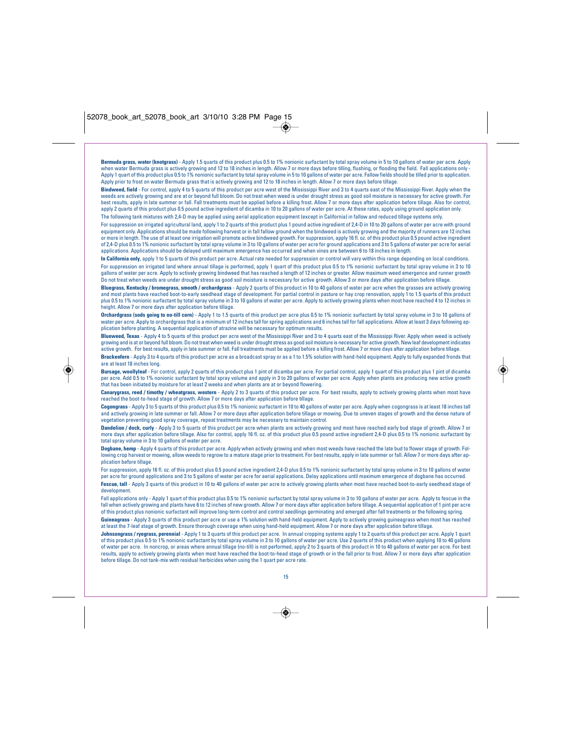**Bermuda grass, water (knotgrass)** - Apply 1.5 quarts of this product plus 0.5 to 1% nonionic surfactant by total spray volume in 5 to 10 gallons of water per acre. Apply when water Bermuda grass is actively growing and 12 to 18 inches in length. Allow 7 or more days before tilling, flushing, or flooding the field. Fall applications only - Apply 1 quart of this product plus 0.5 to 1% nonionic surfactant by total spray volume in 5 to 10 gallons of water per acre. Fallow fields should be tilled prior to application. Apply prior to frost on water Bermuda grass that is actively growing and 12 to 18 inches in length. Allow 7 or more days before tillage.

**Bindweed, field** - For control, apply 4 to 5 quarts of this product per acre west of the Mississippi River and 3 to 4 quarts east of the Mississippi River. Apply when the weeds are actively growing and are at or beyond full bloom. Do not treat when weed is under drought stress as good soil moisture is necessary for active growth. For best results, apply in late summer or fall. Fall treatments must be applied before a killing frost. Allow 7 or more days after application before tillage. Also for control, apply 2 quarts of this product plus 0.5 pound active ingredient of dicamba in 10 to 20 gallons of water per acre. At these rates, apply using ground application only.

The following tank mixtures with 2,4-D may be applied using aerial application equipment (except in California) in fallow and reduced tillage systems only.

For suppression on irrigated agricultural land, apply 1 to 2 quarts of this product plus 1 pound active ingredient of 2,4-D in 10 to 20 gallons of water per acre with ground equipment only. Applications should be made following harvest or in fall fallow ground when the bindweed is actively growing and the majority of runners are 12 inches or more in length. The use of at least one irrigation will promote active bindweed growth. For suppression, apply 16 fl. oz. of this product plus 0.5 pound active ingredient of 2,4-D plus 0.5 to 1% nonionic surfactant by total spray volume in 3 to 10 gallons of water per acre for ground applications and 3 to 5 gallons of water per acre for aerial applications. Applications should be delayed until maximum emergence has occurred and when vines are between 6 to 18 inches in length.

**In California only**, apply 1 to 5 quarts of this product per acre. Actual rate needed for suppression or control will vary within this range depending on local conditions.

For suppression on irrigated land where annual tillage is performed, apply 1 quart of this product plus 0.5 to 1% nonionic surfactant by total spray volume in 3 to 10 gallons of water per acre. Apply to actively growing bindweed that has reached a length of 12 inches or greater. Allow maximum weed emergence and runner growth Do not treat when weeds are under drought stress as good soil moisture is necessary for active growth. Allow 3 or more days after application before tillage.

**Bluegrass, Kentucky / bromegrass, smooth / orchardgrass** - Apply 2 quarts of this product in 10 to 40 gallons of water per acre when the grasses are actively growing and most plants have reached boot-to-early seedhead stage of development. For partial control in pasture or hay crop renovation, apply 1 to 1.5 quarts of this product plus 0.5 to 1% nonionic surfactant by total spray volume in 3 to 10 gallons of water per acre. Apply to actively growing plants when most have reached 4 to 12 inches in height. Allow 7 or more days after application before tillage.

**Orchardgrass (sods going to no-till corn)** - Apply 1 to 1.5 quarts of this product per acre plus 0.5 to 1% nonionic surfactant by total spray volume in 3 to 10 gallons of water per acre. Apply to orchardgrass that is a minimum of 12 inches tall for spring applications and 6 inches tall for fall applications. Allow at least 3 days following application before planting. A sequential application of atrazine will be necessary for optimum results.

**Blueweed, Texas** - Apply 4 to 5 quarts of this product per acre west of the Mississippi River and 3 to 4 quarts east of the Mississippi River. Apply when weed is actively growing and is at or beyond full bloom. Do not treat when weed is under drought stress as good soil moisture is necessary for active growth. New leaf development indicates active growth. For best results, apply in late summer or fall. Fall treatments must be applied before a killing frost. Allow 7 or more days after application before tillage.

**Brackenfern** - Apply 3 to 4 quarts of this product per acre as a broadcast spray or as a 1 to 1.5% solution with hand-held equipment. Apply to fully expanded fronds that are at least 18 inches long.

**Bursage, woollyleaf** - For control, apply 2 quarts of this product plus 1 pint of dicamba per acre. For partial control, apply 1 quart of this product plus 1 pint of dicamba per acre. Add 0.5 to 1% nonionic surfactant by total spray volume and apply in 3 to 20 gallons of water per acre. Apply when plants are producing new active growth that has been initiated by moisture for at least 2 weeks and when plants are at or beyond flowering.

**Canarygrass, reed / timothy / wheatgrass, western** - Apply 2 to 3 quarts of this product per acre. For best results, apply to actively growing plants when most have reached the boot-to-head stage of growth. Allow 7 or more days after application before tillage.

**Cogongrass** - Apply 3 to 5 quarts of this product plus 0.5 to 1% nonionic surfactant in 10 to 40 gallons of water per acre. Apply when cogongrass is at least 18 inches tall and actively growing in late summer or fall. Allow 7 or more days after application before tillage or mowing. Due to uneven stages of growth and the dense nature of vegetation preventing good spray coverage, repeat treatments may be necessary to maintain control.

**Dandelion / dock, curly** - Apply 3 to 5 quarts of this product per acre when plants are actively growing and most have reached early bud stage of growth. Allow 7 or more days after application before tillage. Also for control, apply 16 fl. oz. of this product plus 0.5 pound active ingredient 2,4-D plus 0.5 to 1% nonionic surfactant by total spray volume in 3 to 10 gallons of water per acre.

**Dogbane, hemp** - Apply 4 quarts of this product per acre. Apply when actively growing and when most weeds have reached the late bud to flower stage of growth. Following crop harvest or mowing, allow weeds to regrow to a mature stage prior to treatment. For best results, apply in late summer or fall. Allow 7 or more days after application before tillage.

For suppression, apply 16 fl. oz. of this product plus 0.5 pound active ingredient 2,4-D plus 0.5 to 1% nonionic surfactant by total spray volume in 3 to 10 gallons of water per acre for ground applications and 3 to 5 gallons of water per acre for aerial applications. Delay applications until maximum emergence of dogbane has occurred.

**Fescue, tall** - Apply 3 quarts of this product in 10 to 40 gallons of water per acre to actively growing plants when most have reached boot-to-early seedhead stage of development.

Fall applications only - Apply 1 quart of this product plus 0.5 to 1% nonionic surfactant by total spray volume in 3 to 10 gallons of water per acre. Apply to fescue in the fall when actively growing and plants have 6 to 12 inches of new growth. Allow 7 or more days after application before tillage. A sequential application of 1 pint per acre of this product plus nonionic surfactant will improve long-term control and control seedlings germinating and emerged after fall treatments or the following spring.

**Guineagrass** - Apply 3 quarts of this product per acre or use a 1% solution with hand-held equipment. Apply to actively growing guineagrass when most has reached at least the 7-leaf stage of growth. Ensure thorough coverage when using hand-held equipment. Allow 7 or more days after application before tillage.

**Johnsongrass / ryegrass, perennial** - Apply 1 to 3 quarts of this product per acre. In annual cropping systems apply 1 to 2 quarts of this product per acre. Apply 1 quart of this product plus 0.5 to 1% nonionic surfactant by total spray volume in 3 to 10 gallons of water per acre. Use 2 quarts of this product when applying 10 to 40 gallons of water per acre. In noncrop, or areas where annual tillage (no-till) is not performed, apply 2 to 3 quarts of this product in 10 to 40 gallons of water per acre. For best results, apply to actively growing plants when most have reached the boot-to-head stage of growth or in the fall prior to frost. Allow 7 or more days after application before tillage. Do not tank-mix with residual herbicides when using the 1 quart per acre rate.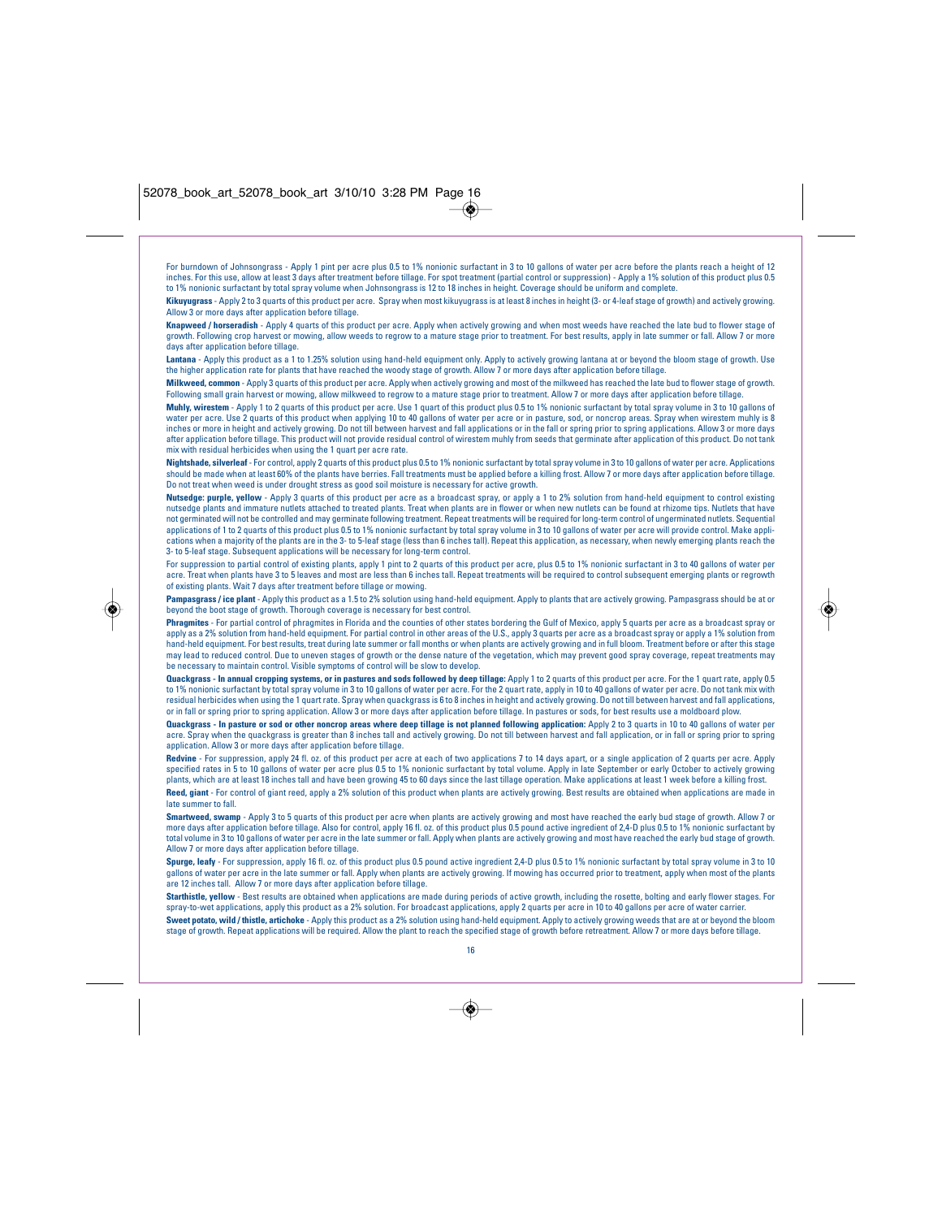For burndown of Johnsongrass - Apply 1 pint per acre plus 0.5 to 1% nonionic surfactant in 3 to 10 gallons of water per acre before the plants reach a height of 12 inches. For this use, allow at least 3 days after treatment before tillage. For spot treatment (partial control or suppression) - Apply a 1% solution of this product plus 0.5 to 1% nonionic surfactant by total spray volume when Johnsongrass is 12 to 18 inches in height. Coverage should be uniform and complete.

**Kikuyugrass** - Apply 2 to 3 quarts of this product per acre. Spray when most kikuyugrass is at least 8 inches in height (3- or 4-leaf stage of growth) and actively growing. Allow 3 or more days after application before tillage.

**Knapweed / horseradish** - Apply 4 quarts of this product per acre. Apply when actively growing and when most weeds have reached the late bud to flower stage of growth. Following crop harvest or mowing, allow weeds to regrow to a mature stage prior to treatment. For best results, apply in late summer or fall. Allow 7 or more days after application before tillage.

**Lantana** - Apply this product as a 1 to 1.25% solution using hand-held equipment only. Apply to actively growing lantana at or beyond the bloom stage of growth. Use the higher application rate for plants that have reached the woody stage of growth. Allow 7 or more days after application before tillage.

**Milkweed, common** - Apply 3 quarts of this product per acre. Apply when actively growing and most of the milkweed has reached the late bud to flower stage of growth. Following small grain harvest or mowing, allow milkweed to regrow to a mature stage prior to treatment. Allow 7 or more days after application before tillage.

**Muhly, wirestem** - Apply 1 to 2 quarts of this product per acre. Use 1 quart of this product plus 0.5 to 1% nonionic surfactant by total spray volume in 3 to 10 gallons of water per acre. Use 2 quarts of this product when applying 10 to 40 gallons of water per acre or in pasture, sod, or noncrop areas. Spray when wirestem muhly is 8 inches or more in height and actively growing. Do not till between harvest and fall applications or in the fall or spring prior to spring applications. Allow 3 or more days after application before tillage. This product will not provide residual control of wirestem muhly from seeds that germinate after application of this product. Do not tank mix with residual herbicides when using the 1 quart per acre rate.

**Nightshade, silverleaf** - For control, apply 2 quarts of this product plus 0.5 to 1% nonionic surfactant by total spray volume in 3 to 10 gallons of water per acre. Applications should be made when at least 60% of the plants have berries. Fall treatments must be applied before a killing frost. Allow 7 or more days after application before tillage. Do not treat when weed is under drought stress as good soil moisture is necessary for active growth.

**Nutsedge: purple, yellow** - Apply 3 quarts of this product per acre as a broadcast spray, or apply a 1 to 2% solution from hand-held equipment to control existing nutsedge plants and immature nutlets attached to treated plants. Treat when plants are in flower or when new nutlets can be found at rhizome tips. Nutlets that have not germinated will not be controlled and may germinate following treatment. Repeat treatments will be required for long-term control of ungerminated nutlets. Sequential applications of 1 to 2 quarts of this product plus 0.5 to 1% nonionic surfactant by total spray volume in 3 to 10 gallons of water per acre will provide control. Make applications when a majority of the plants are in the 3- to 5-leaf stage (less than 6 inches tall). Repeat this application, as necessary, when newly emerging plants reach the 3- to 5-leaf stage. Subsequent applications will be necessary for long-term control.

For suppression to partial control of existing plants, apply 1 pint to 2 quarts of this product per acre, plus 0.5 to 1% nonionic surfactant in 3 to 40 gallons of water per acre. Treat when plants have 3 to 5 leaves and most are less than 6 inches tall. Repeat treatments will be required to control subsequent emerging plants or regrowth of existing plants. Wait 7 days after treatment before tillage or mowing.

**Pampasgrass / ice plant** - Apply this product as a 1.5 to 2% solution using hand-held equipment. Apply to plants that are actively growing. Pampasgrass should be at or beyond the boot stage of growth. Thorough coverage is necessary for best control.

**Phragmites** - For partial control of phragmites in Florida and the counties of other states bordering the Gulf of Mexico, apply 5 quarts per acre as a broadcast spray or apply as a 2% solution from hand-held equipment. For partial control in other areas of the U.S., apply 3 quarts per acre as a broadcast spray or apply a 1% solution from hand-held equipment. For best results, treat during late summer or fall months or when plants are actively growing and in full bloom. Treatment before or after this stage may lead to reduced control. Due to uneven stages of growth or the dense nature of the vegetation, which may prevent good spray coverage, repeat treatments may be necessary to maintain control. Visible symptoms of control will be slow to develop.

**Quackgrass - In annual cropping systems, or in pastures and sods followed by deep tillage:** Apply 1 to 2 quarts of this product per acre. For the 1 quart rate, apply 0.5 to 1% nonionic surfactant by total spray volume in 3 to 10 gallons of water per acre. For the 2 quart rate, apply in 10 to 40 gallons of water per acre. Do not tank mix with residual herbicides when using the 1 quart rate. Spray when quackgrass is 6 to 8 inches in height and actively growing. Do not till between harvest and fall applications, or in fall or spring prior to spring application. Allow 3 or more days after application before tillage. In pastures or sods, for best results use a moldboard plow.

**Quackgrass - In pasture or sod or other noncrop areas where deep tillage is not planned following application:** Apply 2 to 3 quarts in 10 to 40 gallons of water per acre. Spray when the quackgrass is greater than 8 inches tall and actively growing. Do not till between harvest and fall application, or in fall or spring prior to spring application. Allow 3 or more days after application before tillage.

**Redvine** - For suppression, apply 24 fl. oz. of this product per acre at each of two applications 7 to 14 days apart, or a single application of 2 quarts per acre. Apply specified rates in 5 to 10 gallons of water per acre plus 0.5 to 1% nonionic surfactant by total volume. Apply in late September or early October to actively growing plants, which are at least 18 inches tall and have been growing 45 to 60 days since the last tillage operation. Make applications at least 1 week before a killing frost.

**Reed, giant** - For control of giant reed, apply a 2% solution of this product when plants are actively growing. Best results are obtained when applications are made in late summer to fall.

**Smartweed, swamp** - Apply 3 to 5 quarts of this product per acre when plants are actively growing and most have reached the early bud stage of growth. Allow 7 or more days after application before tillage. Also for control, apply 16 fl. oz. of this product plus 0.5 pound active ingredient of 2,4-D plus 0.5 to 1% nonionic surfactant by total volume in 3 to 10 gallons of water per acre in the late summer or fall. Apply when plants are actively growing and most have reached the early bud stage of growth. Allow 7 or more days after application before tillage.

**Spurge, leafy** - For suppression, apply 16 fl. oz. of this product plus 0.5 pound active ingredient 2,4-D plus 0.5 to 1% nonionic surfactant by total spray volume in 3 to 10 gallons of water per acre in the late summer or fall. Apply when plants are actively growing. If mowing has occurred prior to treatment, apply when most of the plants are 12 inches tall. Allow 7 or more days after application before tillage.

**Starthistle, yellow** - Best results are obtained when applications are made during periods of active growth, including the rosette, bolting and early flower stages. For spray-to-wet applications, apply this product as a 2% solution. For broadcast applications, apply 2 quarts per acre in 10 to 40 gallons per acre of water carrier.

**Sweet potato, wild / thistle, artichoke** - Apply this product as a 2% solution using hand-held equipment. Apply to actively growing weeds that are at or beyond the bloom stage of growth. Repeat applications will be required. Allow the plant to reach the specified stage of growth before retreatment. Allow 7 or more days before tillage.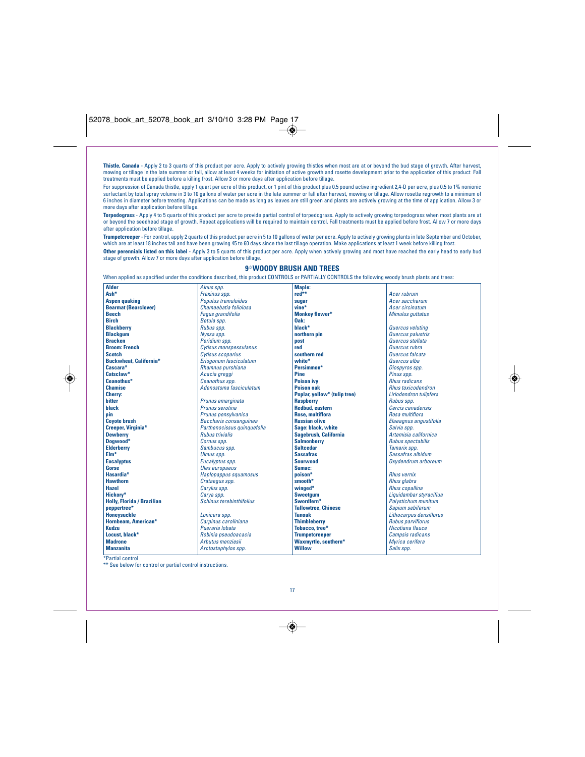**Thistle, Canada** - Apply 2 to 3 quarts of this product per acre. Apply to actively growing thistles when most are at or beyond the bud stage of growth. After harvest, mowing or tillage in the late summer or fall, allow at least 4 weeks for initiation of active growth and rosette development prior to the application of this product Fall treatments must be applied before a killing frost. Allow 3 or more days after application before tillage.

For suppression of Canada thistle, apply 1 quart per acre of this product, or 1 pint of this product plus 0.5 pound active ingredient 2,4-D per acre, plus 0.5 to 1% nonionic surfactant by total spray volume in 3 to 10 gallons of water per acre in the late summer or fall after harvest, mowing or tillage. Allow rosette regrowth to a minimum of 6 inches in diameter before treating. Applications can be made as long as leaves are still green and plants are actively growing at the time of application. Allow 3 or more days after application before tillage.

**Torpedograss** - Apply 4 to 5 quarts of this product per acre to provide partial control of torpedograss. Apply to actively growing torpedograss when most plants are at or beyond the seedhead stage of growth. Repeat applications will be required to maintain control. Fall treatments must be applied before frost. Allow 7 or more days after application before tillage.

**Trumpetcreeper** - For control, apply 2 quarts of this product per acre in 5 to 10 gallons of water per acre. Apply to actively growing plants in late September and October, which are at least 18 inches tall and have been growing 45 to 60 days since the last tillage operation. Make applications at least 1 week before killing frost.

**Other perennials listed on this label** - Apply 3 to 5 quarts of this product per acre. Apply when actively growing and most have reached the early head to early bud stage of growth. Allow 7 or more days after application before tillage.

## 9.0 WOODY BRUSH AND TREES

When applied as specified under the conditions described, this product CONTROLS or PARTIALLY CONTROLS the following woody brush plants and trees:

| | | | |
|---|---|---|---|
| **Alder** | *Alnus spp.* | **Maple:** | |
| **Ash*** | *Fraxinus spp.* | **red**** | *Acer rubrum* |
| **Aspen quaking** | *Populus tremuloides* | **sugar** | *Acer saccharum* |
| **Bearmat (Bearclover)** | *Chamaebatia foliolosa* | **vine*** | *Acer circinatum* |
| **Beech** | *Fagus grandifolia* | **Monkey flower*** | *Mimulus guttatus* |
| **Birch** | *Betula spp.* | **Oak:** | |
| **Blackberry** | *Rubus spp.* | **black*** | *Quercus veluting* |
| **Blackgum** | *Nyssa spp.* | **northern pin** | *Quercus palustris* |
| **Bracken** | *Peridium spp.* | **post** | *Quercus stellata* |
| **Broom: French** | *Cytisus monspessulanus* | **red** | *Quercus rubra* |
| **Scotch** | *Cytisus scoparius* | **southern red** | *Quercus falcata* |
| **Buckwheat, California*** | *Eriogonum fasciculatum* | **white*** | *Quercus alba* |
| **Cascara*** | *Rhamnus purshiana* | **Persimmon*** | *Diospyros spp.* |
| **Catsclaw*** | *Acacia greggi* | **Pine** | *Pinus spp.* |
| **Ceanothus*** | *Ceanothus spp.* | **Poison ivy** | *Rhus radicans* |
| **Chamise** | *Adenostoma fasciculatum* | **Poison oak** | *Rhus toxicodendron* |
| **Cherry:** | | **Poplar, yellow* (tulip tree)** | *Liriodendron tulipfera* |
| **bitter** | *Prunus emarginata* | **Raspberry** | *Rubus spp.* |
| **black** | *Prunus serotina* | **Redbud, eastern** | *Cercis canadensis* |
| **pin** | *Prunus pensylvanica* | **Rose, multiflora** | *Rosa multiflora* |
| **Coyote brush** | *Baccharis consanguinea* | **Russian olive** | *Elaeagnus angustifolia* |
| **Creeper, Virginia*** | *Parthenocissus quinquefolia* | **Sage: black, white** | *Salvia spp.* |
| **Dewberry** | *Rubus trivialis* | **Sagebrush, California** | *Artemisia californica* |
| **Dogwood*** | *Cornus spp.* | **Salmonberry** | *Rubus spectabilis* |
| **Elderberry** | *Sambucus spp.* | **Saltcedar** | *Tamarix spp.* |
| **Elm*** | *Ulmus spp.* | **Sassafras** | *Sassafras albidum* |
| **Eucalyptus** | *Eucalyptus spp.* | **Sourwood** | *Oxydendrum arboreum* |
| **Gorse** | *Ulex europaeus* | **Sumac:** | |
| **Hasardia*** | *Haplopappus squamosus* | **poison*** | *Rhus vernix* |
| **Hawthorn** | *Crataegus spp.* | **smooth*** | *Rhus glabra* |
| **Hazel** | *Carylus spp.* | **winged*** | *Rhus copallina* |
| **Hickory*** | *Carya spp.* | **Sweetgum** | *Liquidambar styraciflua* |
| **Holly, Florida / Brazilian** | *Schinus terebinthifolius* | **Swordfern*** | *Polystichum munitum* |
| **peppertree*** | | **Tallowtree, Chinese** | *Sapium sebiferum* |
| **Honeysuckle** | *Lonicera spp.* | **Tanoak** | *Lithocarpus densiflorus* |
| **Hornbeam, American*** | *Carpinus caroliniana* | **Thimbleberry** | *Rubus parviflorus* |
| **Kudzu** | *Pueraria lobata* | **Tobacco, tree*** | *Nicotiana flauce* |
| **Locust, black*** | *Robinia pseudoacacia* | **Trumpetcreeper** | *Campsis radicans* |
| **Madrone** | *Arbutus menziesii* | **Waxmyrtle, southern*** | *Myrica cerifera* |
| **Manzanita** | *Arctostaphylos spp.* | **Willow** | *Salix spp.* |

*Partial control

** See below for control or partial control instructions.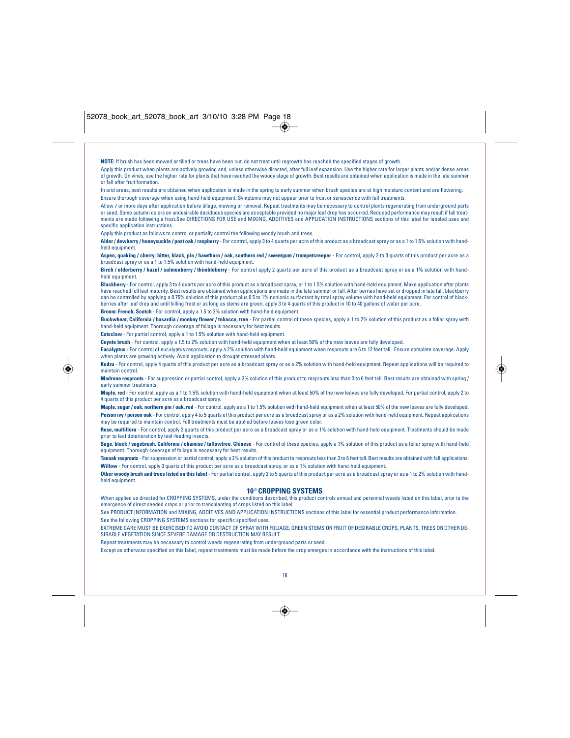**NOTE:** If brush has been mowed or tilled or trees have been cut, do not treat until regrowth has reached the specified stages of growth.

Apply this product when plants are actively growing and, unless otherwise directed, after full leaf expansion. Use the higher rate for larger plants and/or dense areas of growth. On vines, use the higher rate for plants that have reached the woody stage of growth. Best results are obtained when application is made in the late summer or fall after fruit formation.

In arid areas, best results are obtained when application is made in the spring to early summer when brush species are at high moisture content and are flowering.

Ensure thorough coverage when using hand-held equipment. Symptoms may not appear prior to frost or senescence with fall treatments.

Allow 7 or more days after application before tillage, mowing or removal. Repeat treatments may be necessary to control plants regenerating from underground parts or seed. Some autumn colors on undesirable deciduous species are acceptable provided no major leaf drop has occurred. Reduced performance may result if fall treatments are made following a frost.See DIRECTIONS FOR USE and MIXING, ADDITIVES and APPLICATION INSTRUCTIONS sections of this label for labeled uses and specific application instructions.

Apply this product as follows to control or partially control the following woody brush and trees.

**Alder / dewberry / honeysuckle / post oak / raspberry** - For control, apply 3 to 4 quarts per acre of this product as a broadcast spray or as a 1 to 1.5% solution with hand-held equipment.

**Aspen, quaking / cherry: bitter, black, pin / hawthorn / oak, southern red / sweetgum / trumpetcreeper** - For control, apply 2 to 3 quarts of this product per acre as a broadcast spray or as a 1 to 1.5% solution with hand-held equipment.

**Birch / elderberry / hazel / salmonberry / thimbleberry** - For control apply 2 quarts per acre of this product as a broadcast spray or as a 1% solution with hand-held equipment.

**Blackberry** - For control, apply 3 to 4 quarts per acre of this product as a broadcast spray, or 1 to 1.5% solution with hand-held equipment. Make application after plants have reached full leaf maturity. Best results are obtained when applications are made in the late summer or fall. After berries have set or dropped in late fall, blackberry can be controlled by applying a 0.75% solution of this product plus 0.5 to 1% nonionic surfactant by total spray volume with hand-held equipment. For control of blackberries after leaf drop and until killing frost or as long as stems are green, apply 3 to 4 quarts of this product in 10 to 40 gallons of water per acre.

**Broom: French, Scotch** - For control, apply a 1.5 to 2% solution with hand-held equipment.

**Buckwheat, California / hasardia / monkey flower / tobacco, tree** - For partial control of these species, apply a 1 to 2% solution of this product as a foliar spray with hand-held equipment. Thorough coverage of foliage is necessary for best results.

**Catsclaw** - For partial control, apply a 1 to 1.5% solution with hand-held equipment.

**Coyote brush** - For control, apply a 1.5 to 2% solution with hand-held equipment when at least 50% of the new leaves are fully developed.

**Eucalyptus** - For control of eucalyptus resprouts, apply a 2% solution with hand-held equipment when resprouts are 6 to 12 feet tall. Ensure complete coverage. Apply when plants are growing actively. Avoid application to drought stressed plants.

**Kudzu** - For control, apply 4 quarts of this product per acre as a broadcast spray or as a 2% solution with hand-held equipment. Repeat applications will be required to maintain control.

**Madrone resprouts** - For suppression or partial control, apply a 2% solution of this product to resprouts less than 3 to 6 feet tall. Best results are obtained with spring / early summer treatments.

**Maple, red** - For control, apply as a 1 to 1.5% solution with hand-held equipment when at least 50% of the new leaves are fully developed. For partial control, apply 2 to 4 quarts of this product per acre as a broadcast spray.

**Maple, sugar / oak, northern pin / oak, red** - For control, apply as a 1 to 1.5% solution with hand-held equipment when at least 50% of the new leaves are fully developed.

**Poison ivy / poison oak** - For control, apply 4 to 5 quarts of this product per acre as a broadcast spray or as a 2% solution with hand-held equipment. Repeat applications may be required to maintain control. Fall treatments must be applied before leaves lose green color.

**Rose, multiflora** - For control, apply 2 quarts of this product per acre as a broadcast spray or as a 1% solution with hand-held equipment. Treatments should be made prior to leaf deterioration by leaf-feeding insects.

**Sage, black / sagebrush, California / chamise / tallowtree, Chinese** - For control of these species, apply a 1% solution of this product as a foliar spray with hand-held equipment. Thorough coverage of foliage is necessary for best results.

**Tanoak resprouts** - For suppression or partial control, apply a 2% solution of this product to resprouts less than 3 to 6 feet tall. Best results are obtained with fall applications.

**Willow** - For control, apply 3 quarts of this product per acre as a broadcast spray, or as a 1% solution with hand-held equipment.

**Other woody brush and trees listed on this label** - For partial control, apply 2 to 5 quarts of this product per acre as a broadcast spray or as a 1 to 2% solution with hand-held equipment.

## 10.0 CROPPING SYSTEMS

When applied as directed for CROPPING SYSTEMS, under the conditions described, this product controls annual and perennial weeds listed on this label, prior to the emergence of direct seeded crops or prior to transplanting of crops listed on this label.

See PRODUCT INFORMATION and MIXING, ADDITIVES AND APPLICATION INSTRUCTIONS sections of this label for essential product performance information.

See the following CROPPING SYSTEMS sections for specific specified uses.

EXTREME CARE MUST BE EXERCISED TO AVOID CONTACT OF SPRAY WITH FOLIAGE, GREEN STEMS OR FRUIT OF DESIRABLE CROPS, PLANTS, TREES OR OTHER DESIRABLE VEGETATION SINCE SEVERE DAMAGE OR DESTRUCTION MAY RESULT.

Repeat treatments may be necessary to control weeds regenerating from underground parts or seed.

Except as otherwise specified on this label, repeat treatments must be made before the crop emerges in accordance with the instructions of this label.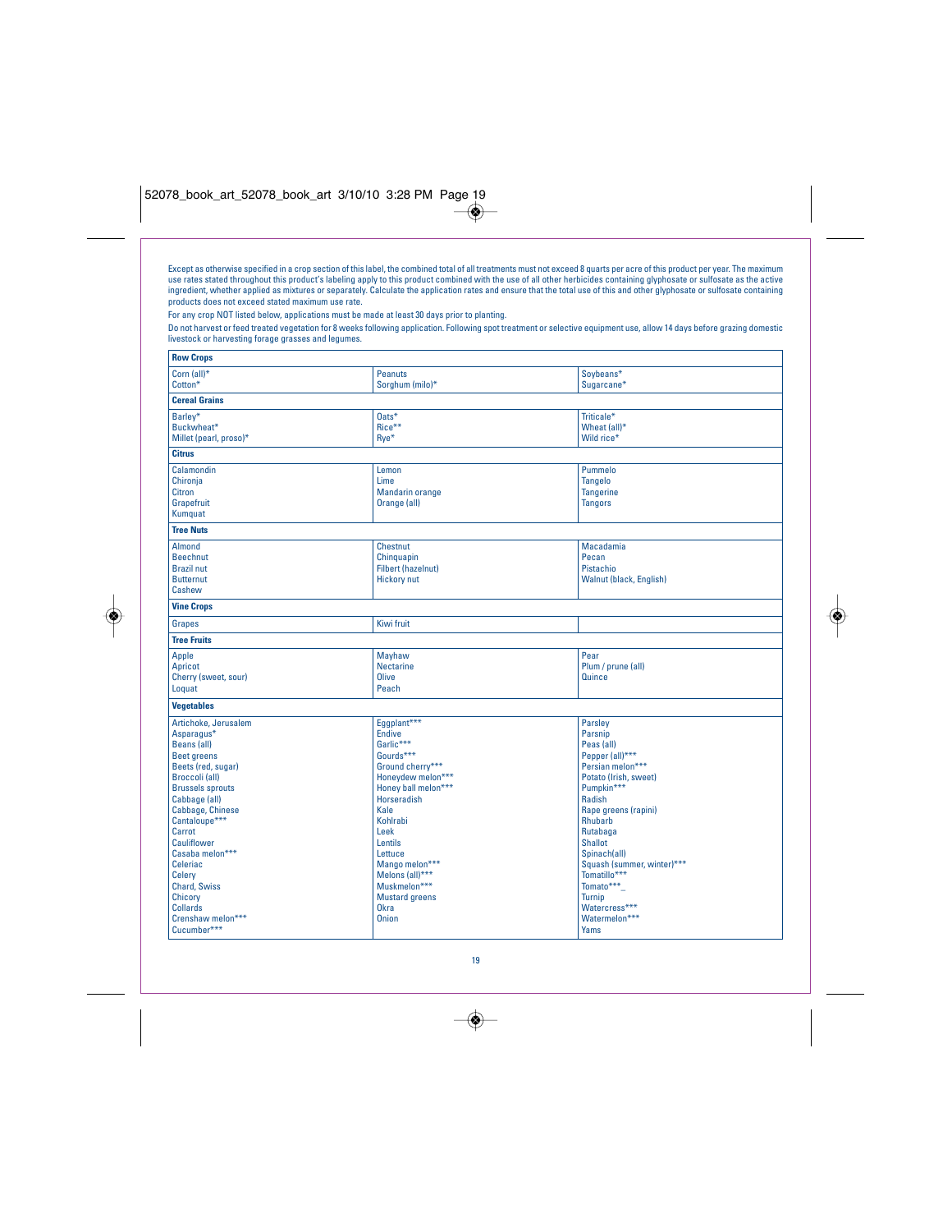Except as otherwise specified in a crop section of this label, the combined total of all treatments must not exceed 8 quarts per acre of this product per year. The maximum use rates stated throughout this product's labeling apply to this product combined with the use of all other herbicides containing glyphosate or sulfosate as the active ingredient, whether applied as mixtures or separately. Calculate the application rates and ensure that the total use of this and other glyphosate or sulfosate containing products does not exceed stated maximum use rate.

For any crop NOT listed below, applications must be made at least 30 days prior to planting.

Do not harvest or feed treated vegetation for 8 weeks following application. Following spot treatment or selective equipment use, allow 14 days before grazing domestic livestock or harvesting forage grasses and legumes.

| **Row Crops** | | |
|---|---|---|
| Corn (all)*<br>Cotton* | Peanuts<br>Sorghum (milo)* | Soybeans*<br>Sugarcane* |
| **Cereal Grains** | | |
| Barley*<br>Buckwheat*<br>Millet (pearl, proso)* | Oats*<br>Rice**<br>Rye* | Triticale*<br>Wheat (all)*<br>Wild rice* |
| **Citrus** | | |
| Calamondin<br>Chironja<br>Citron<br>Grapefruit<br>Kumquat | Lemon<br>Lime<br>Mandarin orange<br>Orange (all) | Pummelo<br>Tangelo<br>Tangerine<br>Tangors |
| **Tree Nuts** | | |
| Almond<br>Beechnut<br>Brazil nut<br>Butternut<br>Cashew | Chestnut<br>Chinquapin<br>Filbert (hazelnut)<br>Hickory nut | Macadamia<br>Pecan<br>Pistachio<br>Walnut (black, English) |
| **Vine Crops** | | |
| Grapes | Kiwi fruit | |
| **Tree Fruits** | | |
| Apple<br>Apricot<br>Cherry (sweet, sour)<br>Loquat | Mayhaw<br>Nectarine<br>Olive<br>Peach | Pear<br>Plum / prune (all)<br>Quince |
| **Vegetables** | | |
| Artichoke, Jerusalem<br>Asparagus*<br>Beans (all)<br>Beet greens<br>Beets (red, sugar)<br>Broccoli (all)<br>Brussels sprouts<br>Cabbage (all)<br>Cabbage, Chinese<br>Cantaloupe***<br>Carrot<br>Cauliflower<br>Casaba melon***<br>Celeriac<br>Celery<br>Chard, Swiss<br>Chicory<br>Collards<br>Crenshaw melon***<br>Cucumber*** | Eggplant***<br>Endive<br>Garlic***<br>Gourds***<br>Ground cherry***<br>Honeydew melon***<br>Honey ball melon***<br>Horseradish<br>Kale<br>Kohlrabi<br>Leek<br>Lentils<br>Lettuce<br>Mango melon***<br>Melons (all)***<br>Muskmelon***<br>Mustard greens<br>Okra<br>Onion | Parsley<br>Parsnip<br>Peas (all)<br>Pepper (all)***<br>Persian melon***<br>Potato (Irish, sweet)<br>Pumpkin***<br>Radish<br>Rape greens (rapini)<br>Rhubarb<br>Rutabaga<br>Shallot<br>Spinach(all)<br>Squash (summer, winter)***<br>Tomatillo***<br>Tomato***_<br>Turnip<br>Watercress***<br>Watermelon***<br>Yams |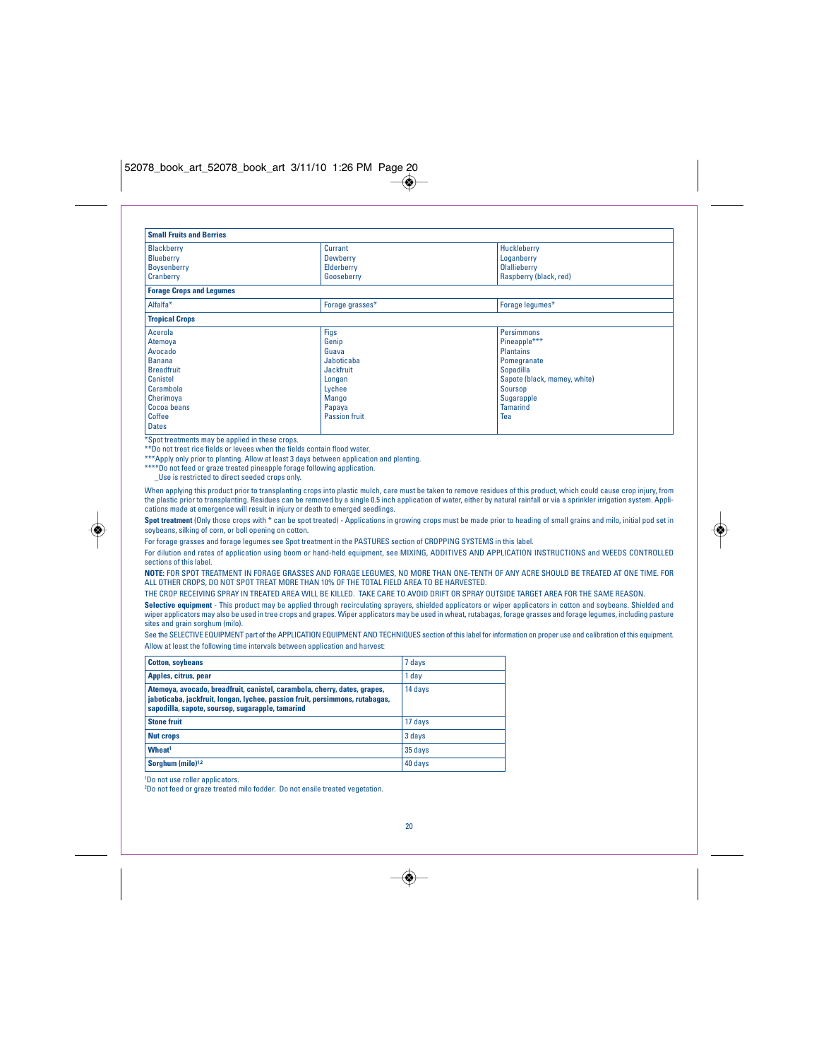| Small Fruits and Berries | | |
|---|---|---|
| Blackberry<br>Blueberry<br>Boysenberry<br>Cranberry | Currant<br>Dewberry<br>Elderberry<br>Gooseberry | Huckleberry<br>Loganberry<br>Olallieberry<br>Raspberry (black, red) |
| **Forage Crops and Legumes** | | |
| Alfalfa* | Forage grasses* | Forage legumes* |
| **Tropical Crops** | | |
| Acerola<br>Atemoya<br>Avocado<br>Banana<br>Breadfruit<br>Canistel<br>Carambola<br>Cherimoya<br>Cocoa beans<br>Coffee<br>Dates | Figs<br>Genip<br>Guava<br>Jaboticaba<br>Jackfruit<br>Longan<br>Lychee<br>Mango<br>Papaya<br>Passion fruit | Persimmons<br>Pineapple***<br>Plantains<br>Pomegranate<br>Sopadilla<br>Sapote (black, mamey, white)<br>Soursop<br>Sugarapple<br>Tamarind<br>Tea |

*Spot treatments may be applied in these crops.

**Do not treat rice fields or levees when the fields contain flood water.

***Apply only prior to planting. Allow at least 3 days between application and planting.

****Do not feed or graze treated pineapple forage following application.

_Use is restricted to direct seeded crops only.

When applying this product prior to transplanting crops into plastic mulch, care must be taken to remove residues of this product, which could cause crop injury, from the plastic prior to transplanting. Residues can be removed by a single 0.5 inch application of water, either by natural rainfall or via a sprinkler irrigation system. Applications made at emergence will result in injury or death to emerged seedlings.

**Spot treatment** (Only those crops with * can be spot treated) - Applications in growing crops must be made prior to heading of small grains and milo, initial pod set in soybeans, silking of corn, or boll opening on cotton.

For forage grasses and forage legumes see Spot treatment in the PASTURES section of CROPPING SYSTEMS in this label.

For dilution and rates of application using boom or hand-held equipment, see MIXING, ADDITIVES AND APPLICATION INSTRUCTIONS and WEEDS CONTROLLED sections of this label.

**NOTE:** FOR SPOT TREATMENT IN FORAGE GRASSES AND FORAGE LEGUMES, NO MORE THAN ONE-TENTH OF ANY ACRE SHOULD BE TREATED AT ONE TIME. FOR ALL OTHER CROPS, DO NOT SPOT TREAT MORE THAN 10% OF THE TOTAL FIELD AREA TO BE HARVESTED.

THE CROP RECEIVING SPRAY IN TREATED AREA WILL BE KILLED. TAKE CARE TO AVOID DRIFT OR SPRAY OUTSIDE TARGET AREA FOR THE SAME REASON.

**Selective equipment** - This product may be applied through recirculating sprayers, shielded applicators or wiper applicators in cotton and soybeans. Shielded and wiper applicators may also be used in tree crops and grapes. Wiper applicators may be used in wheat, rutabagas, forage grasses and forage legumes, including pasture sites and grain sorghum (milo).

See the SELECTIVE EQUIPMENT part of the APPLICATION EQUIPMENT AND TECHNIQUES section of this label for information on proper use and calibration of this equipment.

Allow at least the following time intervals between application and harvest:

| Crop | Interval |
|---|---|
| **Cotton, soybeans** | 7 days |
| **Apples, citrus, pear** | 1 day |
| **Atemoya, avocado, breadfruit, canistel, carambola, cherry, dates, grapes, jaboticaba, jackfruit, longan, lychee, passion fruit, persimmons, rutabagas, sapodilla, sapote, soursop, sugarapple, tamarind** | 14 days |
| **Stone fruit** | 17 days |
| **Nut crops** | 3 days |
| **Wheat**[1] | 35 days |
| **Sorghum (milo)**[1,2] | 40 days |

[1]Do not use roller applicators.

[2]Do not feed or graze treated milo fodder. Do not ensile treated vegetation.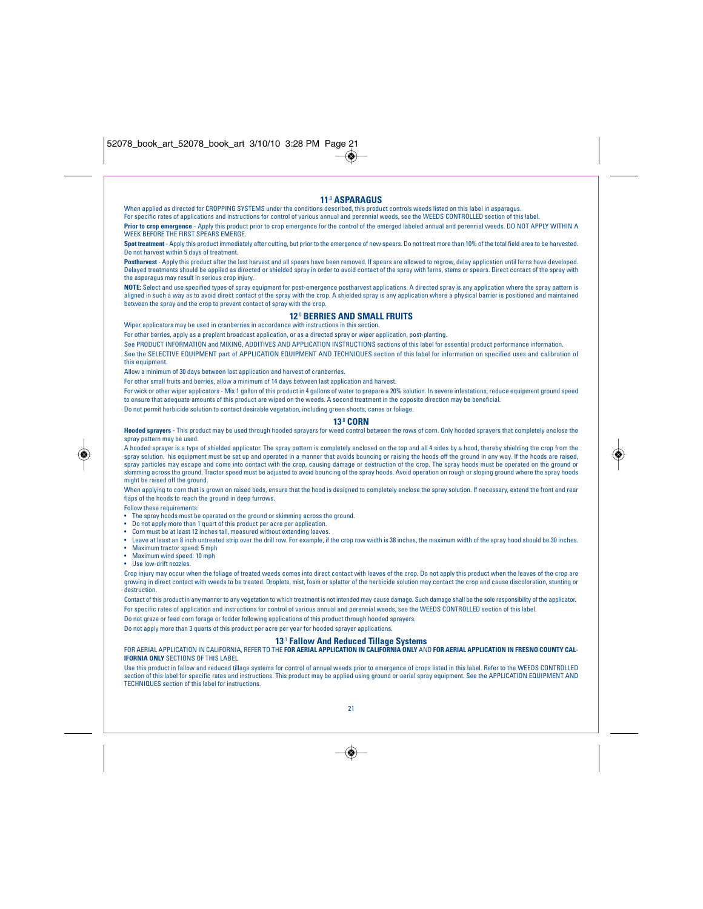## 11.0 ASPARAGUS

When applied as directed for CROPPING SYSTEMS under the conditions described, this product controls weeds listed on this label in asparagus.

For specific rates of applications and instructions for control of various annual and perennial weeds, see the WEEDS CONTROLLED section of this label.

**Prior to crop emergence** - Apply this product prior to crop emergence for the control of the emerged labeled annual and perennial weeds. DO NOT APPLY WITHIN A WEEK BEFORE THE FIRST SPEARS EMERGE.

**Spot treatment** - Apply this product immediately after cutting, but prior to the emergence of new spears. Do not treat more than 10% of the total field area to be harvested. Do not harvest within 5 days of treatment.

**Postharvest** - Apply this product after the last harvest and all spears have been removed. If spears are allowed to regrow, delay application until ferns have developed. Delayed treatments should be applied as directed or shielded spray in order to avoid contact of the spray with ferns, stems or spears. Direct contact of the spray with the asparagus may result in serious crop injury.

**NOTE:** Select and use specified types of spray equipment for post-emergence postharvest applications. A directed spray is any application where the spray pattern is aligned in such a way as to avoid direct contact of the spray with the crop. A shielded spray is any application where a physical barrier is positioned and maintained between the spray and the crop to prevent contact of spray with the crop.

## 12.0 BERRIES AND SMALL FRUITS

Wiper applicators may be used in cranberries in accordance with instructions in this section.

For other berries, apply as a preplant broadcast application, or as a directed spray or wiper application, post-planting.

See PRODUCT INFORMATION and MIXING, ADDITIVES AND APPLICATION INSTRUCTIONS sections of this label for essential product performance information.

See the SELECTIVE EQUIPMENT part of APPLICATION EQUIPMENT AND TECHNIQUES section of this label for information on specified uses and calibration of this equipment.

Allow a minimum of 30 days between last application and harvest of cranberries.

For other small fruits and berries, allow a minimum of 14 days between last application and harvest.

For wick or other wiper applicators - Mix 1 gallon of this product in 4 gallons of water to prepare a 20% solution. In severe infestations, reduce equipment ground speed to ensure that adequate amounts of this product are wiped on the weeds. A second treatment in the opposite direction may be beneficial.

Do not permit herbicide solution to contact desirable vegetation, including green shoots, canes or foliage.

## 13.0 CORN

**Hooded sprayers** - This product may be used through hooded sprayers for weed control between the rows of corn. Only hooded sprayers that completely enclose the spray pattern may be used.

A hooded sprayer is a type of shielded applicator. The spray pattern is completely enclosed on the top and all 4 sides by a hood, thereby shielding the crop from the spray solution. his equipment must be set up and operated in a manner that avoids bouncing or raising the hoods off the ground in any way. If the hoods are raised, spray particles may escape and come into contact with the crop, causing damage or destruction of the crop. The spray hoods must be operated on the ground or skimming across the ground. Tractor speed must be adjusted to avoid bouncing of the spray hoods. Avoid operation on rough or sloping ground where the spray hoods might be raised off the ground.

When applying to corn that is grown on raised beds, ensure that the hood is designed to completely enclose the spray solution. If necessary, extend the front and rear flaps of the hoods to reach the ground in deep furrows.

Follow these requirements:

- The spray hoods must be operated on the ground or skimming across the ground.
- Do not apply more than 1 quart of this product per acre per application.
- Corn must be at least 12 inches tall, measured without extending leaves.
- Leave at least an 8 inch untreated strip over the drill row. For example, if the crop row width is 38 inches, the maximum width of the spray hood should be 30 inches.
- Maximum tractor speed: 5 mph
- Maximum wind speed: 10 mph
- Use low-drift nozzles.

Crop injury may occur when the foliage of treated weeds comes into direct contact with leaves of the crop. Do not apply this product when the leaves of the crop are growing in direct contact with weeds to be treated. Droplets, mist, foam or splatter of the herbicide solution may contact the crop and cause discoloration, stunting or destruction.

Contact of this product in any manner to any vegetation to which treatment is not intended may cause damage. Such damage shall be the sole responsibility of the applicator.

For specific rates of application and instructions for control of various annual and perennial weeds, see the WEEDS CONTROLLED section of this label.

Do not graze or feed corn forage or fodder following applications of this product through hooded sprayers.

Do not apply more than 3 quarts of this product per acre per year for hooded sprayer applications.

## 13.1 Fallow And Reduced Tillage Systems

FOR AERIAL APPLICATION IN CALIFORNIA, REFER TO THE **FOR AERIAL APPLICATION IN CALIFORNIA ONLY** AND **FOR AERIAL APPLICATION IN FRESNO COUNTY CALIFORNIA ONLY** SECTIONS OF THIS LABEL

Use this product in fallow and reduced tillage systems for control of annual weeds prior to emergence of crops listed in this label. Refer to the WEEDS CONTROLLED section of this label for specific rates and instructions. This product may be applied using ground or aerial spray equipment. See the APPLICATION EQUIPMENT AND TECHNIQUES section of this label for instructions.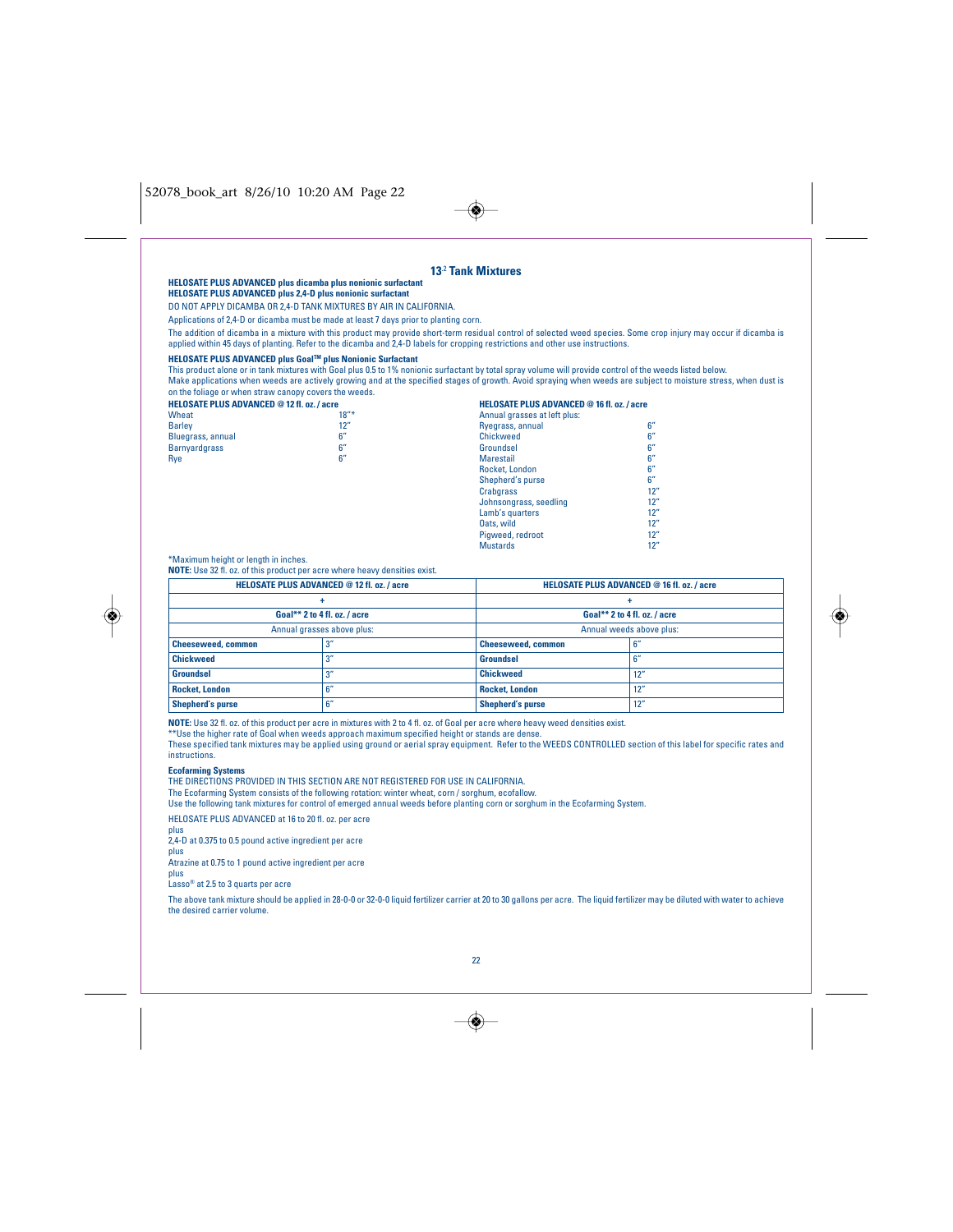## 13.2 Tank Mixtures

**HELOSATE PLUS ADVANCED plus dicamba plus nonionic surfactant**
**HELOSATE PLUS ADVANCED plus 2,4-D plus nonionic surfactant**

DO NOT APPLY DICAMBA OR 2,4-D TANK MIXTURES BY AIR IN CALIFORNIA.

Applications of 2,4-D or dicamba must be made at least 7 days prior to planting corn.

The addition of dicamba in a mixture with this product may provide short-term residual control of selected weed species. Some crop injury may occur if dicamba is applied within 45 days of planting. Refer to the dicamba and 2,4-D labels for cropping restrictions and other use instructions.

**HELOSATE PLUS ADVANCED plus Goal™ plus Nonionic Surfactant**

This product alone or in tank mixtures with Goal plus 0.5 to 1% nonionic surfactant by total spray volume will provide control of the weeds listed below.
Make applications when weeds are actively growing and at the specified stages of growth. Avoid spraying when weeds are subject to moisture stress, when dust is on the foliage or when straw canopy covers the weeds.

| HELOSATE PLUS ADVANCED @ 12 fl. oz. / acre | |
|---|---|
| Wheat | 18"* |
| Barley | 12" |
| Bluegrass, annual | 6" |
| Barnyardgrass | 6" |
| Rye | 6" |

| HELOSATE PLUS ADVANCED @ 16 fl. oz. / acre | |
|---|---|
| Annual grasses at left plus: | |
| Ryegrass, annual | 6" |
| Chickweed | 6" |
| Groundsel | 6" |
| Marestail | 6" |
| Rocket, London | 6" |
| Shepherd's purse | 6" |
| Crabgrass | 12" |
| Johnsongrass, seedling | 12" |
| Lamb's quarters | 12" |
| Oats, wild | 12" |
| Pigweed, redroot | 12" |
| Mustards | 12" |

*Maximum height or length in inches.

**NOTE:** Use 32 fl. oz. of this product per acre where heavy densities exist.

| HELOSATE PLUS ADVANCED @ 12 fl. oz. / acre | | HELOSATE PLUS ADVANCED @ 16 fl. oz. / acre | |
|---|---|---|---|
| + | | + | |
| Goal** 2 to 4 fl. oz. / acre | | Goal** 2 to 4 fl. oz. / acre | |
| Annual grasses above plus: | | Annual weeds above plus: | |
| **Cheeseweed, common** | 3" | **Cheeseweed, common** | 6" |
| **Chickweed** | 3" | **Groundsel** | 6" |
| **Groundsel** | 3" | **Chickweed** | 12" |
| **Rocket, London** | 6" | **Rocket, London** | 12" |
| **Shepherd's purse** | 6" | **Shepherd's purse** | 12" |

**NOTE:** Use 32 fl. oz. of this product per acre in mixtures with 2 to 4 fl. oz. of Goal per acre where heavy weed densities exist.
**Use the higher rate of Goal when weeds approach maximum specified height or stands are dense.
These specified tank mixtures may be applied using ground or aerial spray equipment. Refer to the WEEDS CONTROLLED section of this label for specific rates and instructions.

**Ecofarming Systems**

THE DIRECTIONS PROVIDED IN THIS SECTION ARE NOT REGISTERED FOR USE IN CALIFORNIA.
The Ecofarming System consists of the following rotation: winter wheat, corn / sorghum, ecofallow.
Use the following tank mixtures for control of emerged annual weeds before planting corn or sorghum in the Ecofarming System.

HELOSATE PLUS ADVANCED at 16 to 20 fl. oz. per acre
plus
2,4-D at 0.375 to 0.5 pound active ingredient per acre
plus
Atrazine at 0.75 to 1 pound active ingredient per acre
plus
Lasso® at 2.5 to 3 quarts per acre

The above tank mixture should be applied in 28-0-0 or 32-0-0 liquid fertilizer carrier at 20 to 30 gallons per acre. The liquid fertilizer may be diluted with water to achieve the desired carrier volume.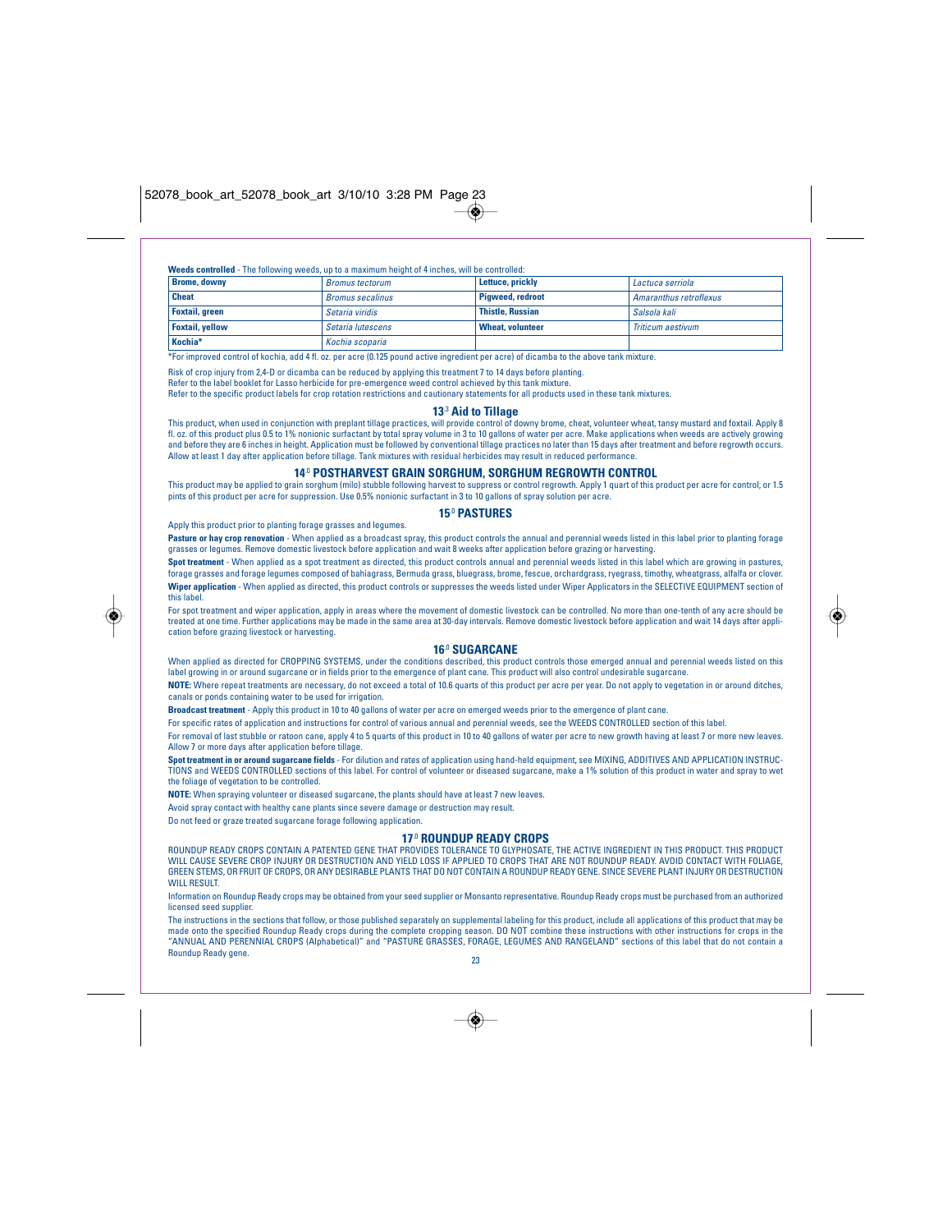**Weeds controlled** - The following weeds, up to a maximum height of 4 inches, will be controlled:

| | | | |
|---|---|---|---|
| **Brome, downy** | *Bromus tectorum* | **Lettuce, prickly** | *Lactuca serriola* |
| **Cheat** | *Bromus secalinus* | **Pigweed, redroot** | *Amaranthus retroflexus* |
| **Foxtail, green** | *Setaria viridis* | **Thistle, Russian** | *Salsola kali* |
| **Foxtail, yellow** | *Setaria lutescens* | **Wheat, volunteer** | *Triticum aestivum* |
| **Kochia*** | *Kochia scoparia* | | |

*For improved control of kochia, add 4 fl. oz. per acre (0.125 pound active ingredient per acre) of dicamba to the above tank mixture.

Risk of crop injury from 2,4-D or dicamba can be reduced by applying this treatment 7 to 14 days before planting.

Refer to the label booklet for Lasso herbicide for pre-emergence weed control achieved by this tank mixture.

Refer to the specific product labels for crop rotation restrictions and cautionary statements for all products used in these tank mixtures.

### 13.3 Aid to Tillage

This product, when used in conjunction with preplant tillage practices, will provide control of downy brome, cheat, volunteer wheat, tansy mustard and foxtail. Apply 8 fl. oz. of this product plus 0.5 to 1% nonionic surfactant by total spray volume in 3 to 10 gallons of water per acre. Make applications when weeds are actively growing and before they are 6 inches in height. Application must be followed by conventional tillage practices no later than 15 days after treatment and before regrowth occurs. Allow at least 1 day after application before tillage. Tank mixtures with residual herbicides may result in reduced performance.

## 14.0 POSTHARVEST GRAIN SORGHUM, SORGHUM REGROWTH CONTROL

This product may be applied to grain sorghum (milo) stubble following harvest to suppress or control regrowth. Apply 1 quart of this product per acre for control, or 1.5 pints of this product per acre for suppression. Use 0.5% nonionic surfactant in 3 to 10 gallons of spray solution per acre.

## 15.0 PASTURES

Apply this product prior to planting forage grasses and legumes.

**Pasture or hay crop renovation** - When applied as a broadcast spray, this product controls the annual and perennial weeds listed in this label prior to planting forage grasses or legumes. Remove domestic livestock before application and wait 8 weeks after application before grazing or harvesting.

**Spot treatment** - When applied as a spot treatment as directed, this product controls annual and perennial weeds listed in this label which are growing in pastures, forage grasses and forage legumes composed of bahiagrass, Bermuda grass, bluegrass, brome, fescue, orchardgrass, ryegrass, timothy, wheatgrass, alfalfa or clover.

**Wiper application** - When applied as directed, this product controls or suppresses the weeds listed under Wiper Applicators in the SELECTIVE EQUIPMENT section of this label.

For spot treatment and wiper application, apply in areas where the movement of domestic livestock can be controlled. No more than one-tenth of any acre should be treated at one time. Further applications may be made in the same area at 30-day intervals. Remove domestic livestock before application and wait 14 days after application before grazing livestock or harvesting.

## 16.0 SUGARCANE

When applied as directed for CROPPING SYSTEMS, under the conditions described, this product controls those emerged annual and perennial weeds listed on this label growing in or around sugarcane or in fields prior to the emergence of plant cane. This product will also control undesirable sugarcane.

**NOTE:** Where repeat treatments are necessary, do not exceed a total of 10.6 quarts of this product per acre per year. Do not apply to vegetation in or around ditches, canals or ponds containing water to be used for irrigation.

**Broadcast treatment** - Apply this product in 10 to 40 gallons of water per acre on emerged weeds prior to the emergence of plant cane.

For specific rates of application and instructions for control of various annual and perennial weeds, see the WEEDS CONTROLLED section of this label.

For removal of last stubble or ratoon cane, apply 4 to 5 quarts of this product in 10 to 40 gallons of water per acre to new growth having at least 7 or more new leaves. Allow 7 or more days after application before tillage.

**Spot treatment in or around sugarcane fields** - For dilution and rates of application using hand-held equipment, see MIXING, ADDITIVES AND APPLICATION INSTRUCTIONS and WEEDS CONTROLLED sections of this label. For control of volunteer or diseased sugarcane, make a 1% solution of this product in water and spray to wet the foliage of vegetation to be controlled.

**NOTE:** When spraying volunteer or diseased sugarcane, the plants should have at least 7 new leaves.

Avoid spray contact with healthy cane plants since severe damage or destruction may result.

Do not feed or graze treated sugarcane forage following application.

## 17.0 ROUNDUP READY CROPS

ROUNDUP READY CROPS CONTAIN A PATENTED GENE THAT PROVIDES TOLERANCE TO GLYPHOSATE, THE ACTIVE INGREDIENT IN THIS PRODUCT. THIS PRODUCT WILL CAUSE SEVERE CROP INJURY OR DESTRUCTION AND YIELD LOSS IF APPLIED TO CROPS THAT ARE NOT ROUNDUP READY. AVOID CONTACT WITH FOLIAGE, GREEN STEMS, OR FRUIT OF CROPS, OR ANY DESIRABLE PLANTS THAT DO NOT CONTAIN A ROUNDUP READY GENE. SINCE SEVERE PLANT INJURY OR DESTRUCTION WILL RESULT.

Information on Roundup Ready crops may be obtained from your seed supplier or Monsanto representative. Roundup Ready crops must be purchased from an authorized licensed seed supplier.

The instructions in the sections that follow, or those published separately on supplemental labeling for this product, include all applications of this product that may be made onto the specified Roundup Ready crops during the complete cropping season. DO NOT combine these instructions with other instructions for crops in the "ANNUAL AND PERENNIAL CROPS (Alphabetical)" and "PASTURE GRASSES, FORAGE, LEGUMES AND RANGELAND" sections of this label that do not contain a Roundup Ready gene.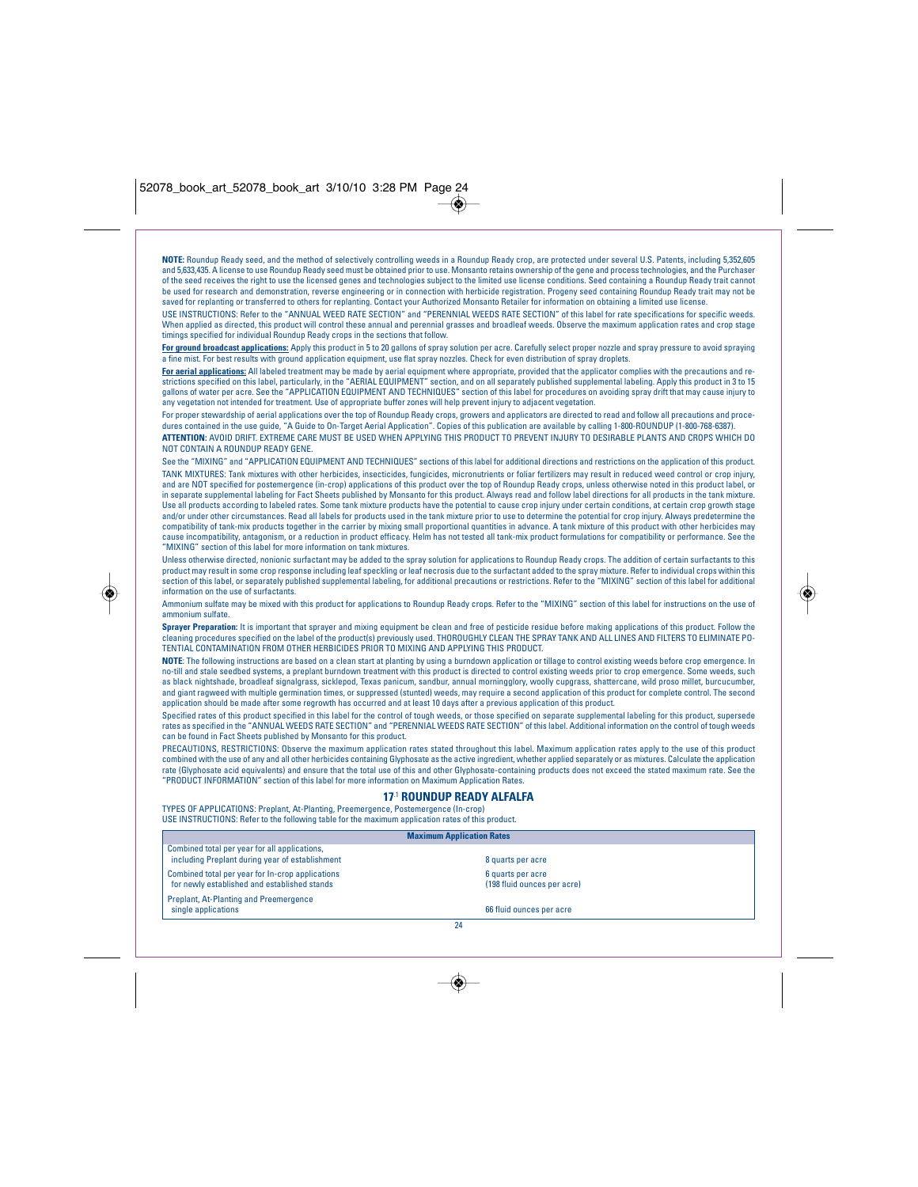**NOTE:** Roundup Ready seed, and the method of selectively controlling weeds in a Roundup Ready crop, are protected under several U.S. Patents, including 5,352,605 and 5,633,435. A license to use Roundup Ready seed must be obtained prior to use. Monsanto retains ownership of the gene and process technologies, and the Purchaser of the seed receives the right to use the licensed genes and technologies subject to the limited use license conditions. Seed containing a Roundup Ready trait cannot be used for research and demonstration, reverse engineering or in connection with herbicide registration. Progeny seed containing Roundup Ready trait may not be saved for replanting or transferred to others for replanting. Contact your Authorized Monsanto Retailer for information on obtaining a limited use license.

USE INSTRUCTIONS: Refer to the "ANNUAL WEED RATE SECTION" and "PERENNIAL WEEDS RATE SECTION" of this label for rate specifications for specific weeds. When applied as directed, this product will control these annual and perennial grasses and broadleaf weeds. Observe the maximum application rates and crop stage timings specified for individual Roundup Ready crops in the sections that follow.

**For ground broadcast applications:** Apply this product in 5 to 20 gallons of spray solution per acre. Carefully select proper nozzle and spray pressure to avoid spraying a fine mist. For best results with ground application equipment, use flat spray nozzles. Check for even distribution of spray droplets.

**For aerial applications:** All labeled treatment may be made by aerial equipment where appropriate, provided that the applicator complies with the precautions and restrictions specified on this label, particularly, in the "AERIAL EQUIPMENT" section, and on all separately published supplemental labeling. Apply this product in 3 to 15 gallons of water per acre. See the "APPLICATION EQUIPMENT AND TECHNIQUES" section of this label for procedures on avoiding spray drift that may cause injury to any vegetation not intended for treatment. Use of appropriate buffer zones will help prevent injury to adjacent vegetation.

For proper stewardship of aerial applications over the top of Roundup Ready crops, growers and applicators are directed to read and follow all precautions and procedures contained in the use guide, "A Guide to On-Target Aerial Application". Copies of this publication are available by calling 1-800-ROUNDUP (1-800-768-6387).

**ATTENTION:** AVOID DRIFT. EXTREME CARE MUST BE USED WHEN APPLYING THIS PRODUCT TO PREVENT INJURY TO DESIRABLE PLANTS AND CROPS WHICH DO NOT CONTAIN A ROUNDUP READY GENE.

See the "MIXING" and "APPLICATION EQUIPMENT AND TECHNIQUES" sections of this label for additional directions and restrictions on the application of this product.

TANK MIXTURES: Tank mixtures with other herbicides, insecticides, fungicides, micronutrients or foliar fertilizers may result in reduced weed control or crop injury, and are NOT specified for postemergence (in-crop) applications of this product over the top of Roundup Ready crops, unless otherwise noted in this product label, or in separate supplemental labeling for Fact Sheets published by Monsanto for this product. Always read and follow label directions for all products in the tank mixture. Use all products according to labeled rates. Some tank mixture products have the potential to cause crop injury under certain conditions, at certain crop growth stage and/or under other circumstances. Read all labels for products used in the tank mixture prior to use to determine the potential for crop injury. Always predetermine the compatibility of tank-mix products together in the carrier by mixing small proportional quantities in advance. A tank mixture of this product with other herbicides may cause incompatibility, antagonism, or a reduction in product efficacy. Helm has not tested all tank-mix product formulations for compatibility or performance. See the "MIXING" section of this label for more information on tank mixtures.

Unless otherwise directed, nonionic surfactant may be added to the spray solution for applications to Roundup Ready crops. The addition of certain surfactants to this product may result in some crop response including leaf speckling or leaf necrosis due to the surfactant added to the spray mixture. Refer to individual crops within this section of this label, or separately published supplemental labeling, for additional precautions or restrictions. Refer to the "MIXING" section of this label for additional information on the use of surfactants.

Ammonium sulfate may be mixed with this product for applications to Roundup Ready crops. Refer to the "MIXING" section of this label for instructions on the use of ammonium sulfate.

**Sprayer Preparation:** It is important that sprayer and mixing equipment be clean and free of pesticide residue before making applications of this product. Follow the cleaning procedures specified on the label of the product(s) previously used. THOROUGHLY CLEAN THE SPRAY TANK AND ALL LINES AND FILTERS TO ELIMINATE POTENTIAL CONTAMINATION FROM OTHER HERBICIDES PRIOR TO MIXING AND APPLYING THIS PRODUCT.

**NOTE**: The following instructions are based on a clean start at planting by using a burndown application or tillage to control existing weeds before crop emergence. In no-till and stale seedbed systems, a preplant burndown treatment with this product is directed to control existing weeds prior to crop emergence. Some weeds, such as black nightshade, broadleaf signalgrass, sicklepod, Texas panicum, sandbur, annual morningglory, woolly cupgrass, shattercane, wild proso millet, burcucumber, and giant ragweed with multiple germination times, or suppressed (stunted) weeds, may require a second application of this product for complete control. The second application should be made after some regrowth has occurred and at least 10 days after a previous application of this product.

Specified rates of this product specified in this label for the control of tough weeds, or those specified on separate supplemental labeling for this product, supersede rates as specified in the "ANNUAL WEEDS RATE SECTION" and "PERENNIAL WEEDS RATE SECTION" of this label. Additional information on the control of tough weeds can be found in Fact Sheets published by Monsanto for this product.

PRECAUTIONS, RESTRICTIONS: Observe the maximum application rates stated throughout this label. Maximum application rates apply to the use of this product combined with the use of any and all other herbicides containing Glyphosate as the active ingredient, whether applied separately or as mixtures. Calculate the application rate (Glyphosate acid equivalents) and ensure that the total use of this and other Glyphosate-containing products does not exceed the stated maximum rate. See the "PRODUCT INFORMATION" section of this label for more information on Maximum Application Rates.

## 17.1 ROUNDUP READY ALFALFA

TYPES OF APPLICATIONS: Preplant, At-Planting, Preemergence, Postemergence (In-crop)

USE INSTRUCTIONS: Refer to the following table for the maximum application rates of this product.

| Maximum Application Rates | |
|---|---|
| Combined total per year for all applications, including Preplant during year of establishment | 8 quarts per acre |
| Combined total per year for In-crop applications for newly established and established stands | 6 quarts per acre (198 fluid ounces per acre) |
| Preplant, At-Planting and Preemergence single applications | 66 fluid ounces per acre |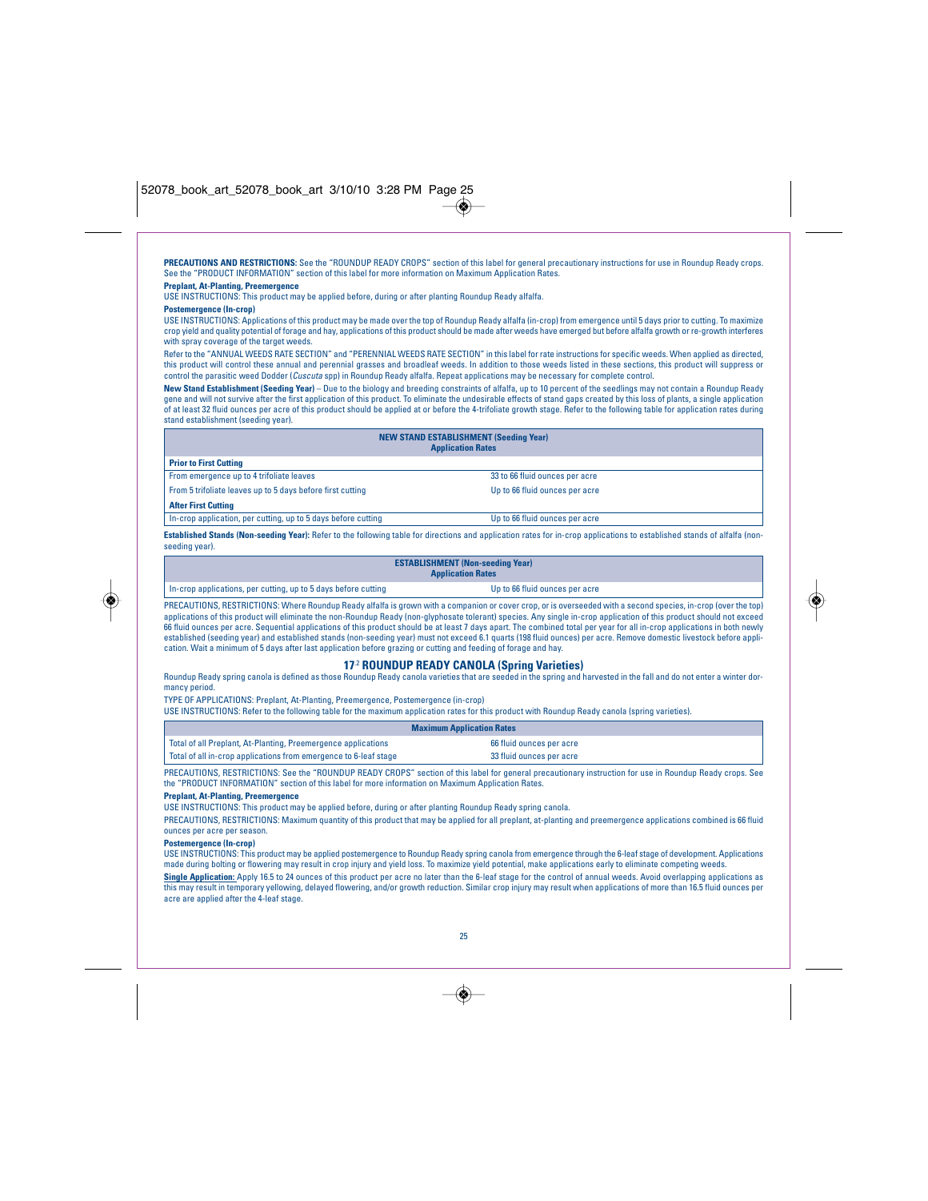**PRECAUTIONS AND RESTRICTIONS:** See the "ROUNDUP READY CROPS" section of this label for general precautionary instructions for use in Roundup Ready crops. See the "PRODUCT INFORMATION" section of this label for more information on Maximum Application Rates.

**Preplant, At-Planting, Preemergence**

USE INSTRUCTIONS: This product may be applied before, during or after planting Roundup Ready alfalfa.

**Postemergence (In-crop)**

USE INSTRUCTIONS: Applications of this product may be made over the top of Roundup Ready alfalfa (in-crop) from emergence until 5 days prior to cutting. To maximize crop yield and quality potential of forage and hay, applications of this product should be made after weeds have emerged but before alfalfa growth or re-growth interferes with spray coverage of the target weeds.

Refer to the "ANNUAL WEEDS RATE SECTION" and "PERENNIAL WEEDS RATE SECTION" in this label for rate instructions for specific weeds. When applied as directed, this product will control these annual and perennial grasses and broadleaf weeds. In addition to those weeds listed in these sections, this product will suppress or control the parasitic weed Dodder (*Cuscuta* spp) in Roundup Ready alfalfa. Repeat applications may be necessary for complete control.

**New Stand Establishment (Seeding Year)** – Due to the biology and breeding constraints of alfalfa, up to 10 percent of the seedlings may not contain a Roundup Ready gene and will not survive after the first application of this product. To eliminate the undesirable effects of stand gaps created by this loss of plants, a single application of at least 32 fluid ounces per acre of this product should be applied at or before the 4-trifoliate growth stage. Refer to the following table for application rates during stand establishment (seeding year).

| NEW STAND ESTABLISHMENT (Seeding Year) Application Rates | |
|---|---|
| **Prior to First Cutting** | |
| From emergence up to 4 trifoliate leaves | 33 to 66 fluid ounces per acre |
| From 5 trifoliate leaves up to 5 days before first cutting | Up to 66 fluid ounces per acre |
| **After First Cutting** | |
| In-crop application, per cutting, up to 5 days before cutting | Up to 66 fluid ounces per acre |

**Established Stands (Non-seeding Year):** Refer to the following table for directions and application rates for in-crop applications to established stands of alfalfa (non-seeding year).

| ESTABLISHMENT (Non-seeding Year) Application Rates | |
|---|---|
| In-crop applications, per cutting, up to 5 days before cutting | Up to 66 fluid ounces per acre |

PRECAUTIONS, RESTRICTIONS: Where Roundup Ready alfalfa is grown with a companion or cover crop, or is overseeded with a second species, in-crop (over the top) applications of this product will eliminate the non-Roundup Ready (non-glyphosate tolerant) species. Any single in-crop application of this product should not exceed 66 fluid ounces per acre. Sequential applications of this product should be at least 7 days apart. The combined total per year for all in-crop applications in both newly established (seeding year) and established stands (non-seeding year) must not exceed 6.1 quarts (198 fluid ounces) per acre. Remove domestic livestock before application. Wait a minimum of 5 days after last application before grazing or cutting and feeding of forage and hay.

## 17.2 ROUNDUP READY CANOLA (Spring Varieties)

Roundup Ready spring canola is defined as those Roundup Ready canola varieties that are seeded in the spring and harvested in the fall and do not enter a winter dormancy period.

TYPE OF APPLICATIONS: Preplant, At-Planting, Preemergence, Postemergence (in-crop)

USE INSTRUCTIONS: Refer to the following table for the maximum application rates for this product with Roundup Ready canola (spring varieties).

| Maximum Application Rates | |
|---|---|
| Total of all Preplant, At-Planting, Preemergence applications | 66 fluid ounces per acre |
| Total of all in-crop applications from emergence to 6-leaf stage | 33 fluid ounces per acre |

PRECAUTIONS, RESTRICTIONS: See the "ROUNDUP READY CROPS" section of this label for general precautionary instruction for use in Roundup Ready crops. See the "PRODUCT INFORMATION" section of this label for more information on Maximum Application Rates.

**Preplant, At-Planting, Preemergence**

USE INSTRUCTIONS: This product may be applied before, during or after planting Roundup Ready spring canola.

PRECAUTIONS, RESTRICTIONS: Maximum quantity of this product that may be applied for all preplant, at-planting and preemergence applications combined is 66 fluid ounces per acre per season.

**Postemergence (In-crop)**

USE INSTRUCTIONS: This product may be applied postemergence to Roundup Ready spring canola from emergence through the 6-leaf stage of development. Applications made during bolting or flowering may result in crop injury and yield loss. To maximize yield potential, make applications early to eliminate competing weeds.

**Single Application:** Apply 16.5 to 24 ounces of this product per acre no later than the 6-leaf stage for the control of annual weeds. Avoid overlapping applications as this may result in temporary yellowing, delayed flowering, and/or growth reduction. Similar crop injury may result when applications of more than 16.5 fluid ounces per acre are applied after the 4-leaf stage.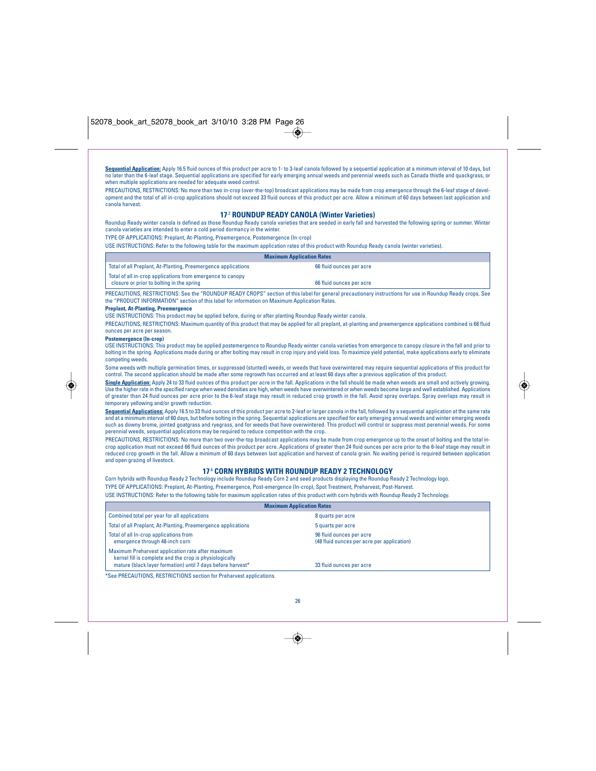**Sequential Application:** Apply 16.5 fluid ounces of this product per acre to 1- to 3-leaf canola followed by a sequential application at a minimum interval of 10 days, but no later than the 6-leaf stage. Sequential applications are specified for early emerging annual weeds and perennial weeds such as Canada thistle and quackgrass, or when multiple applications are needed for adequate weed control.

PRECAUTIONS, RESTRICTIONS: No more than two in-crop (over-the-top) broadcast applications may be made from crop emergence through the 6-leaf stage of development and the total of all in-crop applications should not exceed 33 fluid ounces of this product per acre. Allow a minimum of 60 days between last application and canola harvest.

## 17.3 ROUNDUP READY CANOLA (Winter Varieties)

Roundup Ready winter canola is defined as those Roundup Ready canola varieties that are seeded in early fall and harvested the following spring or summer. Winter canola varieties are intended to enter a cold period dormancy in the winter.

TYPE OF APPLICATIONS: Preplant, At-Planting, Preemergence, Postemergence (In-crop)

USE INSTRUCTIONS: Refer to the following table for the maximum application rates of this product with Roundup Ready canola (winter varieties).

| Maximum Application Rates | |
|---|---|
| Total of all Preplant, At-Planting, Preemergence applications | 66 fluid ounces per acre |
| Total of all in-crop applications from emergence to canopy closure or prior to bolting in the spring | 66 fluid ounces per acre |

PRECAUTIONS, RESTRICTIONS: See the "ROUNDUP READY CROPS" section of this label for general precautionary instructions for use in Roundup Ready crops. See the "PRODUCT INFORMATION" section of this label for information on Maximum Application Rates.

**Preplant, At-Planting, Preemergence**

USE INSTRUCTIONS: This product may be applied before, during or after planting Roundup Ready winter canola.

PRECAUTIONS, RESTRICTIONS: Maximum quantity of this product that may be applied for all preplant, at-planting and preemergence applications combined is 66 fluid ounces per acre per season.

**Postemergence (In-crop)**

USE INSTRUCTIONS: This product may be applied postemergence to Roundup Ready winter canola varieties from emergence to canopy closure in the fall and prior to bolting in the spring. Applications made during or after bolting may result in crop injury and yield loss. To maximize yield potential, make applications early to eliminate competing weeds.

Some weeds with multiple germination times, or suppressed (stunted) weeds, or weeds that have overwintered may require sequential applications of this product for control. The second application should be made after some regrowth has occurred and at least 60 days after a previous application of this product.

**Single Application:** Apply 24 to 33 fluid ounces of this product per acre in the fall. Applications in the fall should be made when weeds are small and actively growing. Use the higher rate in the specified range when weed densities are high, when weeds have overwintered or when weeds become large and well established. Applications of greater than 24 fluid ounces per acre prior to the 6-leaf stage may result in reduced crop growth in the fall. Avoid spray overlaps. Spray overlaps may result in temporary yellowing and/or growth reduction.

**Sequential Applications:** Apply 16.5 to 33 fluid ounces of this product per acre to 2-leaf or larger canola in the fall, followed by a sequential application at the same rate and at a minimum interval of 60 days, but before bolting in the spring. Sequential applications are specified for early emerging annual weeds and winter emerging weeds such as downy brome, jointed goatgrass and ryegrass, and for weeds that have overwintered. This product will control or suppress most perennial weeds. For some perennial weeds, sequential applications may be required to reduce competition with the crop.

PRECAUTIONS, RESTRICTIONS: No more than two over-the-top broadcast applications may be made from crop emergence up to the onset of bolting and the total in-crop application must not exceed 66 fluid ounces of this product per acre. Applications of greater than 24 fluid ounces per acre prior to the 6-leaf stage may result in reduced crop growth in the fall. Allow a minimum of 60 days between last application and harvest of canola grain. No waiting period is required between application and open grazing of livestock.

## 17.4 CORN HYBRIDS WITH ROUNDUP READY 2 TECHNOLOGY

Corn hybrids with Roundup Ready 2 Technology include Roundup Ready Corn 2 and seed products displaying the Roundup Ready 2 Technology logo.

TYPE OF APPLICATIONS: Preplant, At-Planting, Preemergence, Post-emergence (In-crop), Spot Treatment, Preharvest, Post-Harvest.

USE INSTRUCTIONS: Refer to the following table for maximum application rates of this product with corn hybrids with Roundup Ready 2 Technology.

| Maximum Application Rates | |
|---|---|
| Combined total per year for all applications | 8 quarts per acre |
| Total of all Preplant, At-Planting, Preemergence applications | 5 quarts per acre |
| Total of all In-crop applications from emergence through 48-inch corn | 96 fluid ounces per acre (48 fluid ounces per acre per application) |
| Maximum Preharvest application rate after maximum kernel fill is complete and the crop is physiologically mature (black layer formation) until 7 days before harvest* | 33 fluid ounces per acre |

*See PRECAUTIONS, RESTRICTIONS section for Preharvest applications.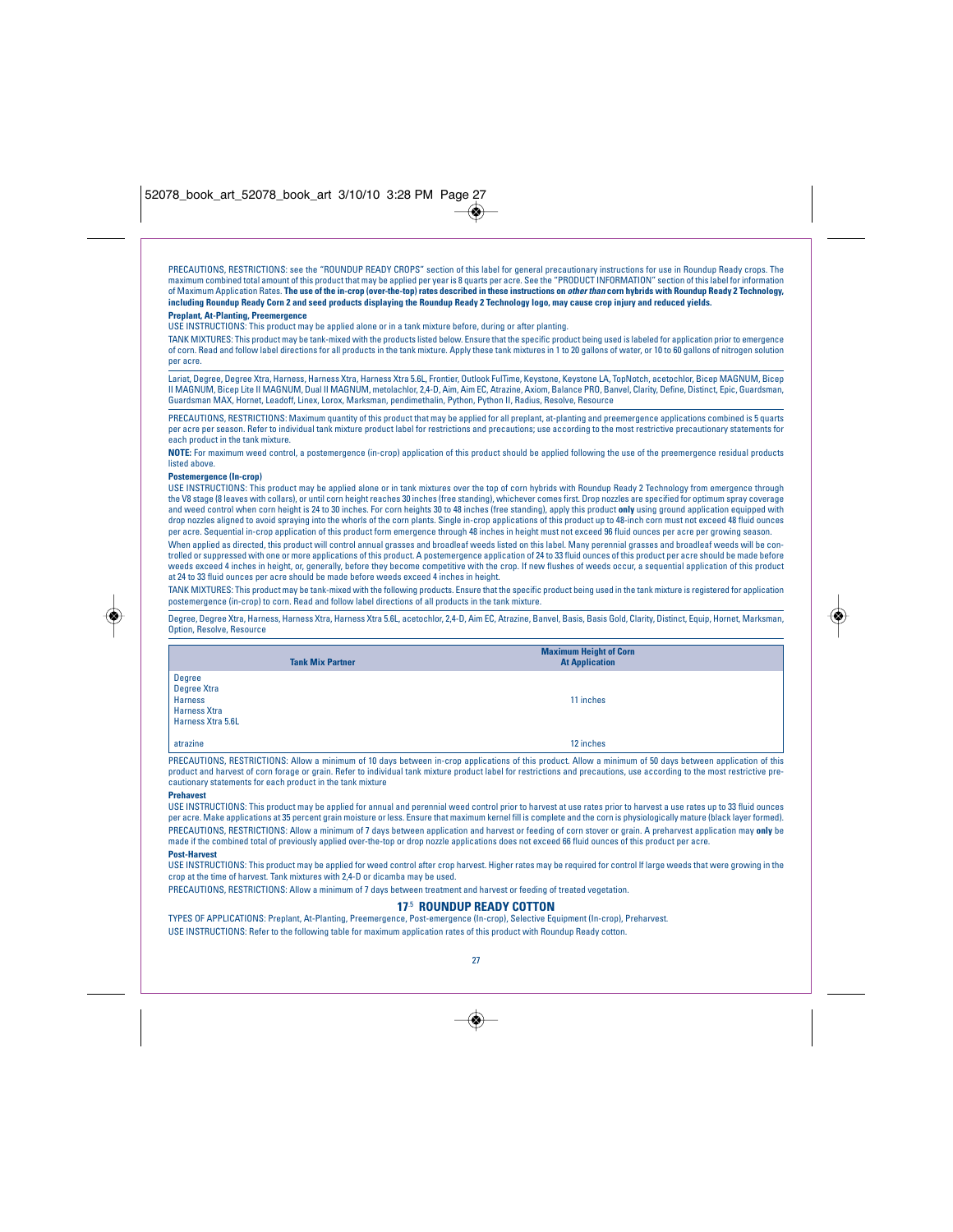PRECAUTIONS, RESTRICTIONS: see the "ROUNDUP READY CROPS" section of this label for general precautionary instructions for use in Roundup Ready crops. The maximum combined total amount of this product that may be applied per year is 8 quarts per acre. See the "PRODUCT INFORMATION" section of this label for information of Maximum Application Rates. **The use of the in-crop (over-the-top) rates described in these instructions on *other than* corn hybrids with Roundup Ready 2 Technology, including Roundup Ready Corn 2 and seed products displaying the Roundup Ready 2 Technology logo, may cause crop injury and reduced yields.**

**Preplant, At-Planting, Preemergence**

USE INSTRUCTIONS: This product may be applied alone or in a tank mixture before, during or after planting.

TANK MIXTURES: This product may be tank-mixed with the products listed below. Ensure that the specific product being used is labeled for application prior to emergence of corn. Read and follow label directions for all products in the tank mixture. Apply these tank mixtures in 1 to 20 gallons of water, or 10 to 60 gallons of nitrogen solution per acre.

Lariat, Degree, Degree Xtra, Harness, Harness Xtra, Harness Xtra 5.6L, Frontier, Outlook FulTime, Keystone, Keystone LA, TopNotch, acetochlor, Bicep MAGNUM, Bicep II MAGNUM, Bicep Lite II MAGNUM, Dual II MAGNUM, metolachlor, 2,4-D, Aim, Aim EC, Atrazine, Axiom, Balance PRO, Banvel, Clarity, Define, Distinct, Epic, Guardsman, Guardsman MAX, Hornet, Leadoff, Linex, Lorox, Marksman, pendimethalin, Python, Python II, Radius, Resolve, Resource

PRECAUTIONS, RESTRICTIONS: Maximum quantity of this product that may be applied for all preplant, at-planting and preemergence applications combined is 5 quarts per acre per season. Refer to individual tank mixture product label for restrictions and precautions; use according to the most restrictive precautionary statements for each product in the tank mixture.

**NOTE:** For maximum weed control, a postemergence (in-crop) application of this product should be applied following the use of the preemergence residual products listed above.

**Postemergence (In-crop)**

USE INSTRUCTIONS: This product may be applied alone or in tank mixtures over the top of corn hybrids with Roundup Ready 2 Technology from emergence through the V8 stage (8 leaves with collars), or until corn height reaches 30 inches (free standing), whichever comes first. Drop nozzles are specified for optimum spray coverage and weed control when corn height is 24 to 30 inches. For corn heights 30 to 48 inches (free standing), apply this product **only** using ground application equipped with drop nozzles aligned to avoid spraying into the whorls of the corn plants. Single in-crop applications of this product up to 48-inch corn must not exceed 48 fluid ounces per acre. Sequential in-crop application of this product form emergence through 48 inches in height must not exceed 96 fluid ounces per acre per growing season.

When applied as directed, this product will control annual grasses and broadleaf weeds listed on this label. Many perennial grasses and broadleaf weeds will be controlled or suppressed with one or more applications of this product. A postemergence application of 24 to 33 fluid ounces of this product per acre should be made before weeds exceed 4 inches in height, or, generally, before they become competitive with the crop. If new flushes of weeds occur, a sequential application of this product at 24 to 33 fluid ounces per acre should be made before weeds exceed 4 inches in height.

TANK MIXTURES: This product may be tank-mixed with the following products. Ensure that the specific product being used in the tank mixture is registered for application postemergence (in-crop) to corn. Read and follow label directions of all products in the tank mixture.

Degree, Degree Xtra, Harness, Harness Xtra, Harness Xtra 5.6L, acetochlor, 2,4-D, Aim EC, Atrazine, Banvel, Basis, Basis Gold, Clarity, Distinct, Equip, Hornet, Marksman, Option, Resolve, Resource

| Tank Mix Partner | Maximum Height of Corn At Application |
|---|---|
| Degree<br>Degree Xtra<br>Harness<br>Harness Xtra<br>Harness Xtra 5.6L | 11 inches |
| atrazine | 12 inches |

PRECAUTIONS, RESTRICTIONS: Allow a minimum of 10 days between in-crop applications of this product. Allow a minimum of 50 days between application of this product and harvest of corn forage or grain. Refer to individual tank mixture product label for restrictions and precautions, use according to the most restrictive precautionary statements for each product in the tank mixture

**Preharvest**

USE INSTRUCTIONS: This product may be applied for annual and perennial weed control prior to harvest at use rates prior to harvest a use rates up to 33 fluid ounces per acre. Make applications at 35 percent grain moisture or less. Ensure that maximum kernel fill is complete and the corn is physiologically mature (black layer formed).

PRECAUTIONS, RESTRICTIONS: Allow a minimum of 7 days between application and harvest or feeding of corn stover or grain. A preharvest application may **only** be made if the combined total of previously applied over-the-top or drop nozzle applications does not exceed 66 fluid ounces of this product per acre.

**Post-Harvest**

USE INSTRUCTIONS: This product may be applied for weed control after crop harvest. Higher rates may be required for control If large weeds that were growing in the crop at the time of harvest. Tank mixtures with 2,4-D or dicamba may be used.

PRECAUTIONS, RESTRICTIONS: Allow a minimum of 7 days between treatment and harvest or feeding of treated vegetation.

## 17.5 ROUNDUP READY COTTON

TYPES OF APPLICATIONS: Preplant, At-Planting, Preemergence, Post-emergence (In-crop), Selective Equipment (In-crop), Preharvest.

USE INSTRUCTIONS: Refer to the following table for maximum application rates of this product with Roundup Ready cotton.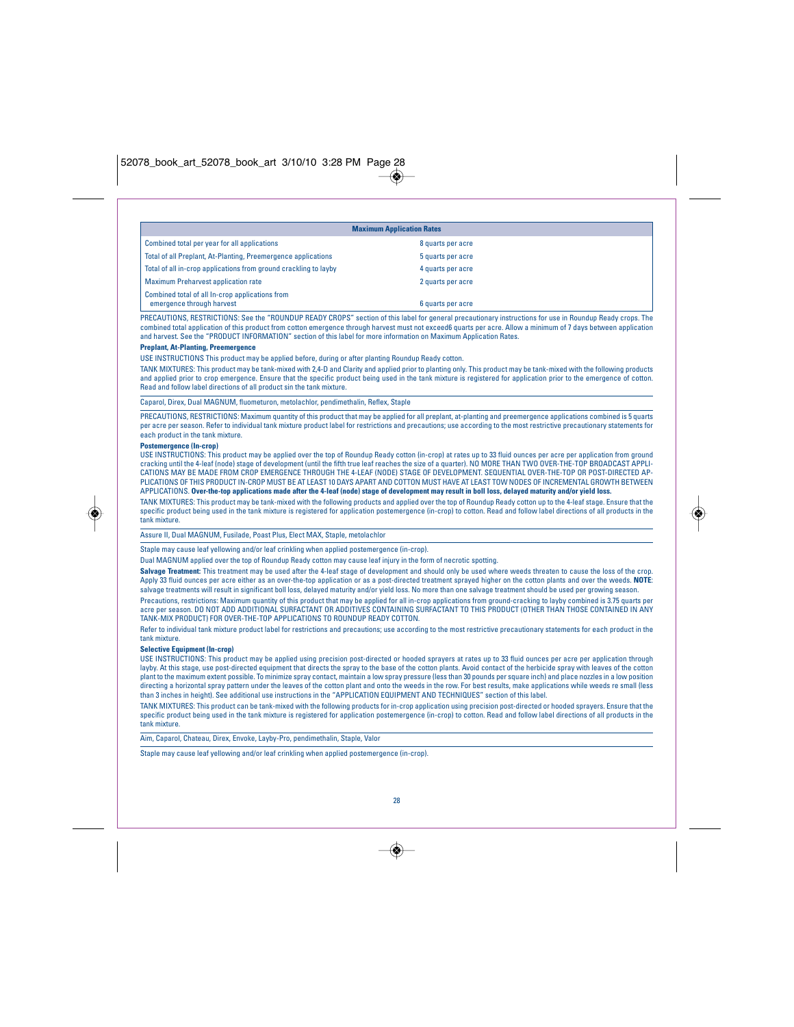| Maximum Application Rates | |
|---|---|
| Combined total per year for all applications | 8 quarts per acre |
| Total of all Preplant, At-Planting, Preemergence applications | 5 quarts per acre |
| Total of all in-crop applications from ground crackling to layby | 4 quarts per acre |
| Maximum Preharvest application rate | 2 quarts per acre |
| Combined total of all In-crop applications from emergence through harvest | 6 quarts per acre |

PRECAUTIONS, RESTRICTIONS: See the "ROUNDUP READY CROPS" section of this label for general precautionary instructions for use in Roundup Ready crops. The combined total application of this product from cotton emergence through harvest must not exceed6 quarts per acre. Allow a minimum of 7 days between application and harvest. See the "PRODUCT INFORMATION" section of this label for more information on Maximum Application Rates.

**Preplant, At-Planting, Preemergence**

USE INSTRUCTIONS This product may be applied before, during or after planting Roundup Ready cotton.

TANK MIXTURES: This product may be tank-mixed with 2,4-D and Clarity and applied prior to planting only. This product may be tank-mixed with the following products and applied prior to crop emergence. Ensure that the specific product being used in the tank mixture is registered for application prior to the emergence of cotton. Read and follow label directions of all product sin the tank mixture.

Caparol, Direx, Dual MAGNUM, fluometuron, metolachlor, pendimethalin, Reflex, Staple

PRECAUTIONS, RESTRICTIONS: Maximum quantity of this product that may be applied for all preplant, at-planting and preemergence applications combined is 5 quarts per acre per season. Refer to individual tank mixture product label for restrictions and precautions; use according to the most restrictive precautionary statements for each product in the tank mixture.

**Postemergence (In-crop)**

USE INSTRUCTIONS: This product may be applied over the top of Roundup Ready cotton (in-crop) at rates up to 33 fluid ounces per acre per application from ground cracking until the 4-leaf (node) stage of development (until the fifth true leaf reaches the size of a quarter). NO MORE THAN TWO OVER-THE-TOP BROADCAST APPLICATIONS MAY BE MADE FROM CROP EMERGENCE THROUGH THE 4-LEAF (NODE) STAGE OF DEVELOPMENT. SEQUENTIAL OVER-THE-TOP OR POST-DIRECTED APPLICATIONS OF THIS PRODUCT IN-CROP MUST BE AT LEAST 10 DAYS APART AND COTTON MUST HAVE AT LEAST TOW NODES OF INCREMENTAL GROWTH BETWEEN APPLICATIONS. **Over-the-top applications made after the 4-leaf (node) stage of development may result in boll loss, delayed maturity and/or yield loss.**

TANK MIXTURES: This product may be tank-mixed with the following products and applied over the top of Roundup Ready cotton up to the 4-leaf stage. Ensure that the specific product being used in the tank mixture is registered for application postemergence (in-crop) to cotton. Read and follow label directions of all products in the tank mixture.

Assure II, Dual MAGNUM, Fusilade, Poast Plus, Elect MAX, Staple, metolachlor

Staple may cause leaf yellowing and/or leaf crinkling when applied postemergence (in-crop).

Dual MAGNUM applied over the top of Roundup Ready cotton may cause leaf injury in the form of necrotic spotting.

**Salvage Treatment:** This treatment may be used after the 4-leaf stage of development and should only be used where weeds threaten to cause the loss of the crop. Apply 33 fluid ounces per acre either as an over-the-top application or as a post-directed treatment sprayed higher on the cotton plants and over the weeds. **NOTE**: salvage treatments will result in significant boll loss, delayed maturity and/or yield loss. No more than one salvage treatment should be used per growing season.

Precautions, restrictions: Maximum quantity of this product that may be applied for all in-crop applications from ground-cracking to layby combined is 3.75 quarts per acre per season. DO NOT ADD ADDITIONAL SURFACTANT OR ADDITIVES CONTAINING SURFACTANT TO THIS PRODUCT (OTHER THAN THOSE CONTAINED IN ANY TANK-MIX PRODUCT) FOR OVER-THE-TOP APPLICATIONS TO ROUNDUP READY COTTON.

Refer to individual tank mixture product label for restrictions and precautions; use according to the most restrictive precautionary statements for each product in the tank mixture.

**Selective Equipment (In-crop)**

USE INSTRUCTIONS: This product may be applied using precision post-directed or hooded sprayers at rates up to 33 fluid ounces per acre per application through layby. At this stage, use post-directed equipment that directs the spray to the base of the cotton plants. Avoid contact of the herbicide spray with leaves of the cotton plant to the maximum extent possible. To minimize spray contact, maintain a low spray pressure (less than 30 pounds per square inch) and place nozzles in a low position directing a horizontal spray pattern under the leaves of the cotton plant and onto the weeds in the row. For best results, make applications while weeds re small (less than 3 inches in height). See additional use instructions in the "APPLICATION EQUIPMENT AND TECHNIQUES" section of this label.

TANK MIXTURES: This product can be tank-mixed with the following products for in-crop application using precision post-directed or hooded sprayers. Ensure that the specific product being used in the tank mixture is registered for application postemergence (in-crop) to cotton. Read and follow label directions of all products in the tank mixture.

Aim, Caparol, Chateau, Direx, Envoke, Layby-Pro, pendimethalin, Staple, Valor

Staple may cause leaf yellowing and/or leaf crinkling when applied postemergence (in-crop).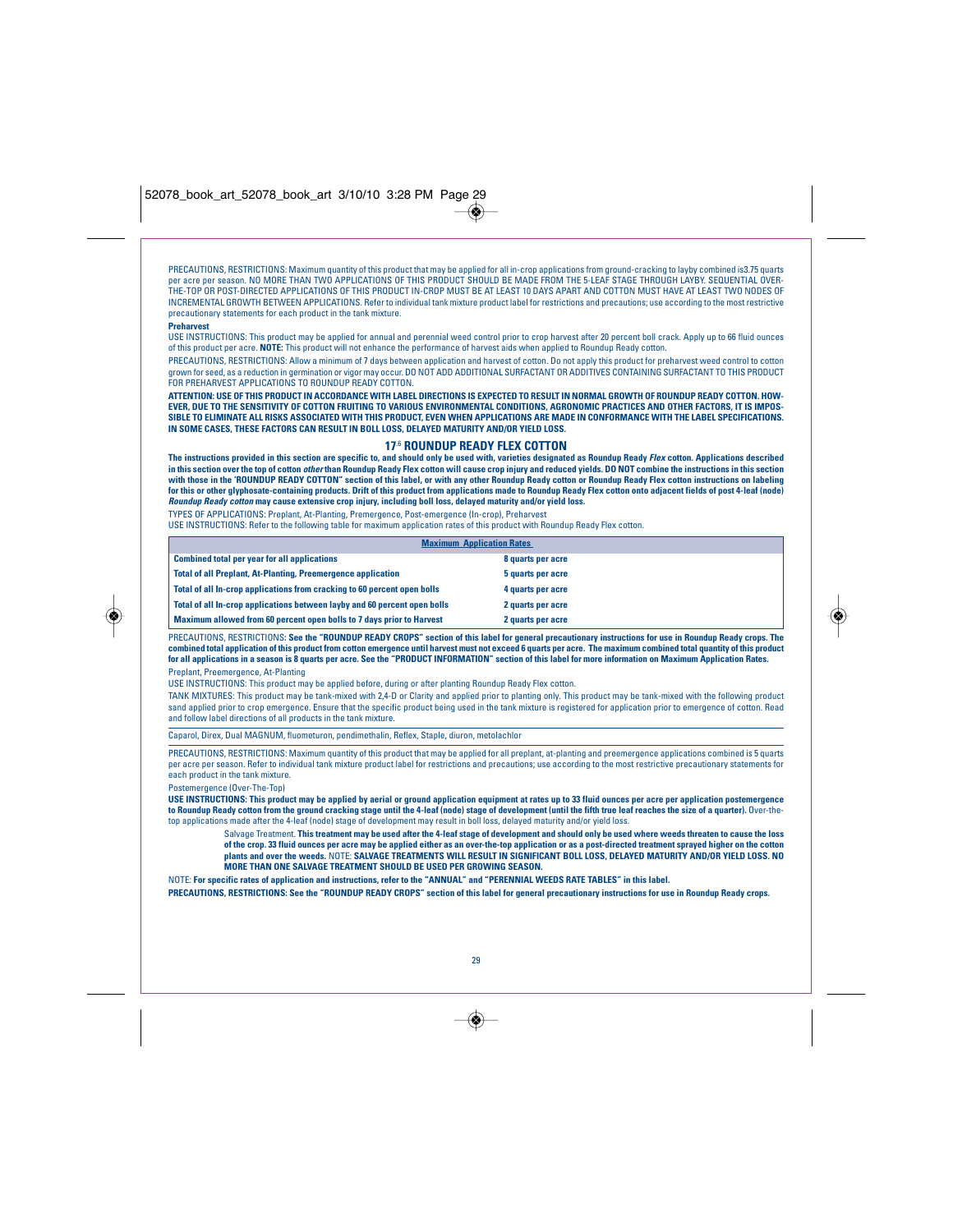PRECAUTIONS, RESTRICTIONS: Maximum quantity of this product that may be applied for all in-crop applications from ground-cracking to layby combined is3.75 quarts per acre per season. NO MORE THAN TWO APPLICATIONS OF THIS PRODUCT SHOULD BE MADE FROM THE 5-LEAF STAGE THROUGH LAYBY. SEQUENTIAL OVER-THE-TOP OR POST-DIRECTED APPLICATIONS OF THIS PRODUCT IN-CROP MUST BE AT LEAST 10 DAYS APART AND COTTON MUST HAVE AT LEAST TWO NODES OF INCREMENTAL GROWTH BETWEEN APPLICATIONS. Refer to individual tank mixture product label for restrictions and precautions; use according to the most restrictive precautionary statements for each product in the tank mixture.

**Preharvest**

USE INSTRUCTIONS: This product may be applied for annual and perennial weed control prior to crop harvest after 20 percent boll crack. Apply up to 66 fluid ounces of this product per acre. **NOTE:** This product will not enhance the performance of harvest aids when applied to Roundup Ready cotton.

PRECAUTIONS, RESTRICTIONS: Allow a minimum of 7 days between application and harvest of cotton. Do not apply this product for preharvest weed control to cotton grown for seed, as a reduction in germination or vigor may occur. DO NOT ADD ADDITIONAL SURFACTANT OR ADDITIVES CONTAINING SURFACTANT TO THIS PRODUCT FOR PREHARVEST APPLICATIONS TO ROUNDUP READY COTTON.

**ATTENTION: USE OF THIS PRODUCT IN ACCORDANCE WITH LABEL DIRECTIONS IS EXPECTED TO RESULT IN NORMAL GROWTH OF ROUNDUP READY COTTON. HOWEVER, DUE TO THE SENSITIVITY OF COTTON FRUITING TO VARIOUS ENVIRONMENTAL CONDITIONS, AGRONOMIC PRACTICES AND OTHER FACTORS, IT IS IMPOSSIBLE TO ELIMINATE ALL RISKS ASSOCIATED WITH THIS PRODUCT, EVEN WHEN APPLICATIONS ARE MADE IN CONFORMANCE WITH THE LABEL SPECIFICATIONS. IN SOME CASES, THESE FACTORS CAN RESULT IN BOLL LOSS, DELAYED MATURITY AND/OR YIELD LOSS.**

## 17.6 ROUNDUP READY FLEX COTTON

**The instructions provided in this section are specific to, and should only be used with, varieties designated as Roundup Ready *Flex* cotton. Applications described in this section over the top of cotton *other* than Roundup Ready Flex cotton will cause crop injury and reduced yields. DO NOT combine the instructions in this section with those in the 'ROUNDUP READY COTTON" section of this label, or with any other Roundup Ready cotton or Roundup Ready Flex cotton instructions on labeling for this or other glyphosate-containing products. Drift of this product from applications made to Roundup Ready Flex cotton onto adjacent fields of post 4-leaf (node) *Roundup Ready cotton* may cause extensive crop injury, including boll loss, delayed maturity and/or yield loss.**

TYPES OF APPLICATIONS: Preplant, At-Planting, Premergence, Post-emergence (In-crop), Preharvest

USE INSTRUCTIONS: Refer to the following table for maximum application rates of this product with Roundup Ready Flex cotton.

| Maximum Application Rates | |
|---|---|
| Combined total per year for all applications | 8 quarts per acre |
| Total of all Preplant, At-Planting, Preemergence application | 5 quarts per acre |
| Total of all In-crop applications from cracking to 60 percent open bolls | 4 quarts per acre |
| Total of all In-crop applications between layby and 60 percent open bolls | 2 quarts per acre |
| Maximum allowed from 60 percent open bolls to 7 days prior to Harvest | 2 quarts per acre |

PRECAUTIONS, RESTRICTIONS: **See the "ROUNDUP READY CROPS" section of this label for general precautionary instructions for use in Roundup Ready crops. The combined total application of this product from cotton emergence until harvest must not exceed 6 quarts per acre. The maximum combined total quantity of this product for all applications in a season is 8 quarts per acre. See the "PRODUCT INFORMATION" section of this label for more information on Maximum Application Rates.**

Preplant, Preemergence, At-Planting

USE INSTRUCTIONS: This product may be applied before, during or after planting Roundup Ready Flex cotton.

TANK MIXTURES: This product may be tank-mixed with 2,4-D or Clarity and applied prior to planting only. This product may be tank-mixed with the following product sand applied prior to crop emergence. Ensure that the specific product being used in the tank mixture is registered for application prior to emergence of cotton. Read and follow label directions of all products in the tank mixture.

Caparol, Direx, Dual MAGNUM, fluometuron, pendimethalin, Reflex, Staple, diuron, metolachlor

PRECAUTIONS, RESTRICTIONS: Maximum quantity of this product that may be applied for all preplant, at-planting and preemergence applications combined is 5 quarts per acre per season. Refer to individual tank mixture product label for restrictions and precautions; use according to the most restrictive precautionary statements for each product in the tank mixture.

Postemergence (Over-The-Top)

**USE INSTRUCTIONS: This product may be applied by aerial or ground application equipment at rates up to 33 fluid ounces per acre per application postemergence to Roundup Ready cotton from the ground cracking stage until the 4-leaf (node) stage of development (until the fifth true leaf reaches the size of a quarter).** Over-the-top applications made after the 4-leaf (node) stage of development may result in boll loss, delayed maturity and/or yield loss.

> Salvage Treatment. **This treatment may be used after the 4-leaf stage of development and should only be used where weeds threaten to cause the loss of the crop. 33 fluid ounces per acre may be applied either as an over-the-top application or as a post-directed treatment sprayed higher on the cotton plants and over the weeds.** NOTE: **SALVAGE TREATMENTS WILL RESULT IN SIGNIFICANT BOLL LOSS, DELAYED MATURITY AND/OR YIELD LOSS. NO MORE THAN ONE SALVAGE TREATMENT SHOULD BE USED PER GROWING SEASON.**

NOTE: **For specific rates of application and instructions, refer to the "ANNUAL" and "PERENNIAL WEEDS RATE TABLES" in this label.**

**PRECAUTIONS, RESTRICTIONS: See the "ROUNDUP READY CROPS" section of this label for general precautionary instructions for use in Roundup Ready crops.**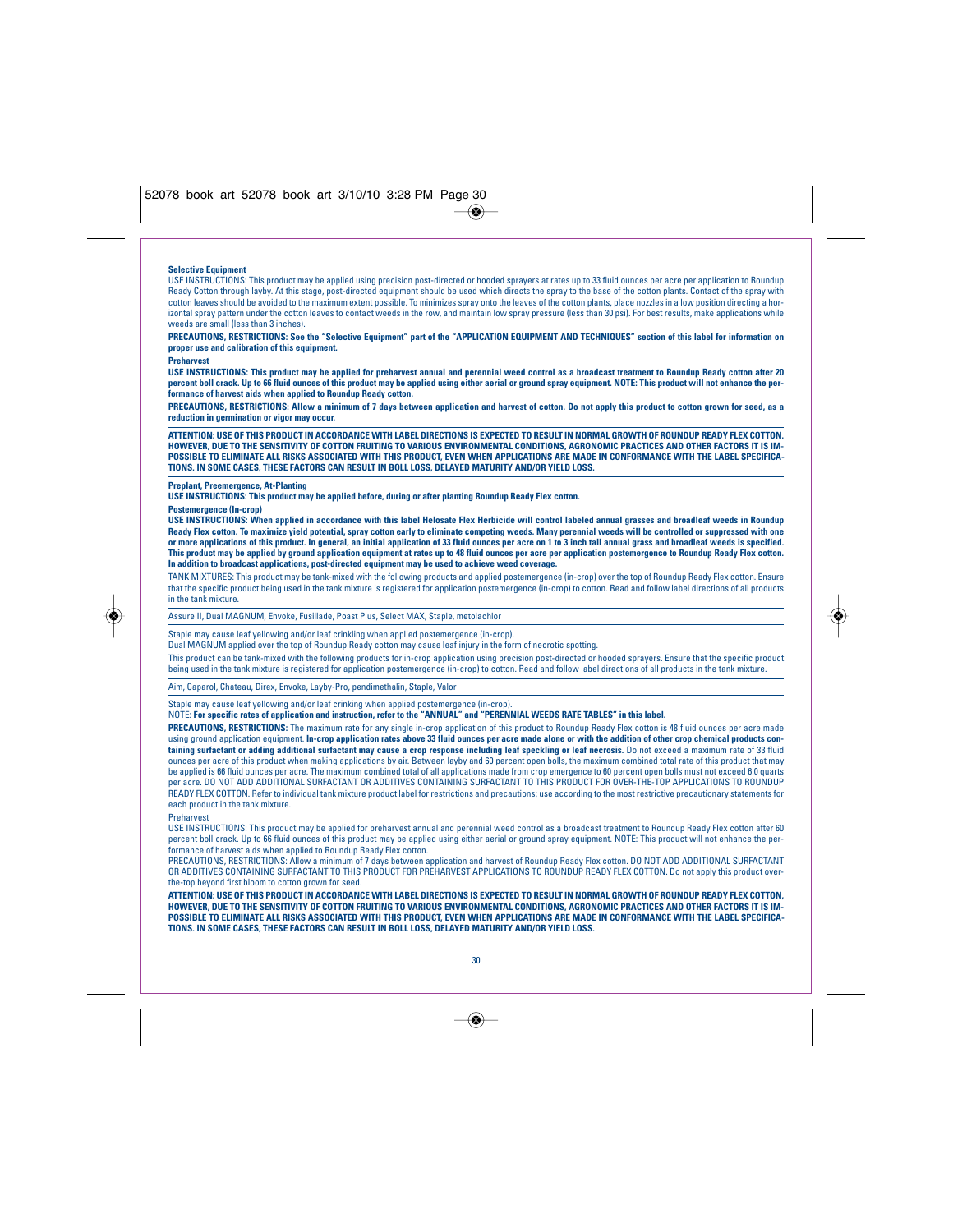**Selective Equipment**

USE INSTRUCTIONS: This product may be applied using precision post-directed or hooded sprayers at rates up to 33 fluid ounces per acre per application to Roundup Ready Cotton through layby. At this stage, post-directed equipment should be used which directs the spray to the base of the cotton plants. Contact of the spray with cotton leaves should be avoided to the maximum extent possible. To minimizes spray onto the leaves of the cotton plants, place nozzles in a low position directing a horizontal spray pattern under the cotton leaves to contact weeds in the row, and maintain low spray pressure (less than 30 psi). For best results, make applications while weeds are small (less than 3 inches).

**PRECAUTIONS, RESTRICTIONS: See the "Selective Equipment" part of the "APPLICATION EQUIPMENT AND TECHNIQUES" section of this label for information on proper use and calibration of this equipment.**

**Preharvest**

**USE INSTRUCTIONS: This product may be applied for preharvest annual and perennial weed control as a broadcast treatment to Roundup Ready cotton after 20 percent boll crack. Up to 66 fluid ounces of this product may be applied using either aerial or ground spray equipment. NOTE: This product will not enhance the performance of harvest aids when applied to Roundup Ready cotton.**

**PRECAUTIONS, RESTRICTIONS: Allow a minimum of 7 days between application and harvest of cotton. Do not apply this product to cotton grown for seed, as a reduction in germination or vigor may occur.**

**ATTENTION: USE OF THIS PRODUCT IN ACCORDANCE WITH LABEL DIRECTIONS IS EXPECTED TO RESULT IN NORMAL GROWTH OF ROUNDUP READY FLEX COTTON. HOWEVER, DUE TO THE SENSITIVITY OF COTTON FRUITING TO VARIOUS ENVIRONMENTAL CONDITIONS, AGRONOMIC PRACTICES AND OTHER FACTORS IT IS IMPOSSIBLE TO ELIMINATE ALL RISKS ASSOCIATED WITH THIS PRODUCT, EVEN WHEN APPLICATIONS ARE MADE IN CONFORMANCE WITH THE LABEL SPECIFICATIONS. IN SOME CASES, THESE FACTORS CAN RESULT IN BOLL LOSS, DELAYED MATURITY AND/OR YIELD LOSS.**

**Preplant, Preemergence, At-Planting**

**USE INSTRUCTIONS: This product may be applied before, during or after planting Roundup Ready Flex cotton.**

**Postemergence (In-crop)**

**USE INSTRUCTIONS: When applied in accordance with this label Helosate Flex Herbicide will control labeled annual grasses and broadleaf weeds in Roundup Ready Flex cotton. To maximize yield potential, spray cotton early to eliminate competing weeds. Many perennial weeds will be controlled or suppressed with one or more applications of this product. In general, an initial application of 33 fluid ounces per acre on 1 to 3 inch tall annual grass and broadleaf weeds is specified. This product may be applied by ground application equipment at rates up to 48 fluid ounces per acre per application postemergence to Roundup Ready Flex cotton. In addition to broadcast applications, post-directed equipment may be used to achieve weed coverage.**

TANK MIXTURES: This product may be tank-mixed with the following products and applied postemergence (in-crop) over the top of Roundup Ready Flex cotton. Ensure that the specific product being used in the tank mixture is registered for application postemergence (in-crop) to cotton. Read and follow label directions of all products in the tank mixture.

Assure II, Dual MAGNUM, Envoke, Fusillade, Poast Plus, Select MAX, Staple, metolachlor

Staple may cause leaf yellowing and/or leaf crinkling when applied postemergence (in-crop).

Dual MAGNUM applied over the top of Roundup Ready cotton may cause leaf injury in the form of necrotic spotting.

This product can be tank-mixed with the following products for in-crop application using precision post-directed or hooded sprayers. Ensure that the specific product being used in the tank mixture is registered for application postemergence (in-crop) to cotton. Read and follow label directions of all products in the tank mixture.

Aim, Caparol, Chateau, Direx, Envoke, Layby-Pro, pendimethalin, Staple, Valor

Staple may cause leaf yellowing and/or leaf crinking when applied postemergence (in-crop).

NOTE: **For specific rates of application and instruction, refer to the "ANNUAL" and "PERENNIAL WEEDS RATE TABLES" in this label.**

**PRECAUTIONS, RESTRICTIONS:** The maximum rate for any single in-crop application of this product to Roundup Ready Flex cotton is 48 fluid ounces per acre made using ground application equipment. **In-crop application rates above 33 fluid ounces per acre made alone or with the addition of other crop chemical products containing surfactant or adding additional surfactant may cause a crop response including leaf speckling or leaf necrosis.** Do not exceed a maximum rate of 33 fluid ounces per acre of this product when making applications by air. Between layby and 60 percent open bolls, the maximum combined total rate of this product that may be applied is 66 fluid ounces per acre. The maximum combined total of all applications made from crop emergence to 60 percent open bolls must not exceed 6.0 quarts per acre. DO NOT ADD ADDITIONAL SURFACTANT OR ADDITIVES CONTAINING SURFACTANT TO THIS PRODUCT FOR OVER-THE-TOP APPLICATIONS TO ROUNDUP READY FLEX COTTON. Refer to individual tank mixture product label for restrictions and precautions; use according to the most restrictive precautionary statements for each product in the tank mixture.

Preharvest

USE INSTRUCTIONS: This product may be applied for preharvest annual and perennial weed control as a broadcast treatment to Roundup Ready Flex cotton after 60 percent boll crack. Up to 66 fluid ounces of this product may be applied using either aerial or ground spray equipment. NOTE: This product will not enhance the performance of harvest aids when applied to Roundup Ready Flex cotton.

PRECAUTIONS, RESTRICTIONS: Allow a minimum of 7 days between application and harvest of Roundup Ready Flex cotton. DO NOT ADD ADDITIONAL SURFACTANT OR ADDITIVES CONTAINING SURFACTANT TO THIS PRODUCT FOR PREHARVEST APPLICATIONS TO ROUNDUP READY FLEX COTTON. Do not apply this product over-the-top beyond first bloom to cotton grown for seed.

**ATTENTION: USE OF THIS PRODUCT IN ACCORDANCE WITH LABEL DIRECTIONS IS EXPECTED TO RESULT IN NORMAL GROWTH OF ROUNDUP READY FLEX COTTON, HOWEVER, DUE TO THE SENSITIVITY OF COTTON FRUITING TO VARIOUS ENVIRONMENTAL CONDITIONS, AGRONOMIC PRACTICES AND OTHER FACTORS IT IS IMPOSSIBLE TO ELIMINATE ALL RISKS ASSOCIATED WITH THIS PRODUCT, EVEN WHEN APPLICATIONS ARE MADE IN CONFORMANCE WITH THE LABEL SPECIFICATIONS. IN SOME CASES, THESE FACTORS CAN RESULT IN BOLL LOSS, DELAYED MATURITY AND/OR YIELD LOSS.**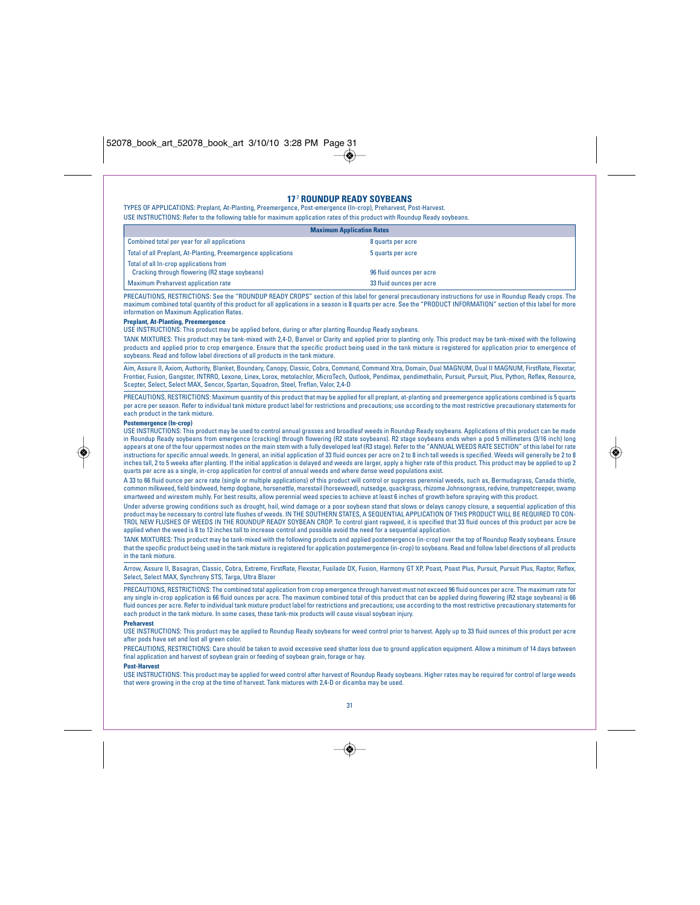## 17.7 ROUNDUP READY SOYBEANS

TYPES OF APPLICATIONS: Preplant, At-Planting, Preemergence, Post-emergence (In-crop), Preharvest, Post-Harvest.

USE INSTRUCTIONS: Refer to the following table for maximum application rates of this product with Roundup Ready soybeans.

| Maximum Application Rates | |
|---|---|
| Combined total per year for all applications | 8 quarts per acre |
| Total of all Preplant, At-Planting, Preemergence applications | 5 quarts per acre |
| Total of all In-crop applications from Cracking through flowering (R2 stage soybeans) | 96 fluid ounces per acre |
| Maximum Preharvest application rate | 33 fluid ounces per acre |

PRECAUTIONS, RESTRICTIONS: See the "ROUNDUP READY CROPS" section of this label for general precautionary instructions for use in Roundup Ready crops. The maximum combined total quantity of this product for all applications in a season is 8 quarts per acre. See the "PRODUCT INFORMATION" section of this label for more information on Maximum Application Rates.

### Preplant, At-Planting, Preemergence

USE INSTRUCTIONS: This product may be applied before, during or after planting Roundup Ready soybeans.

TANK MIXTURES: This product may be tank-mixed with 2,4-D, Banvel or Clarity and applied prior to planting only. This product may be tank-mixed with the following products and applied prior to crop emergence. Ensure that the specific product being used in the tank mixture is registered for application prior to emergence of soybeans. Read and follow label directions of all products in the tank mixture.

Aim, Assure II, Axiom, Authority, Blanket, Boundary, Canopy, Classic, Cobra, Command, Command Xtra, Domain, Dual MAGNUM, Dual II MAGNUM, FirstRate, Flexstar, Frontier, Fusion, Gangster, INTRRO, Lexone, Linex, Lorox, metolachlor, MicroTech, Outlook, Pendimax, pendimethalin, Pursuit, Pursuit, Plus, Python, Reflex, Resource, Scepter, Select, Select MAX, Sencor, Spartan, Squadron, Steel, Treflan, Valor, 2,4-D

PRECAUTIONS, RESTRICTIONS: Maximum quantity of this product that may be applied for all preplant, at-planting and preemergence applications combined is 5 quarts per acre per season. Refer to individual tank mixture product label for restrictions and precautions; use according to the most restrictive precautionary statements for each product in the tank mixture.

### Postemergence (In-crop)

USE INSTRUCTIONS: This product may be used to control annual grasses and broadleaf weeds in Roundup Ready soybeans. Applications of this product can be made in Roundup Ready soybeans from emergence (cracking) through flowering (R2 state soybeans). R2 stage soybeans ends when a pod 5 millimeters (3/16 inch) long appears at one of the four uppermost nodes on the main stem with a fully developed leaf (R3 stage). Refer to the "ANNUAL WEEDS RATE SECTION" of this label for rate instructions for specific annual weeds. In general, an initial application of 33 fluid ounces per acre on 2 to 8 inch tall weeds is specified. Weeds will generally be 2 to 8 inches tall, 2 to 5 weeks after planting. If the initial application is delayed and weeds are larger, apply a higher rate of this product. This product may be applied to up 2 quarts per acre as a single, in-crop application for control of annual weeds and where dense weed populations exist.

A 33 to 66 fluid ounce per acre rate (single or multiple applications) of this product will control or suppress perennial weeds, such as, Bermudagrass, Canada thistle, common milkweed, field bindweed, hemp dogbane, horsenettle, marestail (horseweed), nutsedge, quackgrass, rhizome Johnsongrass, redvine, trumpetcreeper, swamp smartweed and wirestem muhly. For best results, allow perennial weed species to achieve at least 6 inches of growth before spraying with this product.

Under adverse growing conditions such as drought, hail, wind damage or a poor soybean stand that slows or delays canopy closure, a sequential application of this product may be necessary to control late flushes of weeds. IN THE SOUTHERN STATES, A SEQUENTIAL APPLICATION OF THIS PRODUCT WILL BE REQUIRED TO CONTROL NEW FLUSHES OF WEEDS IN THE ROUNDUP READY SOYBEAN CROP. To control giant ragweed, it is specified that 33 fluid ounces of this product per acre be applied when the weed is 8 to 12 inches tall to increase control and possible avoid the need for a sequential application.

TANK MIXTURES: This product may be tank-mixed with the following products and applied postemergence (in-crop) over the top of Roundup Ready soybeans. Ensure that the specific product being used in the tank mixture is registered for application postemergence (in-crop) to soybeans. Read and follow label directions of all products in the tank mixture.

Arrow, Assure II, Basagran, Classic, Cobra, Extreme, FirstRate, Flexstar, Fusilade DX, Fusion, Harmony GT XP, Poast, Poast Plus, Pursuit, Pursuit Plus, Raptor, Reflex, Select, Select MAX, Synchrony STS, Targa, Ultra Blazer

PRECAUTIONS, RESTRICTIONS: The combined total application from crop emergence through harvest must not exceed 96 fluid ounces per acre. The maximum rate for any single in-crop application is 66 fluid ounces per acre. The maximum combined total of this product that can be applied during flowering (R2 stage soybeans) is 66 fluid ounces per acre. Refer to individual tank mixture product label for restrictions and precautions; use according to the most restrictive precautionary statements for each product in the tank mixture. In some cases, these tank-mix products will cause visual soybean injury.

### Preharvest

USE INSTRUCTIONS: This product may be applied to Roundup Ready soybeans for weed control prior to harvest. Apply up to 33 fluid ounces of this product per acre after pods have set and lost all green color.

PRECAUTIONS, RESTRICTIONS: Care should be taken to avoid excessive seed shatter loss due to ground application equipment. Allow a minimum of 14 days between final application and harvest of soybean grain or feeding of soybean grain, forage or hay.

### Post-Harvest

USE INSTRUCTIONS: This product may be applied for weed control after harvest of Roundup Ready soybeans. Higher rates may be required for control of large weeds that were growing in the crop at the time of harvest. Tank mixtures with 2,4-D or dicamba may be used.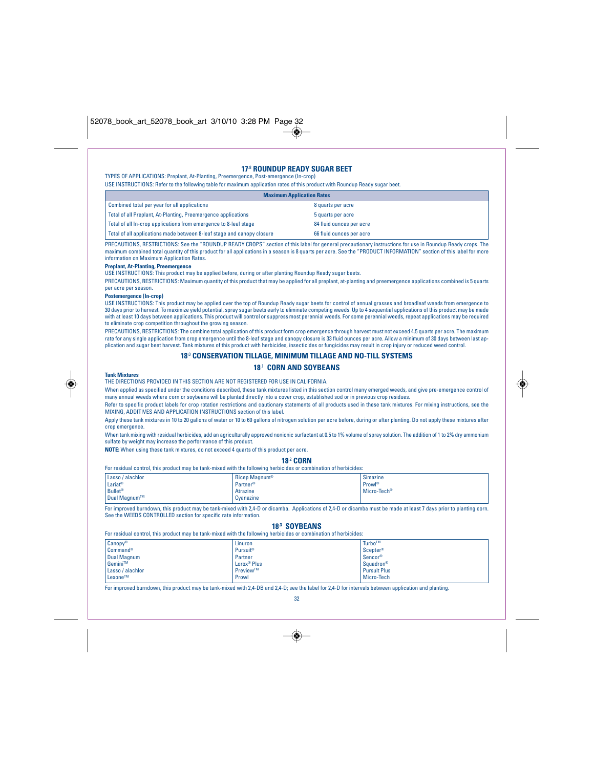## 17.8 ROUNDUP READY SUGAR BEET

TYPES OF APPLICATIONS: Preplant, At-Planting, Preemergence, Post-emergence (In-crop)

USE INSTRUCTIONS: Refer to the following table for maximum application rates of this product with Roundup Ready sugar beet.

| Maximum Application Rates | |
|---|---|
| Combined total per year for all applications | 8 quarts per acre |
| Total of all Preplant, At-Planting, Preemergence applications | 5 quarts per acre |
| Total of all In-crop applications from emergence to 8-leaf stage | 84 fluid ounces per acre |
| Total of all applications made between 8-leaf stage and canopy closure | 66 fluid ounces per acre |

PRECAUTIONS, RESTRICTIONS: See the "ROUNDUP READY CROPS" section of this label for general precautionary instructions for use in Roundup Ready crops. The maximum combined total quantity of this product for all applications in a season is 8 quarts per acre. See the "PRODUCT INFORMATION" section of this label for more information on Maximum Application Rates.

**Preplant, At-Planting, Preemergence**

USE INSTRUCTIONS: This product may be applied before, during or after planting Roundup Ready sugar beets.

PRECAUTIONS, RESTRICTIONS: Maximum quantity of this product that may be applied for all preplant, at-planting and preemergence applications combined is 5 quarts per acre per season.

**Postemergence (In-crop)**

USE INSTRUCTIONS: This product may be applied over the top of Roundup Ready sugar beets for control of annual grasses and broadleaf weeds from emergence to 30 days prior to harvest. To maximize yield potential, spray sugar beets early to eliminate competing weeds. Up to 4 sequential applications of this product may be made with at least 10 days between applications. This product will control or suppress most perennial weeds. For some perennial weeds, repeat applications may be required to eliminate crop competition throughout the growing season.

PRECAUTIONS, RESTRICTIONS: The combine total application of this product form crop emergence through harvest must not exceed 4.5 quarts per acre. The maximum rate for any single application from crop emergence until the 8-leaf stage and canopy closure is 33 fluid ounces per acre. Allow a minimum of 30 days between last application and sugar beet harvest. Tank mixtures of this product with herbicides, insecticides or fungicides may result in crop injury or reduced weed control.

## 18.0 CONSERVATION TILLAGE, MINIMUM TILLAGE AND NO-TILL SYSTEMS

### 18.1 CORN AND SOYBEANS

**Tank Mixtures**

THE DIRECTIONS PROVIDED IN THIS SECTION ARE NOT REGISTERED FOR USE IN CALIFORNIA.

When applied as specified under the conditions described, these tank mixtures listed in this section control many emerged weeds, and give pre-emergence control of many annual weeds where corn or soybeans will be planted directly into a cover crop, established sod or in previous crop residues.

Refer to specific product labels for crop rotation restrictions and cautionary statements of all products used in these tank mixtures. For mixing instructions, see the MIXING, ADDITIVES AND APPLICATION INSTRUCTIONS section of this label.

Apply these tank mixtures in 10 to 20 gallons of water or 10 to 60 gallons of nitrogen solution per acre before, during or after planting. Do not apply these mixtures after crop emergence.

When tank mixing with residual herbicides, add an agriculturally approved nonionic surfactant at 0.5 to 1% volume of spray solution. The addition of 1 to 2% dry ammonium sulfate by weight may increase the performance of this product.

**NOTE:** When using these tank mixtures, do not exceed 4 quarts of this product per acre.

### 18.2 CORN

For residual control, this product may be tank-mixed with the following herbicides or combination of herbicides:

| | | |
|---|---|---|
| Lasso / alachlor | Bicep Magnum® | Simazine |
| Lariat® | Partner® | Prowl® |
| Bullet® | Atrazine | Micro-Tech® |
| Dual Magnum™ | Cyanazine | |

For improved burndown, this product may be tank-mixed with 2,4-D or dicamba. Applications of 2,4-D or dicamba must be made at least 7 days prior to planting corn. See the WEEDS CONTROLLED section for specific rate information.

### 18.3 SOYBEANS

For residual control, this product may be tank-mixed with the following herbicides or combination of herbicides:

| | | |
|---|---|---|
| Canopy® | Linuron | Turbo™ |
| Command® | Pursuit® | Scepter® |
| Dual Magnum | Partner | Sencor® |
| Gemini™ | Lorox® Plus | Squadron® |
| Lasso / alachlor | Preview™ | Pursuit Plus |
| Lexone™ | Prowl | Micro-Tech |

For improved burndown, this product may be tank-mixed with 2,4-DB and 2,4-D; see the label for 2,4-D for intervals between application and planting.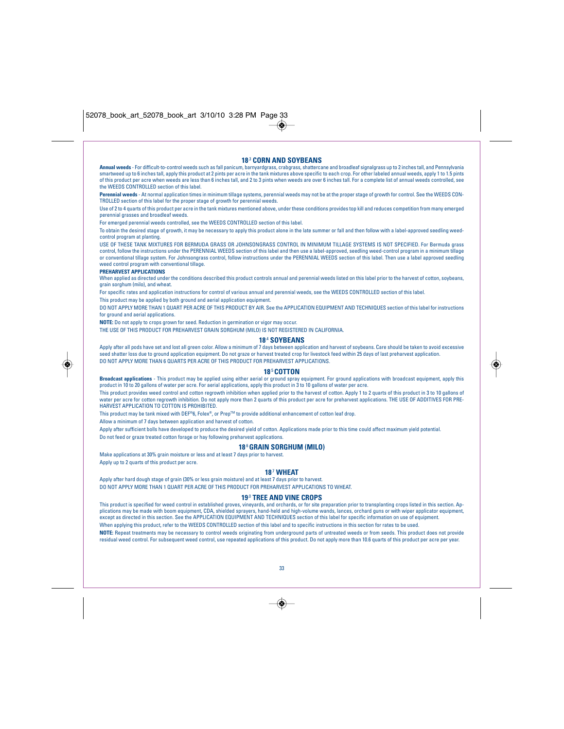## 18.3 CORN AND SOYBEANS

**Annual weeds** - For difficult-to-control weeds such as fall panicum, barnyardgrass, crabgrass, shattercane and broadleaf signalgrass up to 2 inches tall, and Pennsylvania smartweed up to 6 inches tall, apply this product at 2 pints per acre in the tank mixtures above specific to each crop. For other labeled annual weeds, apply 1 to 1.5 pints of this product per acre when weeds are less than 6 inches tall, and 2 to 3 pints when weeds are over 6 inches tall. For a complete list of annual weeds controlled, see the WEEDS CONTROLLED section of this label.

**Perennial weeds** - At normal application times in minimum tillage systems, perennial weeds may not be at the proper stage of growth for control. See the WEEDS CONTROLLED section of this label for the proper stage of growth for perennial weeds.

Use of 2 to 4 quarts of this product per acre in the tank mixtures mentioned above, under these conditions provides top kill and reduces competition from many emerged perennial grasses and broadleaf weeds.

For emerged perennial weeds controlled, see the WEEDS CONTROLLED section of this label.

To obtain the desired stage of growth, it may be necessary to apply this product alone in the late summer or fall and then follow with a label-approved seedling weed-control program at planting.

USE OF THESE TANK MIXTURES FOR BERMUDA GRASS OR JOHNSONGRASS CONTROL IN MINIMUM TILLAGE SYSTEMS IS NOT SPECIFIED. For Bermuda grass control, follow the instructions under the PERENNIAL WEEDS section of this label and then use a label-approved, seedling weed-control program in a minimum tillage or conventional tillage system. For Johnsongrass control, follow instructions under the PERENNIAL WEEDS section of this label. Then use a label approved seedling weed control program with conventional tillage.

**PREHARVEST APPLICATIONS**

When applied as directed under the conditions described this product controls annual and perennial weeds listed on this label prior to the harvest of cotton, soybeans, grain sorghum (milo), and wheat.

For specific rates and application instructions for control of various annual and perennial weeds, see the WEEDS CONTROLLED section of this label.

This product may be applied by both ground and aerial application equipment.

DO NOT APPLY MORE THAN 1 QUART PER ACRE OF THIS PRODUCT BY AIR. See the APPLICATION EQUIPMENT AND TECHNIQUES section of this label for instructions for ground and aerial applications.

**NOTE:** Do not apply to crops grown for seed. Reduction in germination or vigor may occur.

THE USE OF THIS PRODUCT FOR PREHARVEST GRAIN SORGHUM (MILO) IS NOT REGISTERED IN CALIFORNIA.

## 18.4 SOYBEANS

Apply after all pods have set and lost all green color. Allow a minimum of 7 days between application and harvest of soybeans. Care should be taken to avoid excessive seed shatter loss due to ground application equipment. Do not graze or harvest treated crop for livestock feed within 25 days of last preharvest application.

DO NOT APPLY MORE THAN 6 QUARTS PER ACRE OF THIS PRODUCT FOR PREHARVEST APPLICATIONS.

## 18.5 COTTON

**Broadcast applications** - This product may be applied using either aerial or ground spray equipment. For ground applications with broadcast equipment, apply this product in 10 to 20 gallons of water per acre. For aerial applications, apply this product in 3 to 10 gallons of water per acre.

This product provides weed control and cotton regrowth inhibition when applied prior to the harvest of cotton. Apply 1 to 2 quarts of this product in 3 to 10 gallons of water per acre for cotton regrowth inhibition. Do not apply more than 2 quarts of this product per acre for preharvest applications. THE USE OF ADDITIVES FOR PREHARVEST APPLICATION TO COTTON IS PROHIBITED.

This product may be tank mixed with DEF®6, Folex®, or Prep™ to provide additional enhancement of cotton leaf drop.

Allow a minimum of 7 days between application and harvest of cotton.

Apply after sufficient bolls have developed to produce the desired yield of cotton. Applications made prior to this time could affect maximum yield potential.

Do not feed or graze treated cotton forage or hay following preharvest applications.

## 18.6 GRAIN SORGHUM (MILO)

Make applications at 30% grain moisture or less and at least 7 days prior to harvest.

Apply up to 2 quarts of this product per acre.

## 18.7 WHEAT

Apply after hard dough stage of grain (30% or less grain moisture) and at least 7 days prior to harvest.

DO NOT APPLY MORE THAN 1 QUART PER ACRE OF THIS PRODUCT FOR PREHARVEST APPLICATIONS TO WHEAT.

## 19.0 TREE AND VINE CROPS

This product is specified for weed control in established groves, vineyards, and orchards, or for site preparation prior to transplanting crops listed in this section. Applications may be made with boom equipment, CDA, shielded sprayers, hand-held and high-volume wands, lances, orchard guns or with wiper applicator equipment, except as directed in this section. See the APPLICATION EQUIPMENT AND TECHNIQUES section of this label for specific information on use of equipment.

When applying this product, refer to the WEEDS CONTROLLED section of this label and to specific instructions in this section for rates to be used.

**NOTE:** Repeat treatments may be necessary to control weeds originating from underground parts of untreated weeds or from seeds. This product does not provide residual weed control. For subsequent weed control, use repeated applications of this product. Do not apply more than 10.6 quarts of this product per acre per year.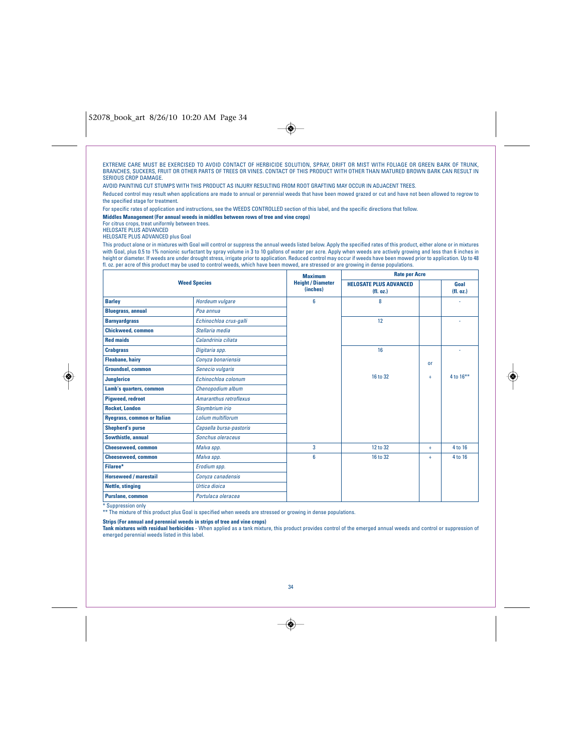EXTREME CARE MUST BE EXERCISED TO AVOID CONTACT OF HERBICIDE SOLUTION, SPRAY, DRIFT OR MIST WITH FOLIAGE OR GREEN BARK OF TRUNK, BRANCHES, SUCKERS, FRUIT OR OTHER PARTS OF TREES OR VINES. CONTACT OF THIS PRODUCT WITH OTHER THAN MATURED BROWN BARK CAN RESULT IN SERIOUS CROP DAMAGE.

AVOID PAINTING CUT STUMPS WITH THIS PRODUCT AS INJURY RESULTING FROM ROOT GRAFTING MAY OCCUR IN ADJACENT TREES.

Reduced control may result when applications are made to annual or perennial weeds that have been mowed grazed or cut and have not been allowed to regrow to the specified stage for treatment.

For specific rates of application and instructions, see the WEEDS CONTROLLED section of this label, and the specific directions that follow.

**Middles Management (For annual weeds in middles between rows of tree and vine crops)**

For citrus crops, treat uniformly between trees.
HELOSATE PLUS ADVANCED
HELOSATE PLUS ADVANCED plus Goal

This product alone or in mixtures with Goal will control or suppress the annual weeds listed below. Apply the specified rates of this product, either alone or in mixtures with Goal, plus 0.5 to 1% nonionic surfactant by spray volume in 3 to 10 gallons of water per acre. Apply when weeds are actively growing and less than 6 inches in height or diameter. If weeds are under drought stress, irrigate prior to application. Reduced control may occur if weeds have been mowed prior to application. Up to 48 fl. oz. per acre of this product may be used to control weeds, which have been mowed, are stressed or are growing in dense populations.

| Weed Species | | Maximum Height / Diameter (inches) | Rate per Acre | | |
|---|---|---|---|---|---|
| | | | **HELOSATE PLUS ADVANCED (fl. oz.)** | | **Goal (fl. oz.)** |
| **Barley** | *Hordeum vulgare* | 6 | 8 | | - |
| **Bluegrass, annual** | *Poa annua* | | | | |
| **Barnyardgrass** | *Echinochloa crus-galli* | | 12 | | - |
| **Chickweed, common** | *Stellaria media* | | | | |
| **Red maids** | *Calandrinia ciliata* | | | | |
| **Crabgrass** | *Digitaria spp.* | | 16 | | - |
| **Fleabane, hairy** | *Conyza bonariensis* | | | or | |
| **Groundsel, common** | *Senecio vulgaris* | | | | |
| **Junglerice** | *Echinochloa colonum* | | 16 to 32 | + | 4 to 16** |
| **Lamb's quarters, common** | *Chenopodium album* | | | | |
| **Pigweed, redroot** | *Amaranthus retroflexus* | | | | |
| **Rocket, London** | *Sisymbrium irio* | | | | |
| **Ryegrass, common or Italian** | *Lolium multiflorum* | | | | |
| **Shepherd's purse** | *Capsella bursa-pastoris* | | | | |
| **Sowthistle, annual** | *Sonchus oleraceus* | | | | |
| **Cheeseweed, common** | *Malva spp.* | 3 | 12 to 32 | + | 4 to 16 |
| **Cheeseweed, common** | *Malva spp.* | 6 | 16 to 32 | + | 4 to 16 |
| **Filaree*** | *Erodium spp.* | | | | |
| **Horseweed / marestail** | *Conyza canadensis* | | | | |
| **Nettle, stinging** | *Urtica dioica* | | | | |
| **Purslane, common** | *Portulaca oleracea* | | | | |

\* Suppression only
\** The mixture of this product plus Goal is specified when weeds are stressed or growing in dense populations.

**Strips (For annual and perennial weeds in strips of tree and vine crops)**

**Tank mixtures with residual herbicides** - When applied as a tank mixture, this product provides control of the emerged annual weeds and control or suppression of emerged perennial weeds listed in this label.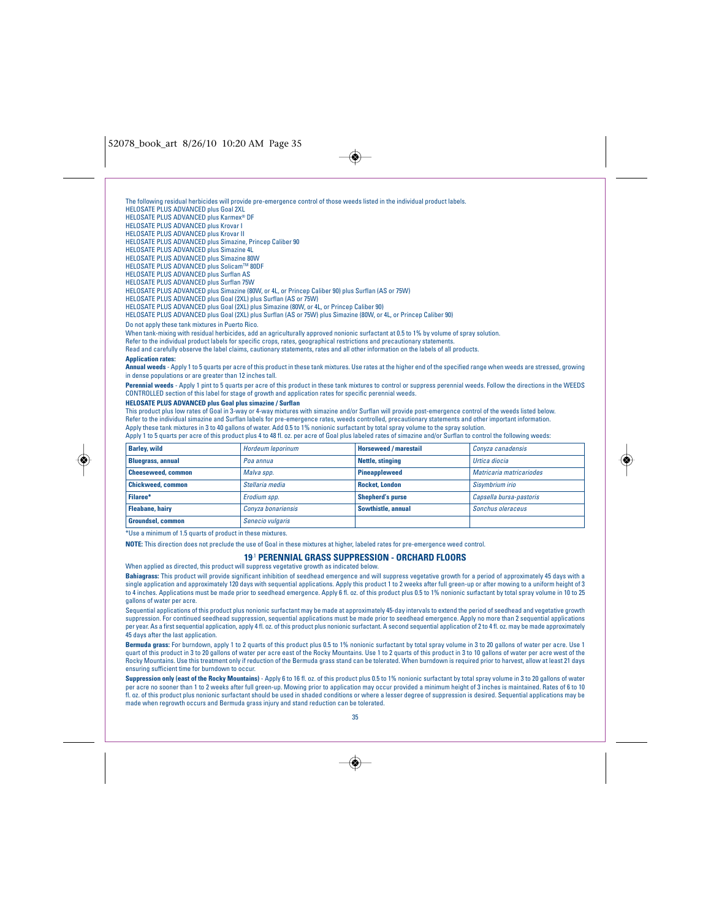The following residual herbicides will provide pre-emergence control of those weeds listed in the individual product labels.

HELOSATE PLUS ADVANCED plus Goal 2XL
HELOSATE PLUS ADVANCED plus Karmex® DF
HELOSATE PLUS ADVANCED plus Krovar I
HELOSATE PLUS ADVANCED plus Krovar II
HELOSATE PLUS ADVANCED plus Simazine, Princep Caliber 90
HELOSATE PLUS ADVANCED plus Simazine 4L
HELOSATE PLUS ADVANCED plus Simazine 80W
HELOSATE PLUS ADVANCED plus Solicam™ 80DF
HELOSATE PLUS ADVANCED plus Surflan AS
HELOSATE PLUS ADVANCED plus Surflan 75W
HELOSATE PLUS ADVANCED plus Simazine (80W, or 4L, or Princep Caliber 90) plus Surflan (AS or 75W)
HELOSATE PLUS ADVANCED plus Goal (2XL) plus Surflan (AS or 75W)
HELOSATE PLUS ADVANCED plus Goal (2XL) plus Simazine (80W, or 4L, or Princep Caliber 90)
HELOSATE PLUS ADVANCED plus Goal (2XL) plus Surflan (AS or 75W) plus Simazine (80W, or 4L, or Princep Caliber 90)

Do not apply these tank mixtures in Puerto Rico.

When tank-mixing with residual herbicides, add an agriculturally approved nonionic surfactant at 0.5 to 1% by volume of spray solution.

Refer to the individual product labels for specific crops, rates, geographical restrictions and precautionary statements.

Read and carefully observe the label claims, cautionary statements, rates and all other information on the labels of all products.

**Application rates:**

**Annual weeds** - Apply 1 to 5 quarts per acre of this product in these tank mixtures. Use rates at the higher end of the specified range when weeds are stressed, growing in dense populations or are greater than 12 inches tall.

**Perennial weeds** - Apply 1 pint to 5 quarts per acre of this product in these tank mixtures to control or suppress perennial weeds. Follow the directions in the WEEDS CONTROLLED section of this label for stage of growth and application rates for specific perennial weeds.

**HELOSATE PLUS ADVANCED plus Goal plus simazine / Surflan**

This product plus low rates of Goal in 3-way or 4-way mixtures with simazine and/or Surflan will provide post-emergence control of the weeds listed below.

Refer to the individual simazine and Surflan labels for pre-emergence rates, weeds controlled, precautionary statements and other important information.

Apply these tank mixtures in 3 to 40 gallons of water. Add 0.5 to 1% nonionic surfactant by total spray volume to the spray solution.

Apply 1 to 5 quarts per acre of this product plus 4 to 48 fl. oz. per acre of Goal plus labeled rates of simazine and/or Surflan to control the following weeds:

| | | | |
|---|---|---|---|
| **Barley, wild** | *Hordeum leporinum* | **Horseweed / marestail** | *Conyza canadensis* |
| **Bluegrass, annual** | *Poa annua* | **Nettle, stinging** | *Urtica diocia* |
| **Cheeseweed, common** | *Malva spp.* | **Pineappleweed** | *Matricaria matricariodes* |
| **Chickweed, common** | *Stellaria media* | **Rocket, London** | *Sisymbrium irio* |
| **Filaree*** | *Erodium spp.* | **Shepherd's purse** | *Capsella bursa-pastoris* |
| **Fleabane, hairy** | *Conyza bonariensis* | **Sowthistle, annual** | *Sonchus oleraceus* |
| **Groundsel, common** | *Senecio vulgaris* | | |

*Use a minimum of 1.5 quarts of product in these mixtures.

**NOTE:** This direction does not preclude the use of Goal in these mixtures at higher, labeled rates for pre-emergence weed control.

## 19.1 PERENNIAL GRASS SUPPRESSION - ORCHARD FLOORS

When applied as directed, this product will suppress vegetative growth as indicated below.

**Bahiagrass:** This product will provide significant inhibition of seedhead emergence and will suppress vegetative growth for a period of approximately 45 days with a single application and approximately 120 days with sequential applications. Apply this product 1 to 2 weeks after full green-up or after mowing to a uniform height of 3 to 4 inches. Applications must be made prior to seedhead emergence. Apply 6 fl. oz. of this product plus 0.5 to 1% nonionic surfactant by total spray volume in 10 to 25 gallons of water per acre.

Sequential applications of this product plus nonionic surfactant may be made at approximately 45-day intervals to extend the period of seedhead and vegetative growth suppression. For continued seedhead suppression, sequential applications must be made prior to seedhead emergence. Apply no more than 2 sequential applications per year. As a first sequential application, apply 4 fl. oz. of this product plus nonionic surfactant. A second sequential application of 2 to 4 fl. oz. may be made approximately 45 days after the last application.

**Bermuda grass:** For burndown, apply 1 to 2 quarts of this product plus 0.5 to 1% nonionic surfactant by total spray volume in 3 to 20 gallons of water per acre. Use 1 quart of this product in 3 to 20 gallons of water per acre east of the Rocky Mountains. Use 1 to 2 quarts of this product in 3 to 10 gallons of water per acre west of the Rocky Mountains. Use this treatment only if reduction of the Bermuda grass stand can be tolerated. When burndown is required prior to harvest, allow at least 21 days ensuring sufficient time for burndown to occur.

**Suppression only (east of the Rocky Mountains)** - Apply 6 to 16 fl. oz. of this product plus 0.5 to 1% nonionic surfactant by total spray volume in 3 to 20 gallons of water per acre no sooner than 1 to 2 weeks after full green-up. Mowing prior to application may occur provided a minimum height of 3 inches is maintained. Rates of 6 to 10 fl. oz. of this product plus nonionic surfactant should be used in shaded conditions or where a lesser degree of suppression is desired. Sequential applications may be made when regrowth occurs and Bermuda grass injury and stand reduction can be tolerated.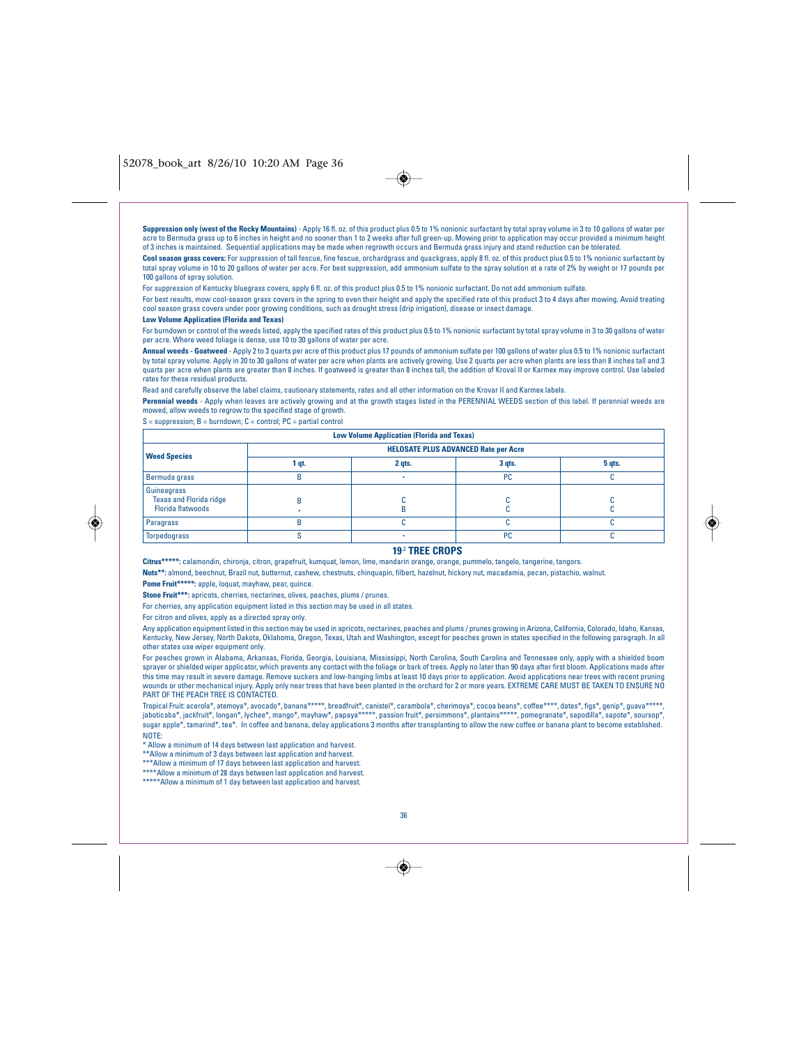**Suppression only (west of the Rocky Mountains)** - Apply 16 fl. oz. of this product plus 0.5 to 1% nonionic surfactant by total spray volume in 3 to 10 gallons of water per acre to Bermuda grass up to 6 inches in height and no sooner than 1 to 2 weeks after full green-up. Mowing prior to application may occur provided a minimum height of 3 inches is maintained. Sequential applications may be made when regrowth occurs and Bermuda grass injury and stand reduction can be tolerated.

**Cool season grass covers:** For suppression of tall fescue, fine fescue, orchardgrass and quackgrass, apply 8 fl. oz. of this product plus 0.5 to 1% nonionic surfactant by total spray volume in 10 to 20 gallons of water per acre. For best suppression, add ammonium sulfate to the spray solution at a rate of 2% by weight or 17 pounds per 100 gallons of spray solution.

For suppression of Kentucky bluegrass covers, apply 6 fl. oz. of this product plus 0.5 to 1% nonionic surfactant. Do not add ammonium sulfate.

For best results, mow cool-season grass covers in the spring to even their height and apply the specified rate of this product 3 to 4 days after mowing. Avoid treating cool season grass covers under poor growing conditions, such as drought stress (drip irrigation), disease or insect damage.

**Low Volume Application (Florida and Texas)**

For burndown or control of the weeds listed, apply the specified rates of this product plus 0.5 to 1% nonionic surfactant by total spray volume in 3 to 30 gallons of water per acre. Where weed foliage is dense, use 10 to 30 gallons of water per acre.

**Annual weeds - Goatweed** - Apply 2 to 3 quarts per acre of this product plus 17 pounds of ammonium sulfate per 100 gallons of water plus 0.5 to 1% nonionic surfactant by total spray volume. Apply in 20 to 30 gallons of water per acre when plants are actively growing. Use 2 quarts per acre when plants are less than 8 inches tall and 3 quarts per acre when plants are greater than 8 inches. If goatweed is greater than 8 inches tall, the addition of Krovar II or Karmex may improve control. Use labeled rates for these residual products.

Read and carefully observe the label claims, cautionary statements, rates and all other information on the Krovar II and Karmex labels.

**Perennial weeds** - Apply when leaves are actively growing and at the growth stages listed in the PERENNIAL WEEDS section of this label. If perennial weeds are mowed, allow weeds to regrow to the specified stage of growth.

S = suppression; B = burndown; C = control; PC = partial control

| Low Volume Application (Florida and Texas) | | | | |
|---|---|---|---|---|
| **Weed Species** | **HELOSATE PLUS ADVANCED Rate per Acre** | | | |
| | **1 qt.** | **2 qts.** | **3 qts.** | **5 qts.** |
| Bermuda grass | B | * | PC | C |
| Guineagrass<br>Texas and Florida ridge<br>Florida flatwoods | <br>B<br>* | <br>C<br>B | <br>C<br>C | <br>C<br>C |
| Paragrass | B | C | C | C |
| Torpedograss | S | * | PC | C |

## 19.2 TREE CROPS

**Citrus\*\*\*\*\*:** calamondin, chironja, citron, grapefruit, kumquat, lemon, lime, mandarin orange, orange, pummelo, tangelo, tangerine, tangors.

**Nuts\*\*:** almond, beechnut, Brazil nut, butternut, cashew, chestnuts, chinquapin, filbert, hazelnut, hickory nut, macadamia, pecan, pistachio, walnut.

**Pome Fruit\*\*\*\*\*:** apple, loquat, mayhaw, pear, quince.

**Stone Fruit\*\*\*:** apricots, cherries, nectarines, olives, peaches, plums / prunes.

For cherries, any application equipment listed in this section may be used in all states.

For citron and olives, apply as a directed spray only.

Any application equipment listed in this section may be used in apricots, nectarines, peaches and plums / prunes growing in Arizona, California, Colorado, Idaho, Kansas, Kentucky, New Jersey, North Dakota, Oklahoma, Oregon, Texas, Utah and Washington, except for peaches grown in states specified in the following paragraph. In all other states use wiper equipment only.

For peaches grown in Alabama, Arkansas, Florida, Georgia, Louisiana, Mississippi, North Carolina, South Carolina and Tennessee only, apply with a shielded boom sprayer or shielded wiper applicator, which prevents any contact with the foliage or bark of trees. Apply no later than 90 days after first bloom. Applications made after this time may result in severe damage. Remove suckers and low-hanging limbs at least 10 days prior to application. Avoid applications near trees with recent pruning wounds or other mechanical injury. Apply only near trees that have been planted in the orchard for 2 or more years. EXTREME CARE MUST BE TAKEN TO ENSURE NO PART OF THE PEACH TREE IS CONTACTED.

Tropical Fruit: acerola\*, atemoya\*, avocado\*, banana\*\*\*\*\*, breadfruit\*, canistel\*, carambola\*, cherimoya\*, cocoa beans\*, coffee\*\*\*\*, dates\*, figs\*, genip\*, guava\*\*\*\*\*, jaboticaba\*, jackfruit\*, longan\*, lychee\*, mango\*, mayhaw\*, papaya\*\*\*\*\*, passion fruit\*, persimmons\*, plantains\*\*\*\*\*, pomegranate\*, sapodilla\*, sapote\*, soursop\*, sugar apple\*, tamarind\*, tea\*. In coffee and banana, delay applications 3 months after transplanting to allow the new coffee or banana plant to become established.

NOTE:

\* Allow a minimum of 14 days between last application and harvest.

\*\*Allow a minimum of 3 days between last application and harvest.

\*\*\*Allow a minimum of 17 days between last application and harvest.

\*\*\*\*Allow a minimum of 28 days between last application and harvest.

\*\*\*\*\*Allow a minimum of 1 day between last application and harvest.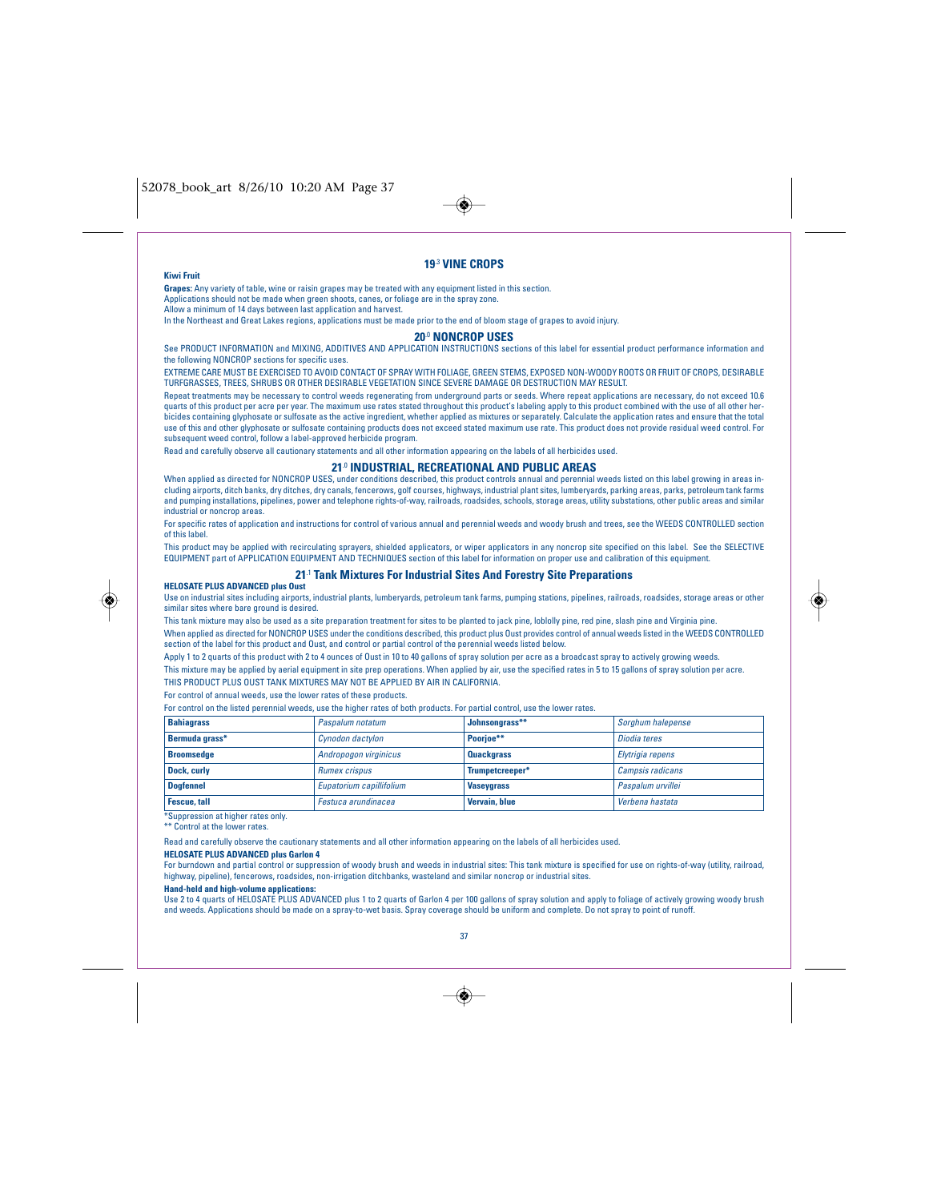## 19.3 VINE CROPS

**Kiwi Fruit**

**Grapes:** Any variety of table, wine or raisin grapes may be treated with any equipment listed in this section.

Applications should not be made when green shoots, canes, or foliage are in the spray zone.

Allow a minimum of 14 days between last application and harvest.

In the Northeast and Great Lakes regions, applications must be made prior to the end of bloom stage of grapes to avoid injury.

## 20.0 NONCROP USES

See PRODUCT INFORMATION and MIXING, ADDITIVES AND APPLICATION INSTRUCTIONS sections of this label for essential product performance information and the following NONCROP sections for specific uses.

EXTREME CARE MUST BE EXERCISED TO AVOID CONTACT OF SPRAY WITH FOLIAGE, GREEN STEMS, EXPOSED NON-WOODY ROOTS OR FRUIT OF CROPS, DESIRABLE TURFGRASSES, TREES, SHRUBS OR OTHER DESIRABLE VEGETATION SINCE SEVERE DAMAGE OR DESTRUCTION MAY RESULT.

Repeat treatments may be necessary to control weeds regenerating from underground parts or seeds. Where repeat applications are necessary, do not exceed 10.6 quarts of this product per acre per year. The maximum use rates stated throughout this product's labeling apply to this product combined with the use of all other herbicides containing glyphosate or sulfosate as the active ingredient, whether applied as mixtures or separately. Calculate the application rates and ensure that the total use of this and other glyphosate or sulfosate containing products does not exceed stated maximum use rate. This product does not provide residual weed control. For subsequent weed control, follow a label-approved herbicide program.

Read and carefully observe all cautionary statements and all other information appearing on the labels of all herbicides used.

## 21.0 INDUSTRIAL, RECREATIONAL AND PUBLIC AREAS

When applied as directed for NONCROP USES, under conditions described, this product controls annual and perennial weeds listed on this label growing in areas including airports, ditch banks, dry ditches, dry canals, fencerows, golf courses, highways, industrial plant sites, lumberyards, parking areas, parks, petroleum tank farms and pumping installations, pipelines, power and telephone rights-of-way, railroads, roadsides, schools, storage areas, utility substations, other public areas and similar industrial or noncrop areas.

For specific rates of application and instructions for control of various annual and perennial weeds and woody brush and trees, see the WEEDS CONTROLLED section of this label.

This product may be applied with recirculating sprayers, shielded applicators, or wiper applicators in any noncrop site specified on this label. See the SELECTIVE EQUIPMENT part of APPLICATION EQUIPMENT AND TECHNIQUES section of this label for information on proper use and calibration of this equipment.

### 21.1 Tank Mixtures For Industrial Sites And Forestry Site Preparations

**HELOSATE PLUS ADVANCED plus Oust**

Use on industrial sites including airports, industrial plants, lumberyards, petroleum tank farms, pumping stations, pipelines, railroads, roadsides, storage areas or other similar sites where bare ground is desired.

This tank mixture may also be used as a site preparation treatment for sites to be planted to jack pine, loblolly pine, red pine, slash pine and Virginia pine.

When applied as directed for NONCROP USES under the conditions described, this product plus Oust provides control of annual weeds listed in the WEEDS CONTROLLED section of the label for this product and Oust, and control or partial control of the perennial weeds listed below.

Apply 1 to 2 quarts of this product with 2 to 4 ounces of Oust in 10 to 40 gallons of spray solution per acre as a broadcast spray to actively growing weeds.

This mixture may be applied by aerial equipment in site prep operations. When applied by air, use the specified rates in 5 to 15 gallons of spray solution per acre.

THIS PRODUCT PLUS OUST TANK MIXTURES MAY NOT BE APPLIED BY AIR IN CALIFORNIA.

For control of annual weeds, use the lower rates of these products.

For control on the listed perennial weeds, use the higher rates of both products. For partial control, use the lower rates.

| | | | |
|---|---|---|---|
| **Bahiagrass** | *Paspalum notatum* | **Johnsongrass\*\*** | *Sorghum halepense* |
| **Bermuda grass\*** | *Cynodon dactylon* | **Poorjoe\*\*** | *Diodia teres* |
| **Broomsedge** | *Andropogon virginicus* | **Quackgrass** | *Elytrigia repens* |
| **Dock, curly** | *Rumex crispus* | **Trumpetcreeper\*** | *Campsis radicans* |
| **Dogfennel** | *Eupatorium capillifolium* | **Vaseygrass** | *Paspalum urvillei* |
| **Fescue, tall** | *Festuca arundinacea* | **Vervain, blue** | *Verbena hastata* |

*Suppression at higher rates only.

** Control at the lower rates.

Read and carefully observe the cautionary statements and all other information appearing on the labels of all herbicides used.

**HELOSATE PLUS ADVANCED plus Garlon 4**

For burndown and partial control or suppression of woody brush and weeds in industrial sites: This tank mixture is specified for use on rights-of-way (utility, railroad, highway, pipeline), fencerows, roadsides, non-irrigation ditchbanks, wasteland and similar noncrop or industrial sites.

**Hand-held and high-volume applications:**

Use 2 to 4 quarts of HELOSATE PLUS ADVANCED plus 1 to 2 quarts of Garlon 4 per 100 gallons of spray solution and apply to foliage of actively growing woody brush and weeds. Applications should be made on a spray-to-wet basis. Spray coverage should be uniform and complete. Do not spray to point of runoff.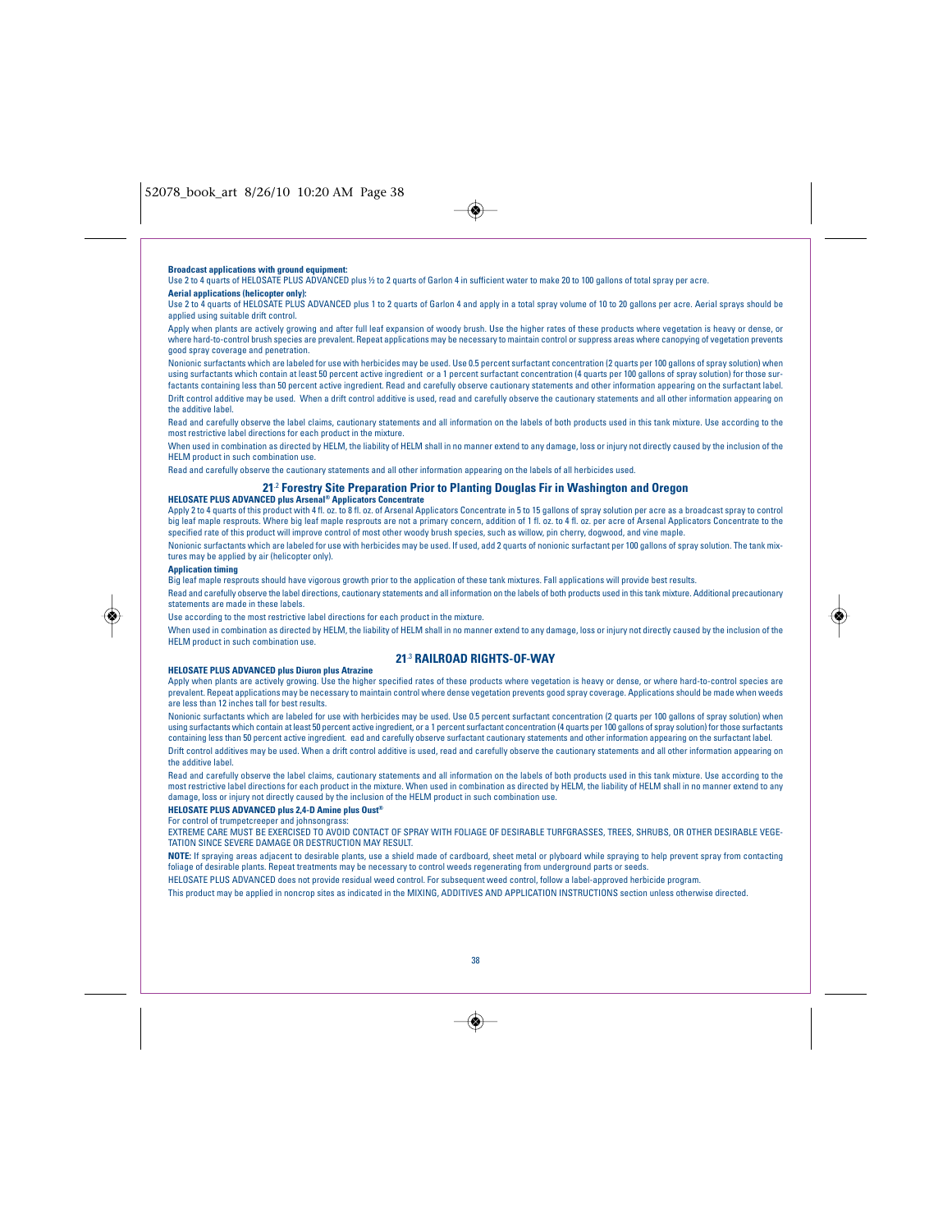**Broadcast applications with ground equipment:**

Use 2 to 4 quarts of HELOSATE PLUS ADVANCED plus ½ to 2 quarts of Garlon 4 in sufficient water to make 20 to 100 gallons of total spray per acre.

**Aerial applications (helicopter only):**

Use 2 to 4 quarts of HELOSATE PLUS ADVANCED plus 1 to 2 quarts of Garlon 4 and apply in a total spray volume of 10 to 20 gallons per acre. Aerial sprays should be applied using suitable drift control.

Apply when plants are actively growing and after full leaf expansion of woody brush. Use the higher rates of these products where vegetation is heavy or dense, or where hard-to-control brush species are prevalent. Repeat applications may be necessary to maintain control or suppress areas where canopying of vegetation prevents good spray coverage and penetration.

Nonionic surfactants which are labeled for use with herbicides may be used. Use 0.5 percent surfactant concentration (2 quarts per 100 gallons of spray solution) when using surfactants which contain at least 50 percent active ingredient or a 1 percent surfactant concentration (4 quarts per 100 gallons of spray solution) for those surfactants containing less than 50 percent active ingredient. Read and carefully observe cautionary statements and other information appearing on the surfactant label.

Drift control additive may be used. When a drift control additive is used, read and carefully observe the cautionary statements and all other information appearing on the additive label.

Read and carefully observe the label claims, cautionary statements and all information on the labels of both products used in this tank mixture. Use according to the most restrictive label directions for each product in the mixture.

When used in combination as directed by HELM, the liability of HELM shall in no manner extend to any damage, loss or injury not directly caused by the inclusion of the HELM product in such combination use.

Read and carefully observe the cautionary statements and all other information appearing on the labels of all herbicides used.

## 21.2 Forestry Site Preparation Prior to Planting Douglas Fir in Washington and Oregon

**HELOSATE PLUS ADVANCED plus Arsenal® Applicators Concentrate**

Apply 2 to 4 quarts of this product with 4 fl. oz. to 8 fl. oz. of Arsenal Applicators Concentrate in 5 to 15 gallons of spray solution per acre as a broadcast spray to control big leaf maple resprouts. Where big leaf maple resprouts are not a primary concern, addition of 1 fl. oz. to 4 fl. oz. per acre of Arsenal Applicators Concentrate to the specified rate of this product will improve control of most other woody brush species, such as willow, pin cherry, dogwood, and vine maple.

Nonionic surfactants which are labeled for use with herbicides may be used. If used, add 2 quarts of nonionic surfactant per 100 gallons of spray solution. The tank mixtures may be applied by air (helicopter only).

**Application timing**

Big leaf maple resprouts should have vigorous growth prior to the application of these tank mixtures. Fall applications will provide best results.

Read and carefully observe the label directions, cautionary statements and all information on the labels of both products used in this tank mixture. Additional precautionary statements are made in these labels.

Use according to the most restrictive label directions for each product in the mixture.

When used in combination as directed by HELM, the liability of HELM shall in no manner extend to any damage, loss or injury not directly caused by the inclusion of the HELM product in such combination use.

## 21.3 RAILROAD RIGHTS-OF-WAY

**HELOSATE PLUS ADVANCED plus Diuron plus Atrazine**

Apply when plants are actively growing. Use the higher specified rates of these products where vegetation is heavy or dense, or where hard-to-control species are prevalent. Repeat applications may be necessary to maintain control where dense vegetation prevents good spray coverage. Applications should be made when weeds are less than 12 inches tall for best results.

Nonionic surfactants which are labeled for use with herbicides may be used. Use 0.5 percent surfactant concentration (2 quarts per 100 gallons of spray solution) when using surfactants which contain at least 50 percent active ingredient, or a 1 percent surfactant concentration (4 quarts per 100 gallons of spray solution) for those surfactants containing less than 50 percent active ingredient. ead and carefully observe surfactant cautionary statements and other information appearing on the surfactant label.

Drift control additives may be used. When a drift control additive is used, read and carefully observe the cautionary statements and all other information appearing on the additive label.

Read and carefully observe the label claims, cautionary statements and all information on the labels of both products used in this tank mixture. Use according to the most restrictive label directions for each product in the mixture. When used in combination as directed by HELM, the liability of HELM shall in no manner extend to any damage, loss or injury not directly caused by the inclusion of the HELM product in such combination use.

**HELOSATE PLUS ADVANCED plus 2,4-D Amine plus Oust®**

For control of trumpetcreeper and johnsongrass:

EXTREME CARE MUST BE EXERCISED TO AVOID CONTACT OF SPRAY WITH FOLIAGE OF DESIRABLE TURFGRASSES, TREES, SHRUBS, OR OTHER DESIRABLE VEGETATION SINCE SEVERE DAMAGE OR DESTRUCTION MAY RESULT.

**NOTE:** If spraying areas adjacent to desirable plants, use a shield made of cardboard, sheet metal or plyboard while spraying to help prevent spray from contacting foliage of desirable plants. Repeat treatments may be necessary to control weeds regenerating from underground parts or seeds.

HELOSATE PLUS ADVANCED does not provide residual weed control. For subsequent weed control, follow a label-approved herbicide program.

This product may be applied in noncrop sites as indicated in the MIXING, ADDITIVES AND APPLICATION INSTRUCTIONS section unless otherwise directed.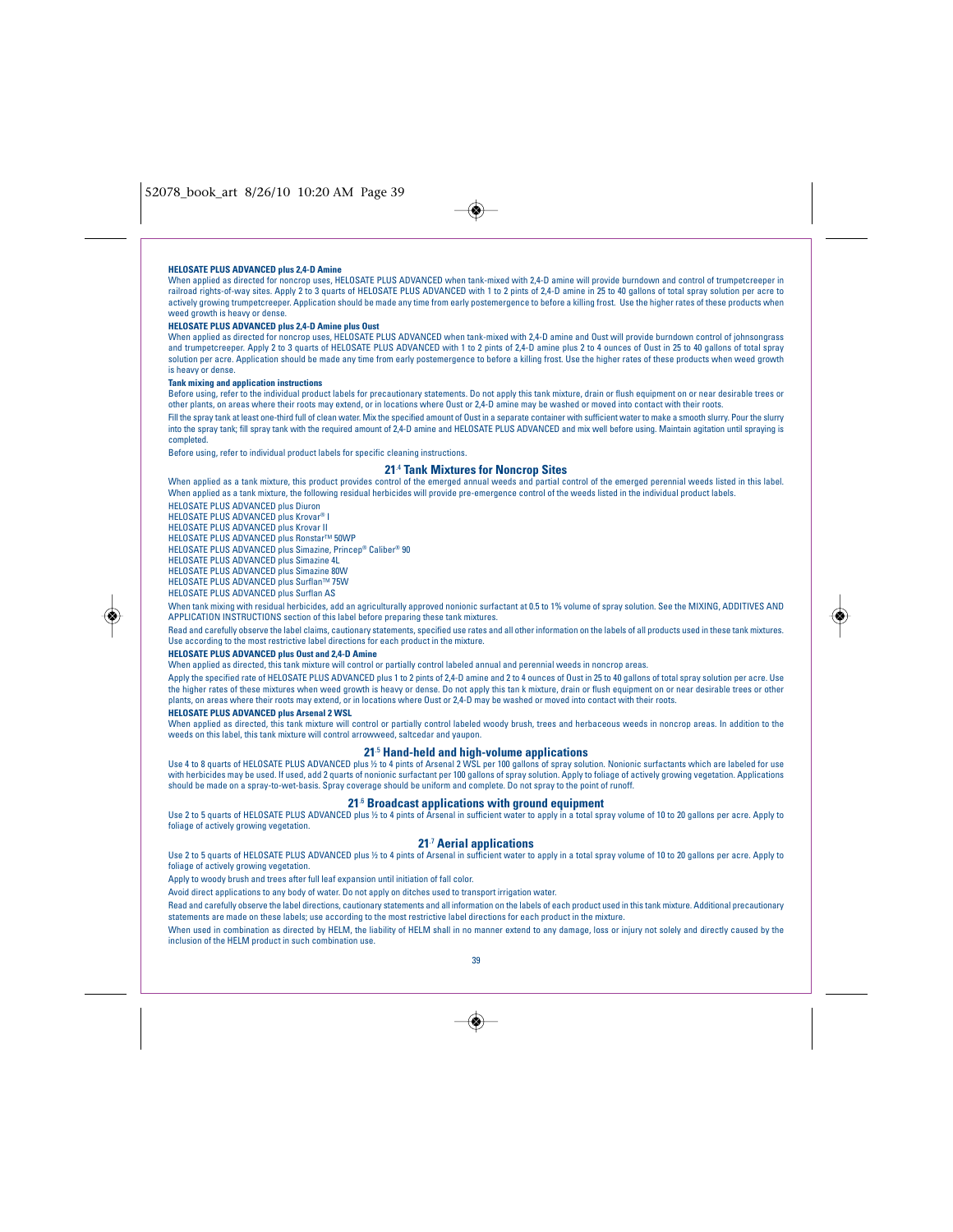**HELOSATE PLUS ADVANCED plus 2,4-D Amine**

When applied as directed for noncrop uses, HELOSATE PLUS ADVANCED when tank-mixed with 2,4-D amine will provide burndown and control of trumpetcreeper in railroad rights-of-way sites. Apply 2 to 3 quarts of HELOSATE PLUS ADVANCED with 1 to 2 pints of 2,4-D amine in 25 to 40 gallons of total spray solution per acre to actively growing trumpetcreeper. Application should be made any time from early postemergence to before a killing frost. Use the higher rates of these products when weed growth is heavy or dense.

**HELOSATE PLUS ADVANCED plus 2,4-D Amine plus Oust**

When applied as directed for noncrop uses, HELOSATE PLUS ADVANCED when tank-mixed with 2,4-D amine and Oust will provide burndown control of johnsongrass and trumpetcreeper. Apply 2 to 3 quarts of HELOSATE PLUS ADVANCED with 1 to 2 pints of 2,4-D amine plus 2 to 4 ounces of Oust in 25 to 40 gallons of total spray solution per acre. Application should be made any time from early postemergence to before a killing frost. Use the higher rates of these products when weed growth is heavy or dense.

**Tank mixing and application instructions**

Before using, refer to the individual product labels for precautionary statements. Do not apply this tank mixture, drain or flush equipment on or near desirable trees or other plants, on areas where their roots may extend, or in locations where Oust or 2,4-D amine may be washed or moved into contact with their roots.

Fill the spray tank at least one-third full of clean water. Mix the specified amount of Oust in a separate container with sufficient water to make a smooth slurry. Pour the slurry into the spray tank; fill spray tank with the required amount of 2,4-D amine and HELOSATE PLUS ADVANCED and mix well before using. Maintain agitation until spraying is completed.

Before using, refer to individual product labels for specific cleaning instructions.

## 21.4 Tank Mixtures for Noncrop Sites

When applied as a tank mixture, this product provides control of the emerged annual weeds and partial control of the emerged perennial weeds listed in this label. When applied as a tank mixture, the following residual herbicides will provide pre-emergence control of the weeds listed in the individual product labels.

HELOSATE PLUS ADVANCED plus Diuron
HELOSATE PLUS ADVANCED plus Krovar® I
HELOSATE PLUS ADVANCED plus Krovar II
HELOSATE PLUS ADVANCED plus Ronstar™ 50WP
HELOSATE PLUS ADVANCED plus Simazine, Princep® Caliber® 90
HELOSATE PLUS ADVANCED plus Simazine 4L
HELOSATE PLUS ADVANCED plus Simazine 80W
HELOSATE PLUS ADVANCED plus Surflan™ 75W
HELOSATE PLUS ADVANCED plus Surflan AS

When tank mixing with residual herbicides, add an agriculturally approved nonionic surfactant at 0.5 to 1% volume of spray solution. See the MIXING, ADDITIVES AND APPLICATION INSTRUCTIONS section of this label before preparing these tank mixtures.

Read and carefully observe the label claims, cautionary statements, specified use rates and all other information on the labels of all products used in these tank mixtures. Use according to the most restrictive label directions for each product in the mixture.

**HELOSATE PLUS ADVANCED plus Oust and 2,4-D Amine**

When applied as directed, this tank mixture will control or partially control labeled annual and perennial weeds in noncrop areas.

Apply the specified rate of HELOSATE PLUS ADVANCED plus 1 to 2 pints of 2,4-D amine and 2 to 4 ounces of Oust in 25 to 40 gallons of total spray solution per acre. Use the higher rates of these mixtures when weed growth is heavy or dense. Do not apply this tan k mixture, drain or flush equipment on or near desirable trees or other plants, on areas where their roots may extend, or in locations where Oust or 2,4-D may be washed or moved into contact with their roots.

**HELOSATE PLUS ADVANCED plus Arsenal 2 WSL**

When applied as directed, this tank mixture will control or partially control labeled woody brush, trees and herbaceous weeds in noncrop areas. In addition to the weeds on this label, this tank mixture will control arrowweed, saltcedar and yaupon.

## 21.5 Hand-held and high-volume applications

Use 4 to 8 quarts of HELOSATE PLUS ADVANCED plus ½ to 4 pints of Arsenal 2 WSL per 100 gallons of spray solution. Nonionic surfactants which are labeled for use with herbicides may be used. If used, add 2 quarts of nonionic surfactant per 100 gallons of spray solution. Apply to foliage of actively growing vegetation. Applications should be made on a spray-to-wet-basis. Spray coverage should be uniform and complete. Do not spray to the point of runoff.

## 21.6 Broadcast applications with ground equipment

Use 2 to 5 quarts of HELOSATE PLUS ADVANCED plus ½ to 4 pints of Arsenal in sufficient water to apply in a total spray volume of 10 to 20 gallons per acre. Apply to foliage of actively growing vegetation.

## 21.7 Aerial applications

Use 2 to 5 quarts of HELOSATE PLUS ADVANCED plus ½ to 4 pints of Arsenal in sufficient water to apply in a total spray volume of 10 to 20 gallons per acre. Apply to foliage of actively growing vegetation.

Apply to woody brush and trees after full leaf expansion until initiation of fall color.

Avoid direct applications to any body of water. Do not apply on ditches used to transport irrigation water.

Read and carefully observe the label directions, cautionary statements and all information on the labels of each product used in this tank mixture. Additional precautionary statements are made on these labels; use according to the most restrictive label directions for each product in the mixture.

When used in combination as directed by HELM, the liability of HELM shall in no manner extend to any damage, loss or injury not solely and directly caused by the inclusion of the HELM product in such combination use.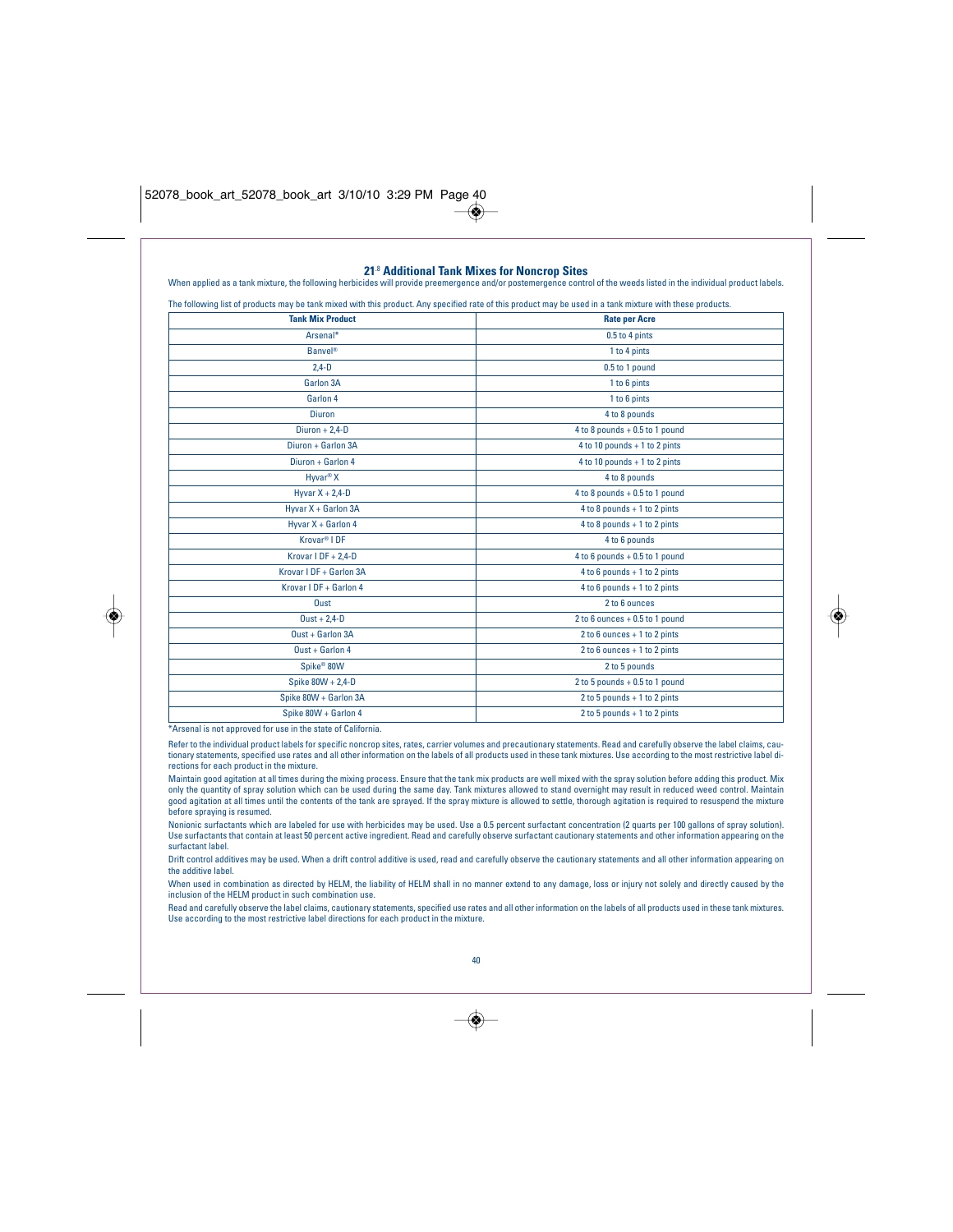## 21.8 Additional Tank Mixes for Noncrop Sites

When applied as a tank mixture, the following herbicides will provide preemergence and/or postemergence control of the weeds listed in the individual product labels.

The following list of products may be tank mixed with this product. Any specified rate of this product may be used in a tank mixture with these products.

| Tank Mix Product | Rate per Acre |
|---|---|
| Arsenal* | 0.5 to 4 pints |
| Banvel® | 1 to 4 pints |
| 2,4-D | 0.5 to 1 pound |
| Garlon 3A | 1 to 6 pints |
| Garlon 4 | 1 to 6 pints |
| Diuron | 4 to 8 pounds |
| Diuron + 2,4-D | 4 to 8 pounds + 0.5 to 1 pound |
| Diuron + Garlon 3A | 4 to 10 pounds + 1 to 2 pints |
| Diuron + Garlon 4 | 4 to 10 pounds + 1 to 2 pints |
| Hyvar® X | 4 to 8 pounds |
| Hyvar X + 2,4-D | 4 to 8 pounds + 0.5 to 1 pound |
| Hyvar X + Garlon 3A | 4 to 8 pounds + 1 to 2 pints |
| Hyvar X + Garlon 4 | 4 to 8 pounds + 1 to 2 pints |
| Krovar® I DF | 4 to 6 pounds |
| Krovar I DF + 2,4-D | 4 to 6 pounds + 0.5 to 1 pound |
| Krovar I DF + Garlon 3A | 4 to 6 pounds + 1 to 2 pints |
| Krovar I DF + Garlon 4 | 4 to 6 pounds + 1 to 2 pints |
| Oust | 2 to 6 ounces |
| Oust + 2,4-D | 2 to 6 ounces + 0.5 to 1 pound |
| Oust + Garlon 3A | 2 to 6 ounces + 1 to 2 pints |
| Oust + Garlon 4 | 2 to 6 ounces + 1 to 2 pints |
| Spike® 80W | 2 to 5 pounds |
| Spike 80W + 2,4-D | 2 to 5 pounds + 0.5 to 1 pound |
| Spike 80W + Garlon 3A | 2 to 5 pounds + 1 to 2 pints |
| Spike 80W + Garlon 4 | 2 to 5 pounds + 1 to 2 pints |

*Arsenal is not approved for use in the state of California.

Refer to the individual product labels for specific noncrop sites, rates, carrier volumes and precautionary statements. Read and carefully observe the label claims, cautionary statements, specified use rates and all other information on the labels of all products used in these tank mixtures. Use according to the most restrictive label directions for each product in the mixture.

Maintain good agitation at all times during the mixing process. Ensure that the tank mix products are well mixed with the spray solution before adding this product. Mix only the quantity of spray solution which can be used during the same day. Tank mixtures allowed to stand overnight may result in reduced weed control. Maintain good agitation at all times until the contents of the tank are sprayed. If the spray mixture is allowed to settle, thorough agitation is required to resuspend the mixture before spraying is resumed.

Nonionic surfactants which are labeled for use with herbicides may be used. Use a 0.5 percent surfactant concentration (2 quarts per 100 gallons of spray solution). Use surfactants that contain at least 50 percent active ingredient. Read and carefully observe surfactant cautionary statements and other information appearing on the surfactant label.

Drift control additives may be used. When a drift control additive is used, read and carefully observe the cautionary statements and all other information appearing on the additive label.

When used in combination as directed by HELM, the liability of HELM shall in no manner extend to any damage, loss or injury not solely and directly caused by the inclusion of the HELM product in such combination use.

Read and carefully observe the label claims, cautionary statements, specified use rates and all other information on the labels of all products used in these tank mixtures. Use according to the most restrictive label directions for each product in the mixture.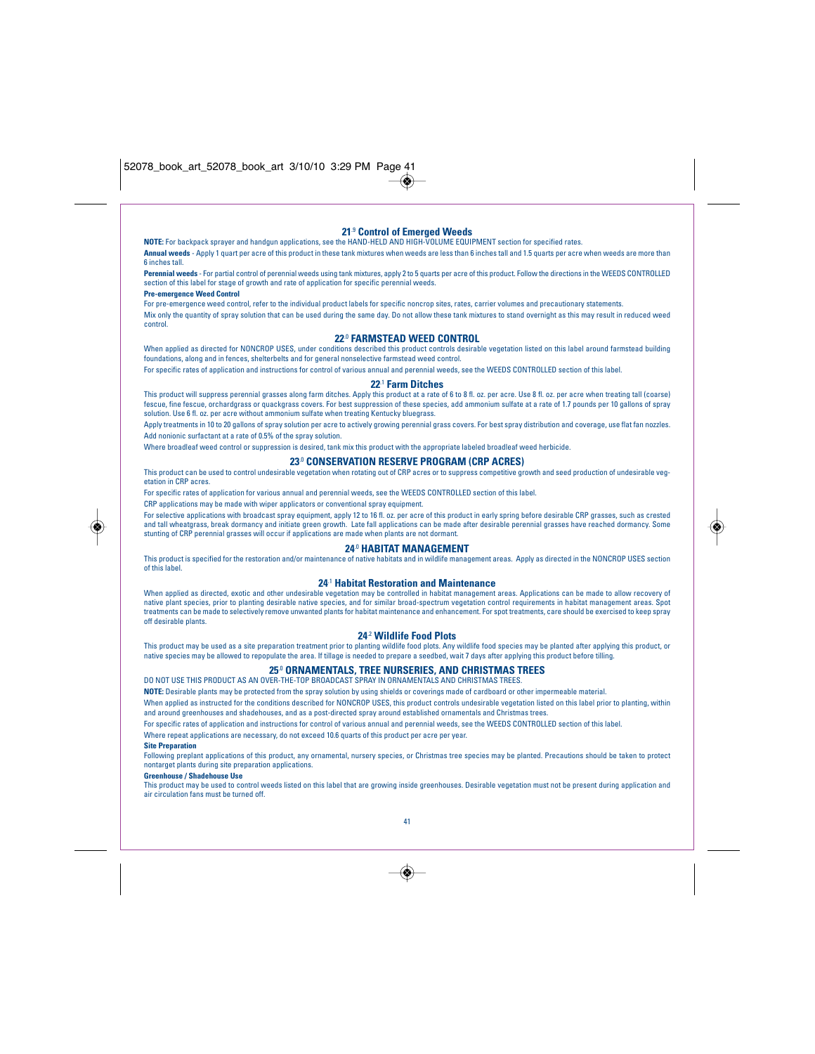### 21.9 Control of Emerged Weeds

**NOTE:** For backpack sprayer and handgun applications, see the HAND-HELD AND HIGH-VOLUME EQUIPMENT section for specified rates.

**Annual weeds** - Apply 1 quart per acre of this product in these tank mixtures when weeds are less than 6 inches tall and 1.5 quarts per acre when weeds are more than 6 inches tall.

**Perennial weeds** - For partial control of perennial weeds using tank mixtures, apply 2 to 5 quarts per acre of this product. Follow the directions in the WEEDS CONTROLLED section of this label for stage of growth and rate of application for specific perennial weeds.

**Pre-emergence Weed Control**

For pre-emergence weed control, refer to the individual product labels for specific noncrop sites, rates, carrier volumes and precautionary statements.

Mix only the quantity of spray solution that can be used during the same day. Do not allow these tank mixtures to stand overnight as this may result in reduced weed control.

## 22.0 FARMSTEAD WEED CONTROL

When applied as directed for NONCROP USES, under conditions described this product controls desirable vegetation listed on this label around farmstead building foundations, along and in fences, shelterbelts and for general nonselective farmstead weed control.

For specific rates of application and instructions for control of various annual and perennial weeds, see the WEEDS CONTROLLED section of this label.

### 22.1 Farm Ditches

This product will suppress perennial grasses along farm ditches. Apply this product at a rate of 6 to 8 fl. oz. per acre. Use 8 fl. oz. per acre when treating tall (coarse) fescue, fine fescue, orchardgrass or quackgrass covers. For best suppression of these species, add ammonium sulfate at a rate of 1.7 pounds per 10 gallons of spray solution. Use 6 fl. oz. per acre without ammonium sulfate when treating Kentucky bluegrass.

Apply treatments in 10 to 20 gallons of spray solution per acre to actively growing perennial grass covers. For best spray distribution and coverage, use flat fan nozzles. Add nonionic surfactant at a rate of 0.5% of the spray solution.

Where broadleaf weed control or suppression is desired, tank mix this product with the appropriate labeled broadleaf weed herbicide.

## 23.0 CONSERVATION RESERVE PROGRAM (CRP ACRES)

This product can be used to control undesirable vegetation when rotating out of CRP acres or to suppress competitive growth and seed production of undesirable vegetation in CRP acres.

For specific rates of application for various annual and perennial weeds, see the WEEDS CONTROLLED section of this label.

CRP applications may be made with wiper applicators or conventional spray equipment.

For selective applications with broadcast spray equipment, apply 12 to 16 fl. oz. per acre of this product in early spring before desirable CRP grasses, such as crested and tall wheatgrass, break dormancy and initiate green growth. Late fall applications can be made after desirable perennial grasses have reached dormancy. Some stunting of CRP perennial grasses will occur if applications are made when plants are not dormant.

## 24.0 HABITAT MANAGEMENT

This product is specified for the restoration and/or maintenance of native habitats and in wildlife management areas. Apply as directed in the NONCROP USES section of this label.

### 24.1 Habitat Restoration and Maintenance

When applied as directed, exotic and other undesirable vegetation may be controlled in habitat management areas. Applications can be made to allow recovery of native plant species, prior to planting desirable native species, and for similar broad-spectrum vegetation control requirements in habitat management areas. Spot treatments can be made to selectively remove unwanted plants for habitat maintenance and enhancement. For spot treatments, care should be exercised to keep spray off desirable plants.

### 24.2 Wildlife Food Plots

This product may be used as a site preparation treatment prior to planting wildlife food plots. Any wildlife food species may be planted after applying this product, or native species may be allowed to repopulate the area. If tillage is needed to prepare a seedbed, wait 7 days after applying this product before tilling.

## 25.0 ORNAMENTALS, TREE NURSERIES, AND CHRISTMAS TREES

DO NOT USE THIS PRODUCT AS AN OVER-THE-TOP BROADCAST SPRAY IN ORNAMENTALS AND CHRISTMAS TREES.

**NOTE:** Desirable plants may be protected from the spray solution by using shields or coverings made of cardboard or other impermeable material.

When applied as instructed for the conditions described for NONCROP USES, this product controls undesirable vegetation listed on this label prior to planting, within and around greenhouses and shadehouses, and as a post-directed spray around established ornamentals and Christmas trees.

For specific rates of application and instructions for control of various annual and perennial weeds, see the WEEDS CONTROLLED section of this label.

Where repeat applications are necessary, do not exceed 10.6 quarts of this product per acre per year.

**Site Preparation**

Following preplant applications of this product, any ornamental, nursery species, or Christmas tree species may be planted. Precautions should be taken to protect nontarget plants during site preparation applications.

**Greenhouse / Shadehouse Use**

This product may be used to control weeds listed on this label that are growing inside greenhouses. Desirable vegetation must not be present during application and air circulation fans must be turned off.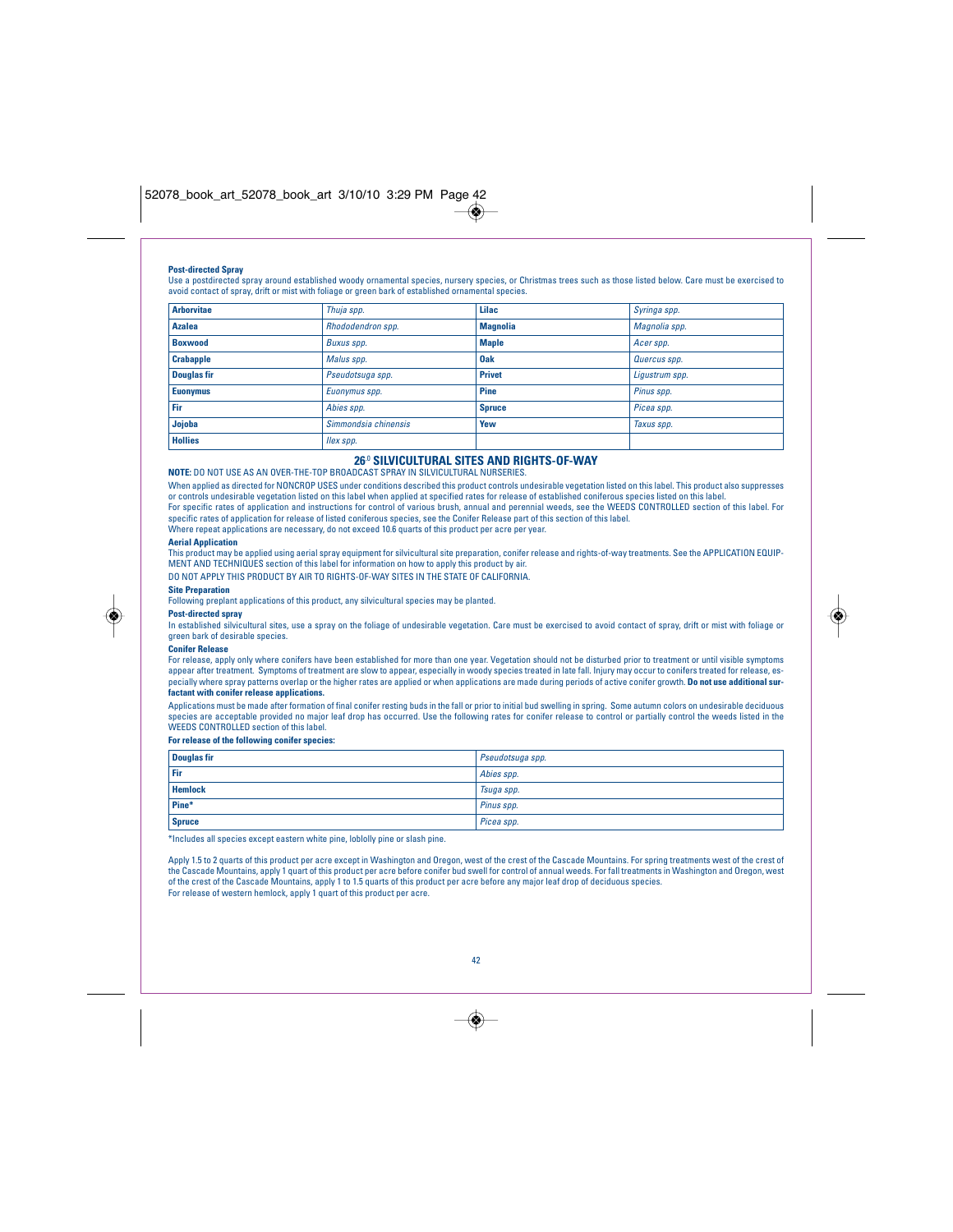**Post-directed Spray**

Use a postdirected spray around established woody ornamental species, nursery species, or Christmas trees such as those listed below. Care must be exercised to avoid contact of spray, drift or mist with foliage or green bark of established ornamental species.

| | | | |
|---|---|---|---|
| **Arborvitae** | *Thuja spp.* | **Lilac** | *Syringa spp.* |
| **Azalea** | *Rhododendron spp.* | **Magnolia** | *Magnolia spp.* |
| **Boxwood** | *Buxus spp.* | **Maple** | *Acer spp.* |
| **Crabapple** | *Malus spp.* | **Oak** | *Quercus spp.* |
| **Douglas fir** | *Pseudotsuga spp.* | **Privet** | *Ligustrum spp.* |
| **Euonymus** | *Euonymus spp.* | **Pine** | *Pinus spp.* |
| **Fir** | *Abies spp.* | **Spruce** | *Picea spp.* |
| **Jojoba** | *Simmondsia chinensis* | **Yew** | *Taxus spp.* |
| **Hollies** | *Ilex spp.* | | |

## 26.0 SILVICULTURAL SITES AND RIGHTS-OF-WAY

**NOTE:** DO NOT USE AS AN OVER-THE-TOP BROADCAST SPRAY IN SILVICULTURAL NURSERIES.

When applied as directed for NONCROP USES under conditions described this product controls undesirable vegetation listed on this label. This product also suppresses or controls undesirable vegetation listed on this label when applied at specified rates for release of established coniferous species listed on this label.

For specific rates of application and instructions for control of various brush, annual and perennial weeds, see the WEEDS CONTROLLED section of this label. For specific rates of application for release of listed coniferous species, see the Conifer Release part of this section of this label.

Where repeat applications are necessary, do not exceed 10.6 quarts of this product per acre per year.

**Aerial Application**

This product may be applied using aerial spray equipment for silvicultural site preparation, conifer release and rights-of-way treatments. See the APPLICATION EQUIPMENT AND TECHNIQUES section of this label for information on how to apply this product by air.

DO NOT APPLY THIS PRODUCT BY AIR TO RIGHTS-OF-WAY SITES IN THE STATE OF CALIFORNIA.

**Site Preparation**

Following preplant applications of this product, any silvicultural species may be planted.

**Post-directed spray**

In established silvicultural sites, use a spray on the foliage of undesirable vegetation. Care must be exercised to avoid contact of spray, drift or mist with foliage or green bark of desirable species.

**Conifer Release**

For release, apply only where conifers have been established for more than one year. Vegetation should not be disturbed prior to treatment or until visible symptoms appear after treatment. Symptoms of treatment are slow to appear, especially in woody species treated in late fall. Injury may occur to conifers treated for release, especially where spray patterns overlap or the higher rates are applied or when applications are made during periods of active conifer growth. **Do not use additional surfactant with conifer release applications.**

Applications must be made after formation of final conifer resting buds in the fall or prior to initial bud swelling in spring. Some autumn colors on undesirable deciduous species are acceptable provided no major leaf drop has occurred. Use the following rates for conifer release to control or partially control the weeds listed in the WEEDS CONTROLLED section of this label.

**For release of the following conifer species:**

| | |
|---|---|
| **Douglas fir** | *Pseudotsuga spp.* |
| **Fir** | *Abies spp.* |
| **Hemlock** | *Tsuga spp.* |
| **Pine*** | *Pinus spp.* |
| **Spruce** | *Picea spp.* |

*Includes all species except eastern white pine, loblolly pine or slash pine.

Apply 1.5 to 2 quarts of this product per acre except in Washington and Oregon, west of the crest of the Cascade Mountains. For spring treatments west of the crest of the Cascade Mountains, apply 1 quart of this product per acre before conifer bud swell for control of annual weeds. For fall treatments in Washington and Oregon, west of the crest of the Cascade Mountains, apply 1 to 1.5 quarts of this product per acre before any major leaf drop of deciduous species.

For release of western hemlock, apply 1 quart of this product per acre.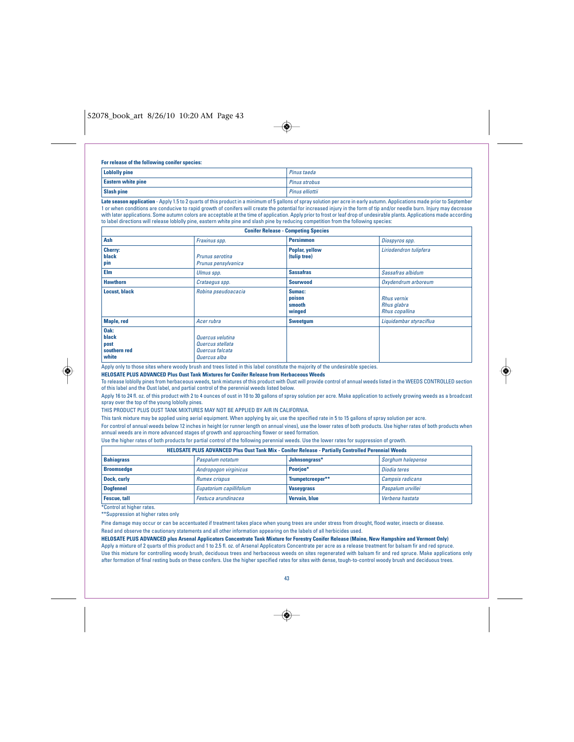**For release of the following conifer species:**

| | |
|---|---|
| **Loblolly pine** | *Pinus taeda* |
| **Eastern white pine** | *Pinus strobus* |
| **Slash pine** | *Pinus elliottii* |

**Late season application** - Apply 1.5 to 2 quarts of this product in a minimum of 5 gallons of spray solution per acre in early autumn. Applications made prior to September 1 or when conditions are conducive to rapid growth of conifers will create the potential for increased injury in the form of tip and/or needle burn. Injury may decrease with later applications. Some autumn colors are acceptable at the time of application. Apply prior to frost or leaf drop of undesirable plants. Applications made according to label directions will release loblolly pine, eastern white pine and slash pine by reducing competition from the following species:

| **Conifer Release - Competing Species** | | | |
|---|---|---|---|
| **Ash** | *Fraxinus spp.* | **Persimmon** | *Diospyros spp.* |
| **Cherry:**<br>**black**<br>**pin** | *Prunus serotina*<br>*Prunus pensylvanica* | **Poplar, yellow (tulip tree)** | *Liriodendron tulipfera* |
| **Elm** | *Ulmus spp.* | **Sassafras** | *Sassafras albidum* |
| **Hawthorn** | *Crataegus spp.* | **Sourwood** | *Oxydendrum arboreum* |
| **Locust, black** | *Robina pseudoacacia* | **Sumac:**<br>**poison**<br>**smooth**<br>**winged** | *Rhus vernix*<br>*Rhus glabra*<br>*Rhus copallina* |
| **Maple, red** | *Acer rubra* | **Sweetgum** | *Liquidambar styraciflua* |
| **Oak:**<br>**black**<br>**post**<br>**southern red**<br>**white** | *Quercus velutina*<br>*Quercus stellata*<br>*Quercus falcata*<br>*Quercus alba* | | |

Apply only to those sites where woody brush and trees listed in this label constitute the majority of the undesirable species.

**HELOSATE PLUS ADVANCED Plus Oust Tank Mixtures for Conifer Release from Herbaceous Weeds**

To release loblolly pines from herbaceous weeds, tank mixtures of this product with Oust will provide control of annual weeds listed in the WEEDS CONTROLLED section of this label and the Oust label, and partial control of the perennial weeds listed below.

Apply 16 to 24 fl. oz. of this product with 2 to 4 ounces of oust in 10 to 30 gallons of spray solution per acre. Make application to actively growing weeds as a broadcast spray over the top of the young loblolly pines.

THIS PRODUCT PLUS OUST TANK MIXTURES MAY NOT BE APPLIED BY AIR IN CALIFORNIA.

This tank mixture may be applied using aerial equipment. When applying by air, use the specified rate in 5 to 15 gallons of spray solution per acre.

For control of annual weeds below 12 inches in height (or runner length on annual vines), use the lower rates of both products. Use higher rates of both products when annual weeds are in more advanced stages of growth and approaching flower or seed formation.

Use the higher rates of both products for partial control of the following perennial weeds. Use the lower rates for suppression of growth.

| **HELOSATE PLUS ADVANCED Plus Oust Tank Mix - Conifer Release - Partially Controlled Perennial Weeds** | | | |
|---|---|---|---|
| **Bahiagrass** | *Paspalum notatum* | **Johnsongrass*** | *Sorghum halepense* |
| **Broomsedge** | *Andropogon virginicus* | **Poorjoe*** | *Diodia teres* |
| **Dock, curly** | *Rumex crispus* | **Trumpetcreeper**** | *Campsis radicans* |
| **Dogfennel** | *Eupatorium capillifolium* | **Vaseygrass** | *Paspalum urvillei* |
| **Fescue, tall** | *Festuca arundinacea* | **Vervain, blue** | *Verbena hastata* |

*Control at higher rates.

**Suppression at higher rates only

Pine damage may occur or can be accentuated if treatment takes place when young trees are under stress from drought, flood water, insects or disease.

Read and observe the cautionary statements and all other information appearing on the labels of all herbicides used.

**HELOSATE PLUS ADVANCED plus Arsenal Applicators Concentrate Tank Mixture for Forestry Conifer Release (Maine, New Hampshire and Vermont Only)**

Apply a mixture of 2 quarts of this product and 1 to 2.5 fl. oz. of Arsenal Applicators Concentrate per acre as a release treatment for balsam fir and red spruce.

Use this mixture for controlling woody brush, deciduous trees and herbaceous weeds on sites regenerated with balsam fir and red spruce. Make applications only after formation of final resting buds on these conifers. Use the higher specified rates for sites with dense, tough-to-control woody brush and deciduous trees.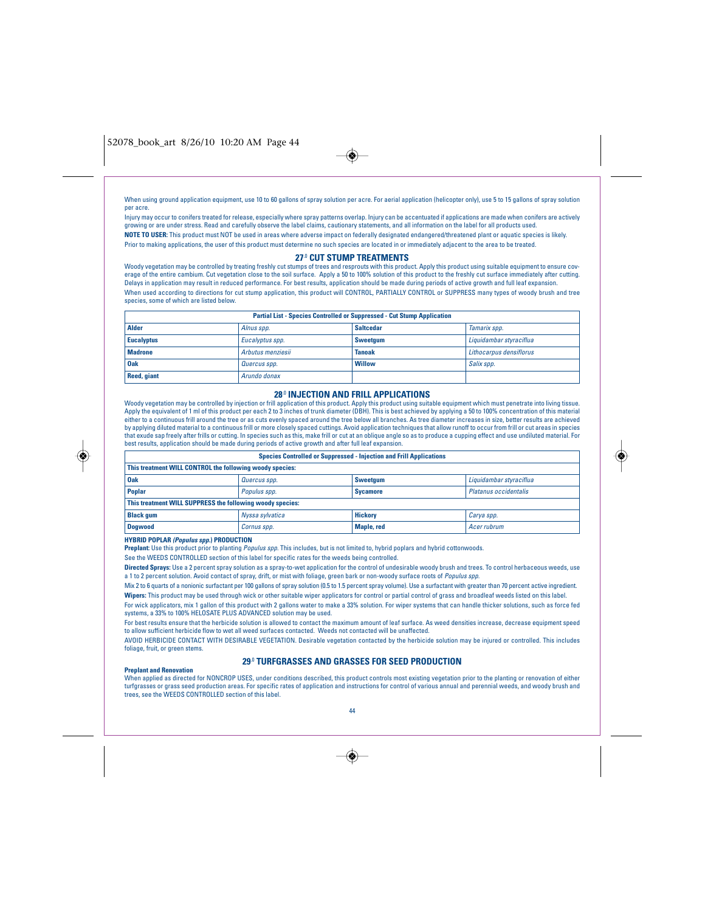When using ground application equipment, use 10 to 60 gallons of spray solution per acre. For aerial application (helicopter only), use 5 to 15 gallons of spray solution per acre.

Injury may occur to conifers treated for release, especially where spray patterns overlap. Injury can be accentuated if applications are made when conifers are actively growing or are under stress. Read and carefully observe the label claims, cautionary statements, and all information on the label for all products used.

**NOTE TO USER:** This product must NOT be used in areas where adverse impact on federally designated endangered/threatened plant or aquatic species is likely. Prior to making applications, the user of this product must determine no such species are located in or immediately adjacent to the area to be treated.

## 27.0 CUT STUMP TREATMENTS

Woody vegetation may be controlled by treating freshly cut stumps of trees and resprouts with this product. Apply this product using suitable equipment to ensure coverage of the entire cambium. Cut vegetation close to the soil surface. Apply a 50 to 100% solution of this product to the freshly cut surface immediately after cutting. Delays in application may result in reduced performance. For best results, application should be made during periods of active growth and full leaf expansion.

When used according to directions for cut stump application, this product will CONTROL, PARTIALLY CONTROL or SUPPRESS many types of woody brush and tree species, some of which are listed below.

| Partial List - Species Controlled or Suppressed - Cut Stump Application | | | |
|---|---|---|---|
| **Alder** | *Alnus spp.* | **Saltcedar** | *Tamarix spp.* |
| **Eucalyptus** | *Eucalyptus spp.* | **Sweetgum** | *Liquidambar styraciflua* |
| **Madrone** | *Arbutus menziesii* | **Tanoak** | *Lithocarpus densiflorus* |
| **Oak** | *Quercus spp.* | **Willow** | *Salix spp.* |
| **Reed, giant** | *Arundo donax* | | |

## 28.0 INJECTION AND FRILL APPLICATIONS

Woody vegetation may be controlled by injection or frill application of this product. Apply this product using suitable equipment which must penetrate into living tissue. Apply the equivalent of 1 ml of this product per each 2 to 3 inches of trunk diameter (DBH). This is best achieved by applying a 50 to 100% concentration of this material either to a continuous frill around the tree or as cuts evenly spaced around the tree below all branches. As tree diameter increases in size, better results are achieved by applying diluted material to a continuous frill or more closely spaced cuttings. Avoid application techniques that allow runoff to occur from frill or cut areas in species that exude sap freely after frills or cutting. In species such as this, make frill or cut at an oblique angle so as to produce a cupping effect and use undiluted material. For best results, application should be made during periods of active growth and after full leaf expansion.

| Species Controlled or Suppressed - Injection and Frill Applications | | | |
|---|---|---|---|
| **This treatment WILL CONTROL the following woody species:** | | | |
| **Oak** | *Quercus spp.* | **Sweetgum** | *Liquidambar styraciflua* |
| **Poplar** | *Populus spp.* | **Sycamore** | *Platanus occidentalis* |
| **This treatment WILL SUPPRESS the following woody species:** | | | |
| **Black gum** | *Nyssa sylvatica* | **Hickory** | *Carya spp.* |
| **Dogwood** | *Cornus spp.* | **Maple, red** | *Acer rubrum* |

**HYBRID POPLAR (*Populus spp.*) PRODUCTION**

**Preplant:** Use this product prior to planting *Populus spp.* This includes, but is not limited to, hybrid poplars and hybrid cottonwoods.

See the WEEDS CONTROLLED section of this label for specific rates for the weeds being controlled.

**Directed Sprays:** Use a 2 percent spray solution as a spray-to-wet application for the control of undesirable woody brush and trees. To control herbaceous weeds, use a 1 to 2 percent solution. Avoid contact of spray, drift, or mist with foliage, green bark or non-woody surface roots of *Populus spp.*

Mix 2 to 6 quarts of a nonionic surfactant per 100 gallons of spray solution (0.5 to 1.5 percent spray volume). Use a surfactant with greater than 70 percent active ingredient.

**Wipers:** This product may be used through wick or other suitable wiper applicators for control or partial control of grass and broadleaf weeds listed on this label.

For wick applicators, mix 1 gallon of this product with 2 gallons water to make a 33% solution. For wiper systems that can handle thicker solutions, such as force fed systems, a 33% to 100% HELOSATE PLUS ADVANCED solution may be used.

For best results ensure that the herbicide solution is allowed to contact the maximum amount of leaf surface. As weed densities increase, decrease equipment speed to allow sufficient herbicide flow to wet all weed surfaces contacted. Weeds not contacted will be unaffected.

AVOID HERBICIDE CONTACT WITH DESIRABLE VEGETATION. Desirable vegetation contacted by the herbicide solution may be injured or controlled. This includes foliage, fruit, or green stems.

## 29.0 TURFGRASSES AND GRASSES FOR SEED PRODUCTION

**Preplant and Renovation**

When applied as directed for NONCROP USES, under conditions described, this product controls most existing vegetation prior to the planting or renovation of either turfgrasses or grass seed production areas. For specific rates of application and instructions for control of various annual and perennial weeds, and woody brush and trees, see the WEEDS CONTROLLED section of this label.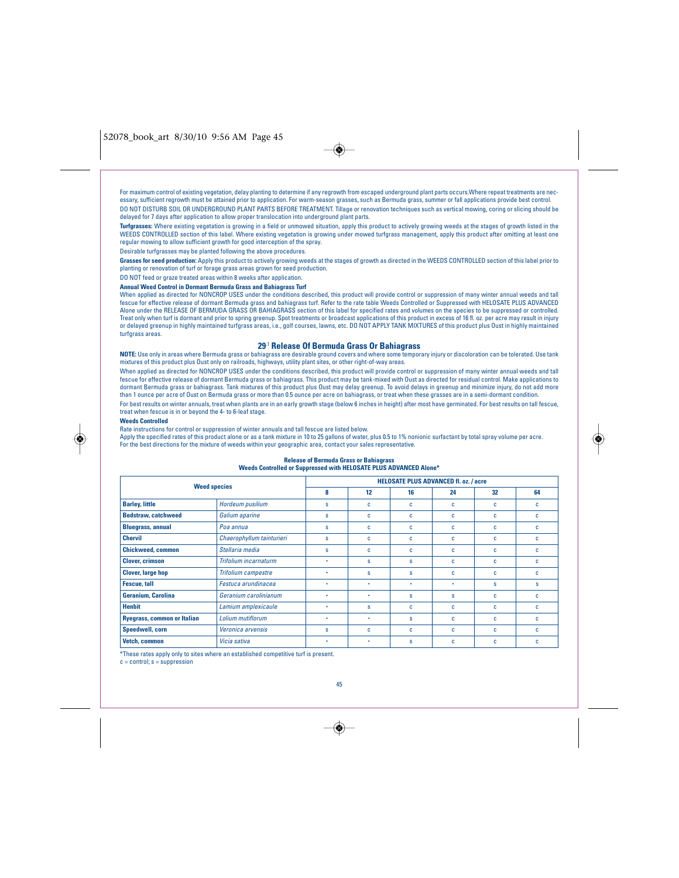For maximum control of existing vegetation, delay planting to determine if any regrowth from escaped underground plant parts occurs.Where repeat treatments are necessary, sufficient regrowth must be attained prior to application. For warm-season grasses, such as Bermuda grass, summer or fall applications provide best control.

DO NOT DISTURB SOIL OR UNDERGROUND PLANT PARTS BEFORE TREATMENT. Tillage or renovation techniques such as vertical mowing, coring or slicing should be delayed for 7 days after application to allow proper translocation into underground plant parts.

**Turfgrasses:** Where existing vegetation is growing in a field or unmowed situation, apply this product to actively growing weeds at the stages of growth listed in the WEEDS CONTROLLED section of this label. Where existing vegetation is growing under mowed turfgrass management, apply this product after omitting at least one regular mowing to allow sufficient growth for good interception of the spray.

Desirable turfgrasses may be planted following the above procedures.

**Grasses for seed production:** Apply this product to actively growing weeds at the stages of growth as directed in the WEEDS CONTROLLED section of this label prior to planting or renovation of turf or forage grass areas grown for seed production.

DO NOT feed or graze treated areas within 8 weeks after application.

**Annual Weed Control in Dormant Bermuda Grass and Bahiagrass Turf**

When applied as directed for NONCROP USES under the conditions described, this product will provide control or suppression of many winter annual weeds and tall fescue for effective release of dormant Bermuda grass and bahiagrass turf. Refer to the rate table Weeds Controlled or Suppressed with HELOSATE PLUS ADVANCED Alone under the RELEASE OF BERMUDA GRASS OR BAHIAGRASS section of this label for specified rates and volumes on the species to be suppressed or controlled. Treat only when turf is dormant and prior to spring greenup. Spot treatments or broadcast applications of this product in excess of 16 fl. oz. per acre may result in injury or delayed greenup in highly maintained turfgrass areas, i.e., golf courses, lawns, etc. DO NOT APPLY TANK MIXTURES of this product plus Oust in highly maintained turfgrass areas.

## 29.1 Release Of Bermuda Grass Or Bahiagrass

**NOTE:** Use only in areas where Bermuda grass or bahiagrass are desirable ground covers and where some temporary injury or discoloration can be tolerated. Use tank mixtures of this product plus Oust only on railroads, highways, utility plant sites, or other right-of-way areas.

When applied as directed for NONCROP USES under the conditions described, this product will provide control or suppression of many winter annual weeds and tall fescue for effective release of dormant Bermuda grass or bahiagrass. This product may be tank-mixed with Oust as directed for residual control. Make applications to dormant Bermuda grass or bahiagrass. Tank mixtures of this product plus Oust may delay greenup. To avoid delays in greenup and minimize injury, do not add more than 1 ounce per acre of Oust on Bermuda grass or more than 0.5 ounce per acre on bahiagrass, or treat when these grasses are in a semi-dormant condition.

For best results on winter annuals, treat when plants are in an early growth stage (below 6 inches in height) after most have germinated. For best results on tall fescue, treat when fescue is in or beyond the 4- to 6-leaf stage.

**Weeds Controlled**

Rate instructions for control or suppression of winter annuals and tall fescue are listed below.

Apply the specified rates of this product alone or as a tank mixture in 10 to 25 gallons of water, plus 0.5 to 1% nonionic surfactant by total spray volume per acre.

For the best directions for the mixture of weeds within your geographic area, contact your sales representative.

**Release of Bermuda Grass or Bahiagrass**
**Weeds Controlled or Suppressed with HELOSATE PLUS ADVANCED Alone***

| Weed species | | HELOSATE PLUS ADVANCED fl. oz. / acre | | | | | |
|---|---|---|---|---|---|---|---|
| | | 8 | 12 | 16 | 24 | 32 | 64 |
| **Barley, little** | *Hordeum pusilium* | s | c | c | c | c | c |
| **Bedstraw, catchweed** | *Galium aparine* | s | c | c | c | c | c |
| **Bluegrass, annual** | *Poa annua* | s | c | c | c | c | c |
| **Chervil** | *Chaerophyllum tainturieri* | s | c | c | c | c | c |
| **Chickweed, common** | *Stellaria media* | s | c | c | c | c | c |
| **Clover, crimson** | *Trifolium incarnaturm* | • | s | s | c | c | c |
| **Clover, large hop** | *Trifolium campestre* | • | s | s | c | c | c |
| **Fescue, tall** | *Festuca arundinacea* | • | • | • | • | s | s |
| **Geranium, Carolina** | *Geranium carolinianum* | • | • | s | s | c | c |
| **Henbit** | *Lamium amplexicaule* | • | s | c | c | c | c |
| **Ryegrass, common or Italian** | *Lolium mutiflorum* | • | • | s | c | c | c |
| **Speedwell, corn** | *Veronica arvensis* | s | c | c | c | c | c |
| **Vetch, common** | *Vicia sativa* | • | • | s | c | c | c |

*These rates apply only to sites where an established competitive turf is present.

c = control; s = suppression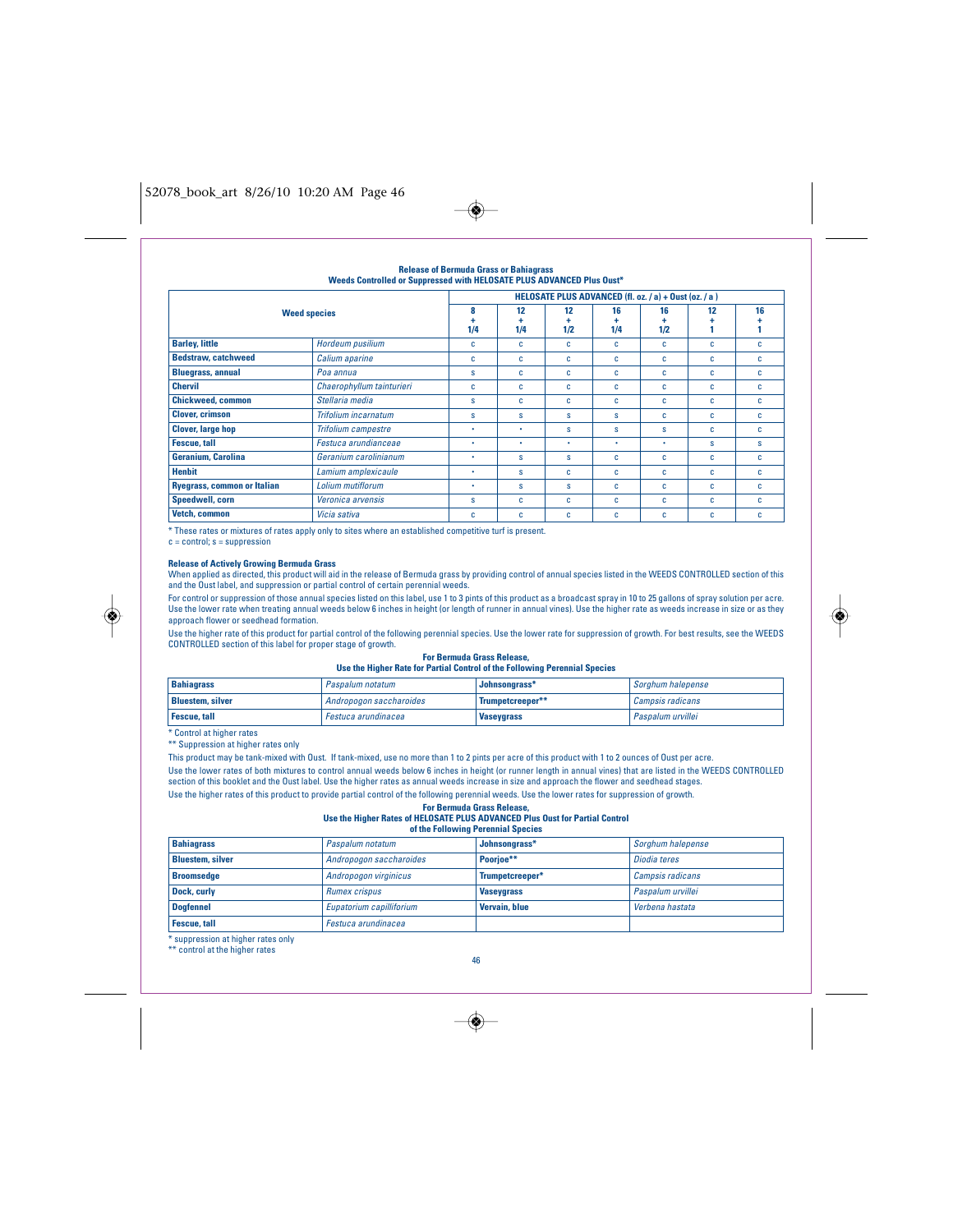**Release of Bermuda Grass or Bahiagrass**
**Weeds Controlled or Suppressed with HELOSATE PLUS ADVANCED Plus Oust***

| Weed species | | HELOSATE PLUS ADVANCED (fl. oz. / a) + Oust (oz. / a ) | | | | | | |
|---|---|---|---|---|---|---|---|---|
| | | 8 + 1/4 | 12 + 1/4 | 12 + 1/2 | 16 + 1/4 | 16 + 1/2 | 12 + 1 | 16 + 1 |
| **Barley, little** | *Hordeum pusilium* | c | c | c | c | c | c | c |
| **Bedstraw, catchweed** | *Calium aparine* | c | c | c | c | c | c | c |
| **Bluegrass, annual** | *Poa annua* | s | c | c | c | c | c | c |
| **Chervil** | *Chaerophyllum tainturieri* | c | c | c | c | c | c | c |
| **Chickweed, common** | *Stellaria media* | s | c | c | c | c | c | c |
| **Clover, crimson** | *Trifolium incarnatum* | s | s | s | s | c | c | c |
| **Clover, large hop** | *Trifolium campestre* | • | • | s | s | s | c | c |
| **Fescue, tall** | *Festuca arundianceae* | • | • | • | • | • | s | s |
| **Geranium, Carolina** | *Geranium carolinianum* | • | s | s | c | c | c | c |
| **Henbit** | *Lamium amplexicaule* | • | s | c | c | c | c | c |
| **Ryegrass, common or Italian** | *Lolium mutiflorum* | • | s | s | c | c | c | c |
| **Speedwell, corn** | *Veronica arvensis* | s | c | c | c | c | c | c |
| **Vetch, common** | *Vicia sativa* | c | c | c | c | c | c | c |

* These rates or mixtures of rates apply only to sites where an established competitive turf is present.
c = control; s = suppression

**Release of Actively Growing Bermuda Grass**

When applied as directed, this product will aid in the release of Bermuda grass by providing control of annual species listed in the WEEDS CONTROLLED section of this and the Oust label, and suppression or partial control of certain perennial weeds.

For control or suppression of those annual species listed on this label, use 1 to 3 pints of this product as a broadcast spray in 10 to 25 gallons of spray solution per acre. Use the lower rate when treating annual weeds below 6 inches in height (or length of runner in annual vines). Use the higher rate as weeds increase in size or as they approach flower or seedhead formation.

Use the higher rate of this product for partial control of the following perennial species. Use the lower rate for suppression of growth. For best results, see the WEEDS CONTROLLED section of this label for proper stage of growth.

**For Bermuda Grass Release,**
**Use the Higher Rate for Partial Control of the Following Perennial Species**

| | | | |
|---|---|---|---|
| **Bahiagrass** | *Paspalum notatum* | **Johnsongrass*** | *Sorghum halepense* |
| **Bluestem, silver** | *Andropogon saccharoides* | **Trumpetcreeper**** | *Campsis radicans* |
| **Fescue, tall** | *Festuca arundinacea* | **Vaseygrass** | *Paspalum urvillei* |

* Control at higher rates
** Suppression at higher rates only

This product may be tank-mixed with Oust. If tank-mixed, use no more than 1 to 2 pints per acre of this product with 1 to 2 ounces of Oust per acre.

Use the lower rates of both mixtures to control annual weeds below 6 inches in height (or runner length in annual vines) that are listed in the WEEDS CONTROLLED section of this booklet and the Oust label. Use the higher rates as annual weeds increase in size and approach the flower and seedhead stages.

Use the higher rates of this product to provide partial control of the following perennial weeds. Use the lower rates for suppression of growth.

**For Bermuda Grass Release,**
**Use the Higher Rates of HELOSATE PLUS ADVANCED Plus Oust for Partial Control of the Following Perennial Species**

| | | | |
|---|---|---|---|
| **Bahiagrass** | *Paspalum notatum* | **Johnsongrass*** | *Sorghum halepense* |
| **Bluestem, silver** | *Andropogon saccharoides* | **Poorjoe**** | *Diodia teres* |
| **Broomsedge** | *Andropogon virginicus* | **Trumpetcreeper*** | *Campsis radicans* |
| **Dock, curly** | *Rumex crispus* | **Vaseygrass** | *Paspalum urvillei* |
| **Dogfennel** | *Eupatorium capilliforium* | **Vervain, blue** | *Verbena hastata* |
| **Fescue, tall** | *Festuca arundinacea* | | |

* suppression at higher rates only
** control at the higher rates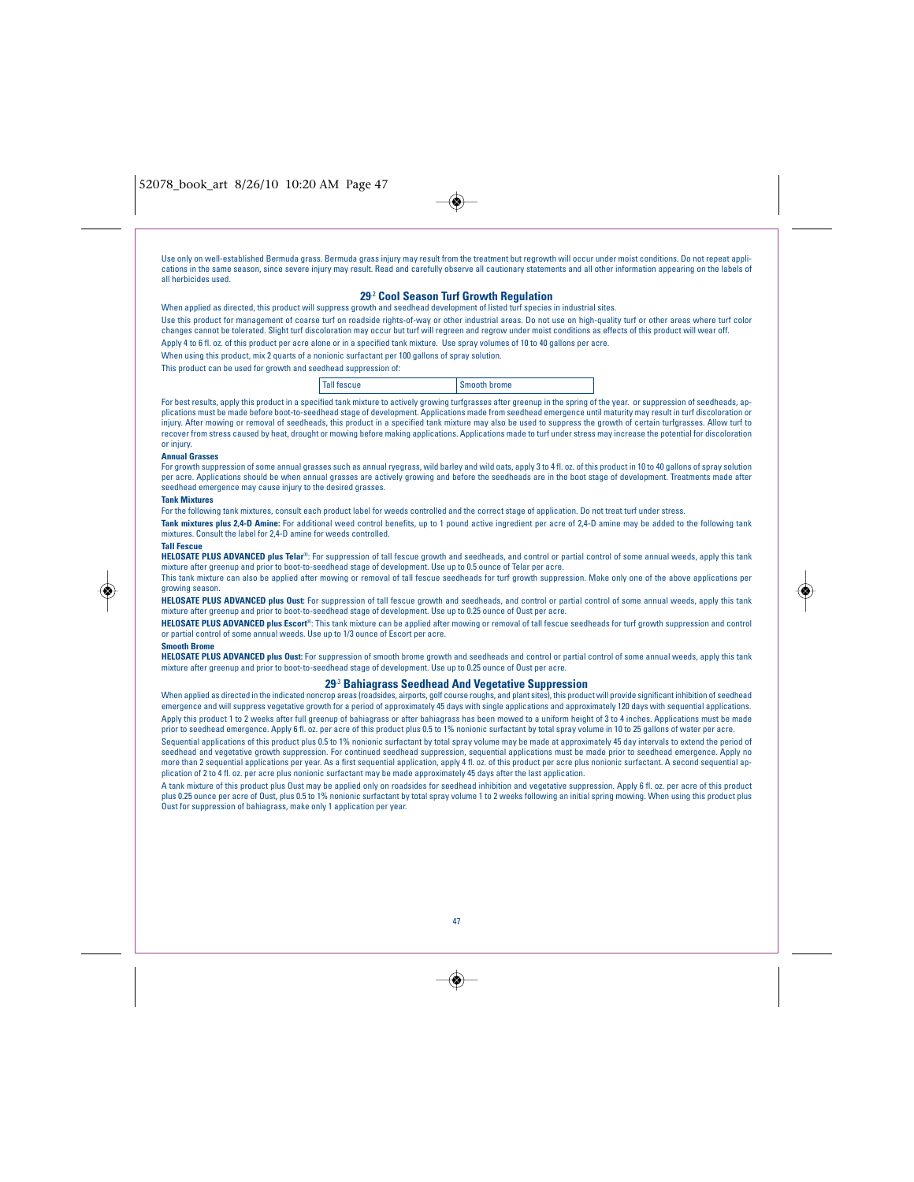Use only on well-established Bermuda grass. Bermuda grass injury may result from the treatment but regrowth will occur under moist conditions. Do not repeat applications in the same season, since severe injury may result. Read and carefully observe all cautionary statements and all other information appearing on the labels of all herbicides used.

## 29.2 Cool Season Turf Growth Regulation

When applied as directed, this product will suppress growth and seedhead development of listed turf species in industrial sites.

Use this product for management of coarse turf on roadside rights-of-way or other industrial areas. Do not use on high-quality turf or other areas where turf color changes cannot be tolerated. Slight turf discoloration may occur but turf will regreen and regrow under moist conditions as effects of this product will wear off.

Apply 4 to 6 fl. oz. of this product per acre alone or in a specified tank mixture. Use spray volumes of 10 to 40 gallons per acre.

When using this product, mix 2 quarts of a nonionic surfactant per 100 gallons of spray solution.

This product can be used for growth and seedhead suppression of:

| Tall fescue | Smooth brome |
|---|---|

For best results, apply this product in a specified tank mixture to actively growing turfgrasses after greenup in the spring of the year. or suppression of seedheads, applications must be made before boot-to-seedhead stage of development. Applications made from seedhead emergence until maturity may result in turf discoloration or injury. After mowing or removal of seedheads, this product in a specified tank mixture may also be used to suppress the growth of certain turfgrasses. Allow turf to recover from stress caused by heat, drought or mowing before making applications. Applications made to turf under stress may increase the potential for discoloration or injury.

**Annual Grasses**

For growth suppression of some annual grasses such as annual ryegrass, wild barley and wild oats, apply 3 to 4 fl. oz. of this product in 10 to 40 gallons of spray solution per acre. Applications should be when annual grasses are actively growing and before the seedheads are in the boot stage of development. Treatments made after seedhead emergence may cause injury to the desired grasses.

**Tank Mixtures**

For the following tank mixtures, consult each product label for weeds controlled and the correct stage of application. Do not treat turf under stress.

**Tank mixtures plus 2,4-D Amine:** For additional weed control benefits, up to 1 pound active ingredient per acre of 2,4-D amine may be added to the following tank mixtures. Consult the label for 2,4-D amine for weeds controlled.

**Tall Fescue**

**HELOSATE PLUS ADVANCED plus Telar®:** For suppression of tall fescue growth and seedheads, and control or partial control of some annual weeds, apply this tank mixture after greenup and prior to boot-to-seedhead stage of development. Use up to 0.5 ounce of Telar per acre.

This tank mixture can also be applied after mowing or removal of tall fescue seedheads for turf growth suppression. Make only one of the above applications per growing season.

**HELOSATE PLUS ADVANCED plus Oust:** For suppression of tall fescue growth and seedheads, and control or partial control of some annual weeds, apply this tank mixture after greenup and prior to boot-to-seedhead stage of development. Use up to 0.25 ounce of Oust per acre.

**HELOSATE PLUS ADVANCED plus Escort®:** This tank mixture can be applied after mowing or removal of tall fescue seedheads for turf growth suppression and control or partial control of some annual weeds. Use up to 1/3 ounce of Escort per acre.

**Smooth Brome**

**HELOSATE PLUS ADVANCED plus Oust:** For suppression of smooth brome growth and seedheads and control or partial control of some annual weeds, apply this tank mixture after greenup and prior to boot-to-seedhead stage of development. Use up to 0.25 ounce of Oust per acre.

## 29.3 Bahiagrass Seedhead And Vegetative Suppression

When applied as directed in the indicated noncrop areas (roadsides, airports, golf course roughs, and plant sites), this product will provide significant inhibition of seedhead emergence and will suppress vegetative growth for a period of approximately 45 days with single applications and approximately 120 days with sequential applications.

Apply this product 1 to 2 weeks after full greenup of bahiagrass or after bahiagrass has been mowed to a uniform height of 3 to 4 inches. Applications must be made prior to seedhead emergence. Apply 6 fl. oz. per acre of this product plus 0.5 to 1% nonionic surfactant by total spray volume in 10 to 25 gallons of water per acre.

Sequential applications of this product plus 0.5 to 1% nonionic surfactant by total spray volume may be made at approximately 45 day intervals to extend the period of seedhead and vegetative growth suppression. For continued seedhead suppression, sequential applications must be made prior to seedhead emergence. Apply no more than 2 sequential applications per year. As a first sequential application, apply 4 fl. oz. of this product per acre plus nonionic surfactant. A second sequential application of 2 to 4 fl. oz. per acre plus nonionic surfactant may be made approximately 45 days after the last application.

A tank mixture of this product plus Oust may be applied only on roadsides for seedhead inhibition and vegetative suppression. Apply 6 fl. oz. per acre of this product plus 0.25 ounce per acre of Oust, plus 0.5 to 1% nonionic surfactant by total spray volume 1 to 2 weeks following an initial spring mowing. When using this product plus Oust for suppression of bahiagrass, make only 1 application per year.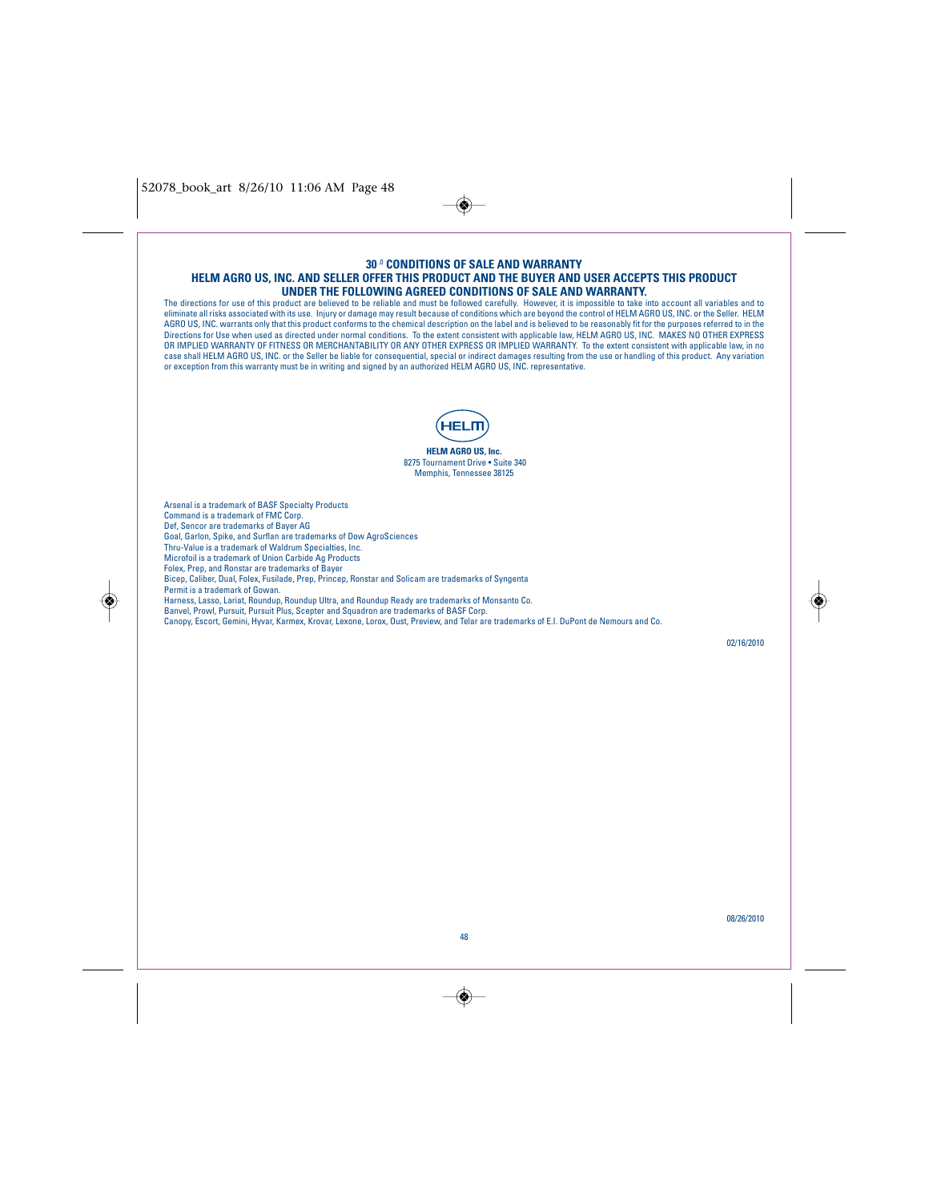## 30.0 CONDITIONS OF SALE AND WARRANTY

**HELM AGRO US, INC. AND SELLER OFFER THIS PRODUCT AND THE BUYER AND USER ACCEPTS THIS PRODUCT UNDER THE FOLLOWING AGREED CONDITIONS OF SALE AND WARRANTY.**

The directions for use of this product are believed to be reliable and must be followed carefully. However, it is impossible to take into account all variables and to eliminate all risks associated with its use. Injury or damage may result because of conditions which are beyond the control of HELM AGRO US, INC. or the Seller. HELM AGRO US, INC. warrants only that this product conforms to the chemical description on the label and is believed to be reasonably fit for the purposes referred to in the Directions for Use when used as directed under normal conditions. To the extent consistent with applicable law, HELM AGRO US, INC. MAKES NO OTHER EXPRESS OR IMPLIED WARRANTY OF FITNESS OR MERCHANTABILITY OR ANY OTHER EXPRESS OR IMPLIED WARRANTY. To the extent consistent with applicable law, in no case shall HELM AGRO US, INC. or the Seller be liable for consequential, special or indirect damages resulting from the use or handling of this product. Any variation or exception from this warranty must be in writing and signed by an authorized HELM AGRO US, INC. representative.

HELM

**HELM AGRO US, Inc.**
8275 Tournament Drive • Suite 340
Memphis, Tennessee 38125

Arsenal is a trademark of BASF Specialty Products
Command is a trademark of FMC Corp.
Def, Sencor are trademarks of Bayer AG
Goal, Garlon, Spike, and Surflan are trademarks of Dow AgroSciences
Thru-Value is a trademark of Waldrum Specialties, Inc.
Microfoil is a trademark of Union Carbide Ag Products
Folex, Prep, and Ronstar are trademarks of Bayer
Bicep, Caliber, Dual, Folex, Fusilade, Prep, Princep, Ronstar and Solicam are trademarks of Syngenta
Permit is a trademark of Gowan.
Harness, Lasso, Lariat, Roundup, Roundup Ultra, and Roundup Ready are trademarks of Monsanto Co.
Banvel, Prowl, Pursuit, Pursuit Plus, Scepter and Squadron are trademarks of BASF Corp.
Canopy, Escort, Gemini, Hyvar, Karmex, Krovar, Lexone, Lorox, Oust, Preview, and Telar are trademarks of E.I. DuPont de Nemours and Co.

02/16/2010

08/26/2010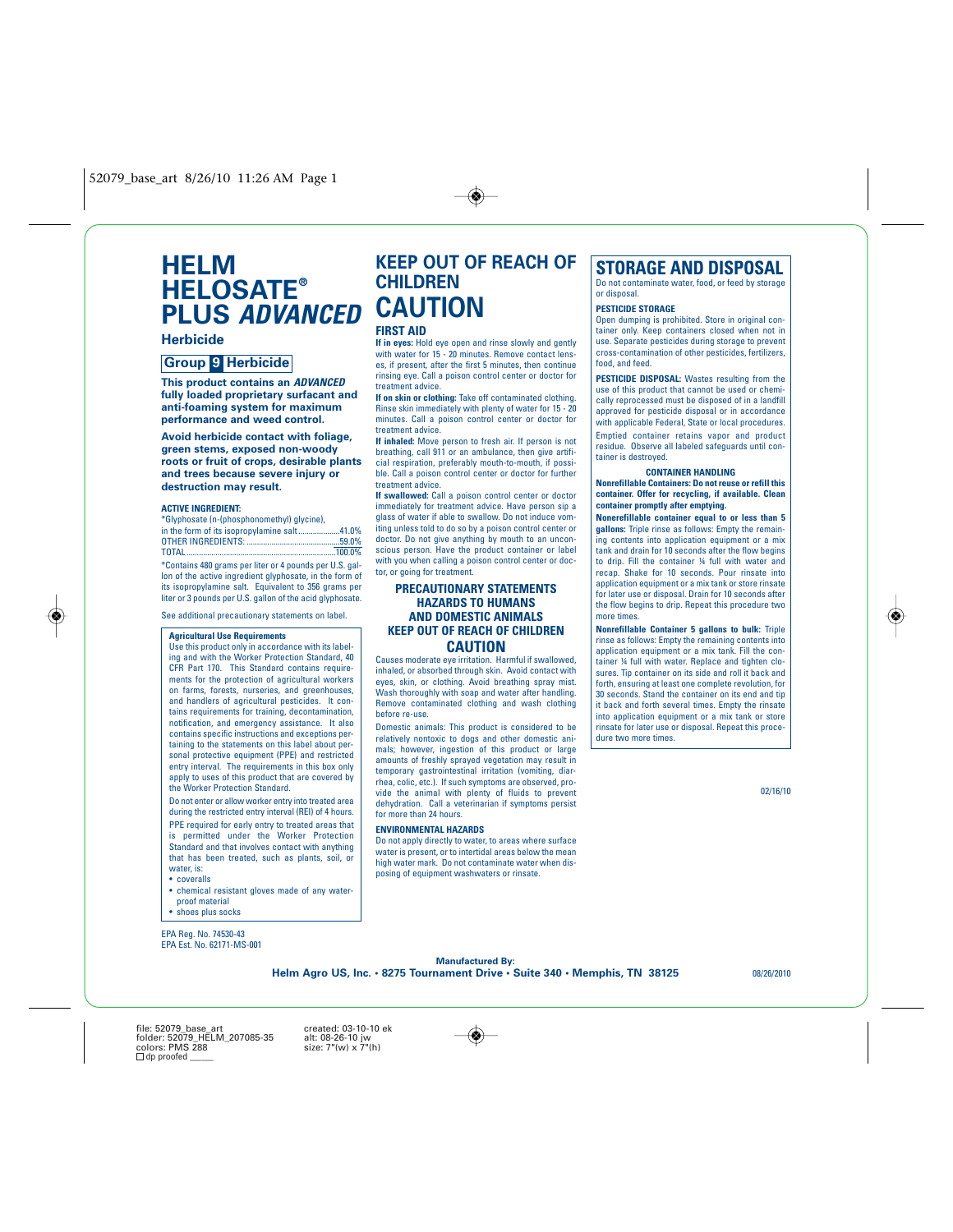# HELM HELOSATE® PLUS *ADVANCED*

## Herbicide

**Group 9 Herbicide**

**This product contains an *ADVANCED* fully loaded proprietary surfactant and anti-foaming system for maximum performance and weed control.**

**Avoid herbicide contact with foliage, green stems, exposed non-woody roots or fruit of crops, desirable plants and trees because severe injury or destruction may result.**

**ACTIVE INGREDIENT:**

| | |
|---|---|
| *Glyphosate (n-(phosphonomethyl) glycine), in the form of its isopropylamine salt | 41.0% |
| OTHER INGREDIENTS: | 59.0% |
| TOTAL | 100.0% |

*Contains 480 grams per liter or 4 pounds per U.S. gallon of the active ingredient glyphosate, in the form of its isopropylamine salt. Equivalent to 356 grams per liter or 3 pounds per U.S. gallon of the acid glyphosate.

See additional precautionary statements on label.

**Agricultural Use Requirements**

Use this product only in accordance with its labeling and with the Worker Protection Standard, 40 CFR Part 170. This Standard contains requirements for the protection of agricultural workers on farms, forests, nurseries, and greenhouses, and handlers of agricultural pesticides. It contains requirements for training, decontamination, notification, and emergency assistance. It also contains specific instructions and exceptions pertaining to the statements on this label about personal protective equipment (PPE) and restricted entry interval. The requirements in this box only apply to uses of this product that are covered by the Worker Protection Standard.

Do not enter or allow worker entry into treated area during the restricted entry interval (REI) of 4 hours.

PPE required for early entry to treated areas that is permitted under the Worker Protection Standard and that involves contact with anything that has been treated, such as plants, soil, or water, is:

- coveralls
- chemical resistant gloves made of any waterproof material
- shoes plus socks

EPA Reg. No. 74530-43
EPA Est. No. 62171-MS-001

## KEEP OUT OF REACH OF CHILDREN
# CAUTION

### FIRST AID

**If in eyes:** Hold eye open and rinse slowly and gently with water for 15 - 20 minutes. Remove contact lenses, if present, after the first 5 minutes, then continue rinsing eye. Call a poison control center or doctor for treatment advice.

**If on skin or clothing:** Take off contaminated clothing. Rinse skin immediately with plenty of water for 15 - 20 minutes. Call a poison control center or doctor for treatment advice.

**If inhaled:** Move person to fresh air. If person is not breathing, call 911 or an ambulance, then give artificial respiration, preferably mouth-to-mouth, if possible. Call a poison control center or doctor for further treatment advice.

**If swallowed:** Call a poison control center or doctor immediately for treatment advice. Have person sip a glass of water if able to swallow. Do not induce vomiting unless told to do so by a poison control center or doctor. Do not give anything by mouth to an unconscious person. Have the product container or label with you when calling a poison control center or doctor, or going for treatment.

### PRECAUTIONARY STATEMENTS HAZARDS TO HUMANS AND DOMESTIC ANIMALS KEEP OUT OF REACH OF CHILDREN CAUTION

Causes moderate eye irritation. Harmful if swallowed, inhaled, or absorbed through skin. Avoid contact with eyes, skin, or clothing. Avoid breathing spray mist. Wash thoroughly with soap and water after handling. Remove contaminated clothing and wash clothing before re-use.

Domestic animals: This product is considered to be relatively nontoxic to dogs and other domestic animals; however, ingestion of this product or large amounts of freshly sprayed vegetation may result in temporary gastrointestinal irritation (vomiting, diarrhea, colic, etc.). If such symptoms are observed, provide the animal with plenty of fluids to prevent dehydration. Call a veterinarian if symptoms persist for more than 24 hours.

**ENVIRONMENTAL HAZARDS**

Do not apply directly to water, to areas where surface water is present, or to intertidal areas below the mean high water mark. Do not contaminate water when disposing of equipment washwaters or rinsate.

## STORAGE AND DISPOSAL

Do not contaminate water, food, or feed by storage or disposal.

**PESTICIDE STORAGE**

Open dumping is prohibited. Store in original container only. Keep containers closed when not in use. Separate pesticides during storage to prevent cross-contamination of other pesticides, fertilizers, food, and feed.

**PESTICIDE DISPOSAL:** Wastes resulting from the use of this product that cannot be used or chemically reprocessed must be disposed of in a landfill approved for pesticide disposal or in accordance with applicable Federal, State or local procedures.

Emptied container retains vapor and product residue. Observe all labeled safeguards until container is destroyed.

**CONTAINER HANDLING**

**Nonrefillable Containers: Do not reuse or refill this container. Offer for recycling, if available. Clean container promptly after emptying.**

**Nonerefillable container equal to or less than 5 gallons:** Triple rinse as follows: Empty the remaining contents into application equipment or a mix tank and drain for 10 seconds after the flow begins to drip. Fill the container ¼ full with water and recap. Shake for 10 seconds. Pour rinsate into application equipment or a mix tank or store rinsate for later use or disposal. Drain for 10 seconds after the flow begins to drip. Repeat this procedure two more times.

**Nonrefillable Container 5 gallons to bulk:** Triple rinse as follows: Empty the remaining contents into application equipment or a mix tank. Fill the container ¼ full with water. Replace and tighten closures. Tip container on its side and roll it back and forth, ensuring at least one complete revolution, for 30 seconds. Stand the container on its end and tip it back and forth several times. Empty the rinsate into application equipment or a mix tank or store rinsate for later use or disposal. Repeat this procedure two more times.

02/16/10

**Manufactured By:**
**Helm Agro US, Inc. • 8275 Tournament Drive • Suite 340 • Memphis, TN 38125**

08/26/2010